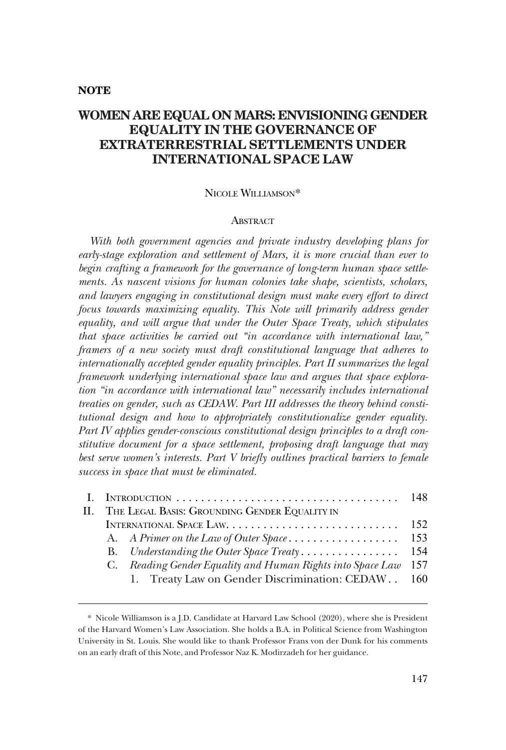**NOTE**

# WOMEN ARE EQUAL ON MARS: ENVISIONING GENDER EQUALITY IN THE GOVERNANCE OF EXTRATERRESTRIAL SETTLEMENTS UNDER INTERNATIONAL SPACE LAW

NICOLE WILLIAMSON*

## ABSTRACT

*With both government agencies and private industry developing plans for early-stage exploration and settlement of Mars, it is more crucial than ever to begin crafting a framework for the governance of long-term human space settlements. As nascent visions for human colonies take shape, scientists, scholars, and lawyers engaging in constitutional design must make every effort to direct focus towards maximizing equality. This Note will primarily address gender equality, and will argue that under the Outer Space Treaty, which stipulates that space activities be carried out "in accordance with international law," framers of a new society must draft constitutional language that adheres to internationally accepted gender equality principles. Part II summarizes the legal framework underlying international space law and argues that space exploration "in accordance with international law" necessarily includes international treaties on gender, such as CEDAW. Part III addresses the theory behind constitutional design and how to appropriately constitutionalize gender equality. Part IV applies gender-conscious constitutional design principles to a draft constitutive document for a space settlement, proposing draft language that may best serve women's interests. Part V briefly outlines practical barriers to female success in space that must be eliminated.*

I. INTRODUCTION . . . . . . . . . . . . . . . . . . . . . . . . . . . . . . . . . . . . 148

II. THE LEGAL BASIS: GROUNDING GENDER EQUALITY IN INTERNATIONAL SPACE LAW. . . . . . . . . . . . . . . . . . . . . . . . . . . 152

   A. *A Primer on the Law of Outer Space* . . . . . . . . . . . . . . . . . . 153

   B. *Understanding the Outer Space Treaty* . . . . . . . . . . . . . . . . 154

   C. *Reading Gender Equality and Human Rights into Space Law* 157

      1. Treaty Law on Gender Discrimination: CEDAW . . 160

---

\* Nicole Williamson is a J.D. Candidate at Harvard Law School (2020), where she is President of the Harvard Women's Law Association. She holds a B.A. in Political Science from Washington University in St. Louis. She would like to thank Professor Frans von der Dunk for his comments on an early draft of this Note, and Professor Naz K. Modirzadeh for her guidance.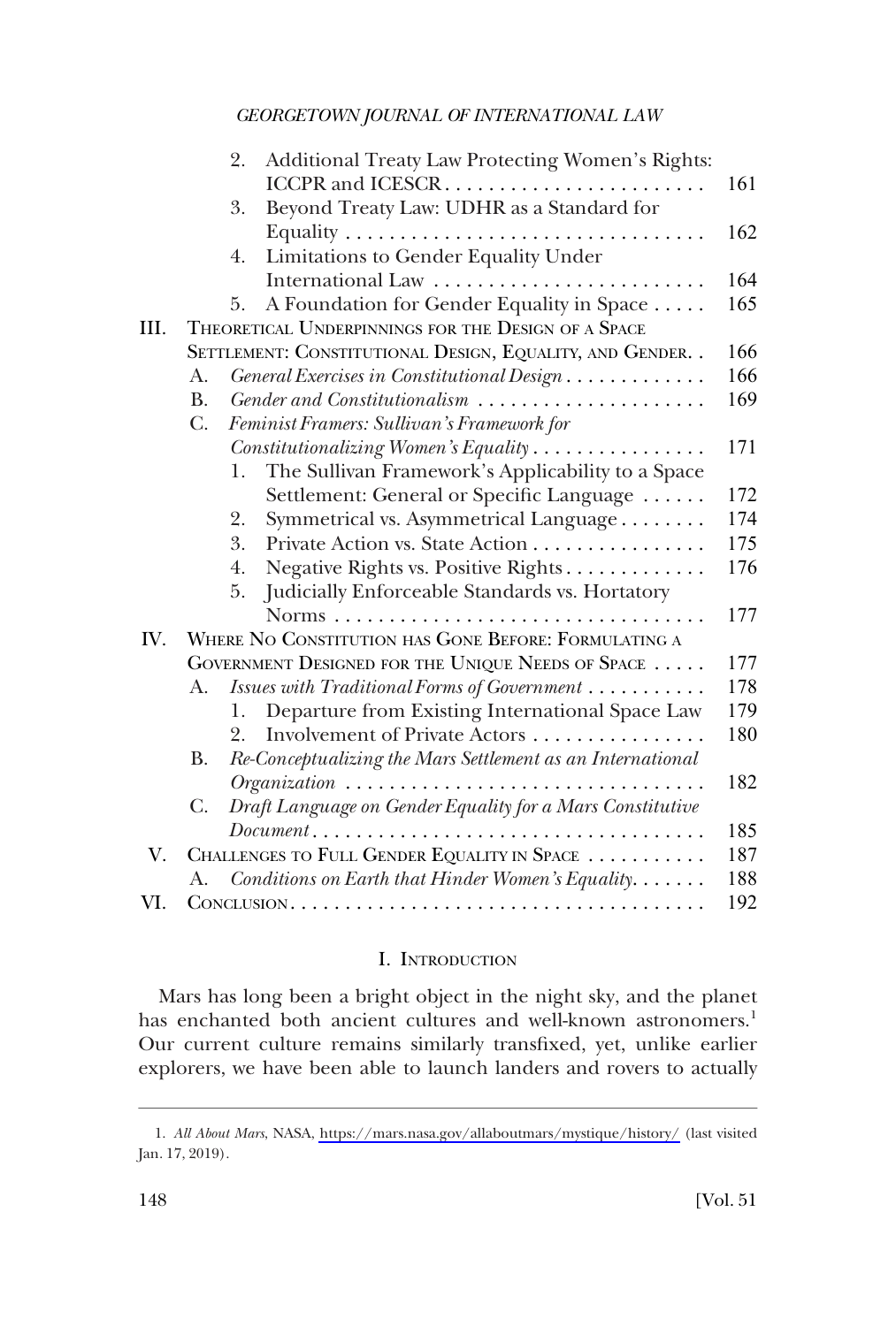2. Additional Treaty Law Protecting Women's Rights: ICCPR and ICESCR . . . . . . . . . . . . . . . . . . . . . . . . 161
3. Beyond Treaty Law: UDHR as a Standard for Equality . . . . . . . . . . . . . . . . . . . . . . . . . . . . . . . . . 162
4. Limitations to Gender Equality Under International Law . . . . . . . . . . . . . . . . . . . . . . . . . 164
5. A Foundation for Gender Equality in Space . . . . . 165

III. THEORETICAL UNDERPINNINGS FOR THE DESIGN OF A SPACE SETTLEMENT: CONSTITUTIONAL DESIGN, EQUALITY, AND GENDER. . 166

A. *General Exercises in Constitutional Design* . . . . . . . . . . . . . 166
B. *Gender and Constitutionalism* . . . . . . . . . . . . . . . . . . . . . 169
C. *Feminist Framers: Sullivan's Framework for Constitutionalizing Women's Equality* . . . . . . . . . . . . . . . . 171
1. The Sullivan Framework's Applicability to a Space Settlement: General or Specific Language . . . . . . 172
2. Symmetrical vs. Asymmetrical Language . . . . . . . . 174
3. Private Action vs. State Action . . . . . . . . . . . . . . . . 175
4. Negative Rights vs. Positive Rights . . . . . . . . . . . . . 176
5. Judicially Enforceable Standards vs. Hortatory Norms . . . . . . . . . . . . . . . . . . . . . . . . . . . . . . . . . . 177

IV. WHERE NO CONSTITUTION HAS GONE BEFORE: FORMULATING A GOVERNMENT DESIGNED FOR THE UNIQUE NEEDS OF SPACE . . . . . 177

A. *Issues with Traditional Forms of Government* . . . . . . . . . . . 178
1. Departure from Existing International Space Law 179
2. Involvement of Private Actors . . . . . . . . . . . . . . . . 180
B. *Re-Conceptualizing the Mars Settlement as an International Organization* . . . . . . . . . . . . . . . . . . . . . . . . . . . . . . . . . 182
C. *Draft Language on Gender Equality for a Mars Constitutive Document* . . . . . . . . . . . . . . . . . . . . . . . . . . . . . . . . . . . . 185

V. CHALLENGES TO FULL GENDER EQUALITY IN SPACE . . . . . . . . . . . 187

A. *Conditions on Earth that Hinder Women's Equality*. . . . . . . 188

VI. CONCLUSION. . . . . . . . . . . . . . . . . . . . . . . . . . . . . . . . . . . . . . . 192

## I. INTRODUCTION

Mars has long been a bright object in the night sky, and the planet has enchanted both ancient cultures and well-known astronomers.[1] Our current culture remains similarly transfixed, yet, unlike earlier explorers, we have been able to launch landers and rovers to actually

1. *All About Mars*, NASA, https://mars.nasa.gov/allaboutmars/mystique/history/ (last visited Jan. 17, 2019).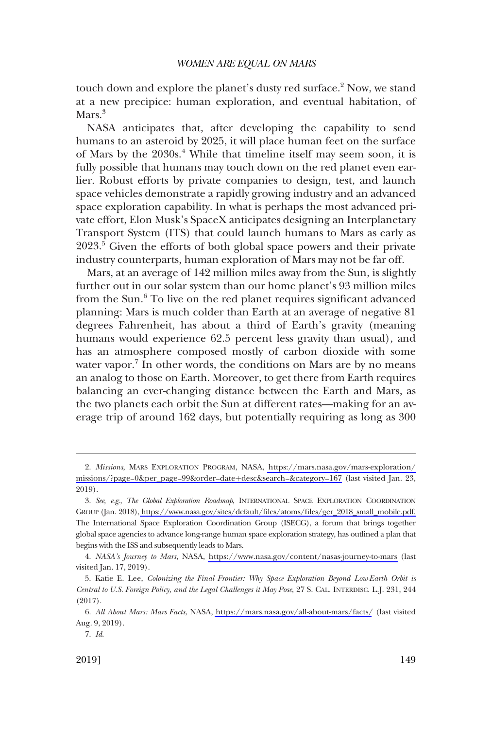touch down and explore the planet's dusty red surface.[2] Now, we stand at a new precipice: human exploration, and eventual habitation, of Mars.[3]

NASA anticipates that, after developing the capability to send humans to an asteroid by 2025, it will place human feet on the surface of Mars by the 2030s.[4] While that timeline itself may seem soon, it is fully possible that humans may touch down on the red planet even earlier. Robust efforts by private companies to design, test, and launch space vehicles demonstrate a rapidly growing industry and an advanced space exploration capability. In what is perhaps the most advanced private effort, Elon Musk's SpaceX anticipates designing an Interplanetary Transport System (ITS) that could launch humans to Mars as early as 2023.[5] Given the efforts of both global space powers and their private industry counterparts, human exploration of Mars may not be far off.

Mars, at an average of 142 million miles away from the Sun, is slightly further out in our solar system than our home planet's 93 million miles from the Sun.[6] To live on the red planet requires significant advanced planning: Mars is much colder than Earth at an average of negative 81 degrees Fahrenheit, has about a third of Earth's gravity (meaning humans would experience 62.5 percent less gravity than usual), and has an atmosphere composed mostly of carbon dioxide with some water vapor.[7] In other words, the conditions on Mars are by no means an analog to those on Earth. Moreover, to get there from Earth requires balancing an ever-changing distance between the Earth and Mars, as the two planets each orbit the Sun at different rates—making for an average trip of around 162 days, but potentially requiring as long as 300

---

2. *Missions*, MARS EXPLORATION PROGRAM, NASA, https://mars.nasa.gov/mars-exploration/missions/?page=0&per_page=99&order=date+desc&search=&category=167 (last visited Jan. 23, 2019).

3. *See, e.g.*, *The Global Exploration Roadmap*, INTERNATIONAL SPACE EXPLORATION COORDINATION GROUP (Jan. 2018), https://www.nasa.gov/sites/default/files/atoms/files/ger_2018_small_mobile.pdf. The International Space Exploration Coordination Group (ISECG), a forum that brings together global space agencies to advance long-range human space exploration strategy, has outlined a plan that begins with the ISS and subsequently leads to Mars.

4. *NASA's Journey to Mars*, NASA, https://www.nasa.gov/content/nasas-journey-to-mars (last visited Jan. 17, 2019).

5. Katie E. Lee, *Colonizing the Final Frontier: Why Space Exploration Beyond Low-Earth Orbit is Central to U.S. Foreign Policy, and the Legal Challenges it May Pose*, 27 S. CAL. INTERDISC. L.J. 231, 244 (2017).

6. *All About Mars: Mars Facts*, NASA, https://mars.nasa.gov/all-about-mars/facts/ (last visited Aug. 9, 2019).

7. *Id.*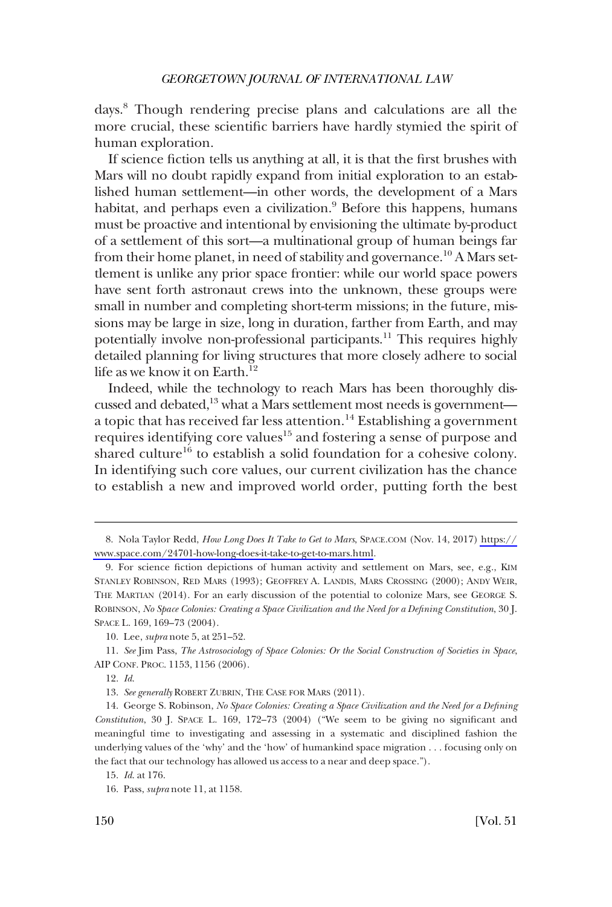days.[8] Though rendering precise plans and calculations are all the more crucial, these scientific barriers have hardly stymied the spirit of human exploration.

If science fiction tells us anything at all, it is that the first brushes with Mars will no doubt rapidly expand from initial exploration to an established human settlement—in other words, the development of a Mars habitat, and perhaps even a civilization.[9] Before this happens, humans must be proactive and intentional by envisioning the ultimate by-product of a settlement of this sort—a multinational group of human beings far from their home planet, in need of stability and governance.[10] A Mars settlement is unlike any prior space frontier: while our world space powers have sent forth astronaut crews into the unknown, these groups were small in number and completing short-term missions; in the future, missions may be large in size, long in duration, farther from Earth, and may potentially involve non-professional participants.[11] This requires highly detailed planning for living structures that more closely adhere to social life as we know it on Earth.[12]

Indeed, while the technology to reach Mars has been thoroughly discussed and debated,[13] what a Mars settlement most needs is government—a topic that has received far less attention.[14] Establishing a government requires identifying core values[15] and fostering a sense of purpose and shared culture[16] to establish a solid foundation for a cohesive colony. In identifying such core values, our current civilization has the chance to establish a new and improved world order, putting forth the best

---

8. Nola Taylor Redd, *How Long Does It Take to Get to Mars*, SPACE.COM (Nov. 14, 2017) https://www.space.com/24701-how-long-does-it-take-to-get-to-mars.html.

9. For science fiction depictions of human activity and settlement on Mars, see, e.g., KIM STANLEY ROBINSON, RED MARS (1993); GEOFFREY A. LANDIS, MARS CROSSING (2000); ANDY WEIR, THE MARTIAN (2014). For an early discussion of the potential to colonize Mars, see GEORGE S. ROBINSON, *No Space Colonies: Creating a Space Civilization and the Need for a Defining Constitution*, 30 J. SPACE L. 169, 169–73 (2004).

10. Lee, *supra* note 5, at 251–52.

11. *See* Jim Pass, *The Astrosociology of Space Colonies: Or the Social Construction of Societies in Space*, AIP CONF. PROC. 1153, 1156 (2006).

12. *Id.*

13. *See generally* ROBERT ZUBRIN, THE CASE FOR MARS (2011).

14. George S. Robinson, *No Space Colonies: Creating a Space Civilization and the Need for a Defining Constitution*, 30 J. SPACE L. 169, 172–73 (2004) ("We seem to be giving no significant and meaningful time to investigating and assessing in a systematic and disciplined fashion the underlying values of the 'why' and the 'how' of humankind space migration . . . focusing only on the fact that our technology has allowed us access to a near and deep space.").

15. *Id.* at 176.

16. Pass, *supra* note 11, at 1158.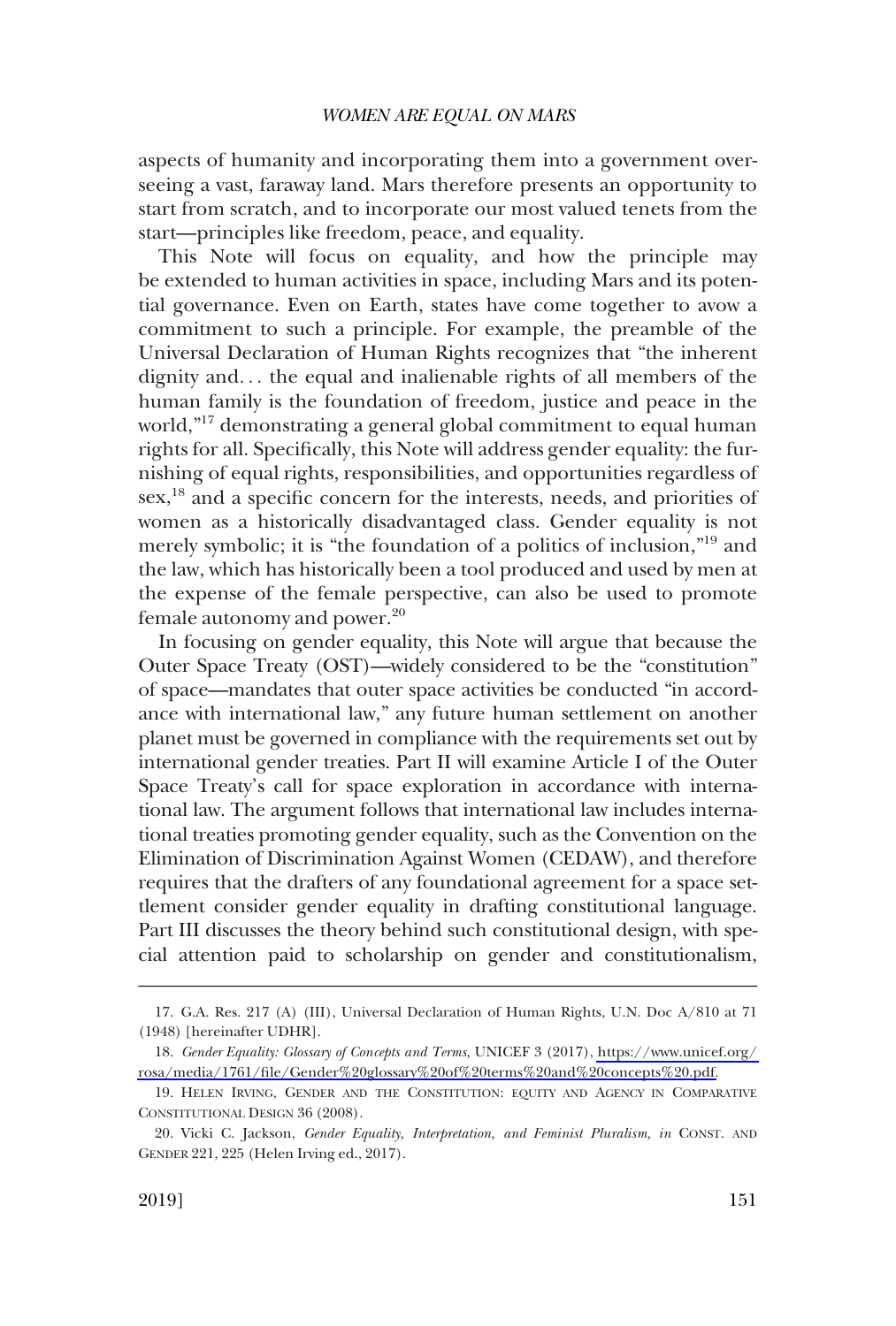aspects of humanity and incorporating them into a government overseeing a vast, faraway land. Mars therefore presents an opportunity to start from scratch, and to incorporate our most valued tenets from the start—principles like freedom, peace, and equality.

This Note will focus on equality, and how the principle may be extended to human activities in space, including Mars and its potential governance. Even on Earth, states have come together to avow a commitment to such a principle. For example, the preamble of the Universal Declaration of Human Rights recognizes that "the inherent dignity and. . . the equal and inalienable rights of all members of the human family is the foundation of freedom, justice and peace in the world,"[17] demonstrating a general global commitment to equal human rights for all. Specifically, this Note will address gender equality: the furnishing of equal rights, responsibilities, and opportunities regardless of sex,[18] and a specific concern for the interests, needs, and priorities of women as a historically disadvantaged class. Gender equality is not merely symbolic; it is "the foundation of a politics of inclusion,"[19] and the law, which has historically been a tool produced and used by men at the expense of the female perspective, can also be used to promote female autonomy and power.[20]

In focusing on gender equality, this Note will argue that because the Outer Space Treaty (OST)—widely considered to be the "constitution" of space—mandates that outer space activities be conducted "in accordance with international law," any future human settlement on another planet must be governed in compliance with the requirements set out by international gender treaties. Part II will examine Article I of the Outer Space Treaty's call for space exploration in accordance with international law. The argument follows that international law includes international treaties promoting gender equality, such as the Convention on the Elimination of Discrimination Against Women (CEDAW), and therefore requires that the drafters of any foundational agreement for a space settlement consider gender equality in drafting constitutional language. Part III discusses the theory behind such constitutional design, with special attention paid to scholarship on gender and constitutionalism,

---

17. G.A. Res. 217 (A) (III), Universal Declaration of Human Rights, U.N. Doc A/810 at 71 (1948) [hereinafter UDHR].

18. *Gender Equality: Glossary of Concepts and Terms*, UNICEF 3 (2017), https://www.unicef.org/rosa/media/1761/file/Gender%20glossary%20of%20terms%20and%20concepts%20.pdf.

19. HELEN IRVING, GENDER AND THE CONSTITUTION: EQUITY AND AGENCY IN COMPARATIVE CONSTITUTIONAL DESIGN 36 (2008).

20. Vicki C. Jackson, *Gender Equality, Interpretation, and Feminist Pluralism, in* CONST. AND GENDER 221, 225 (Helen Irving ed., 2017).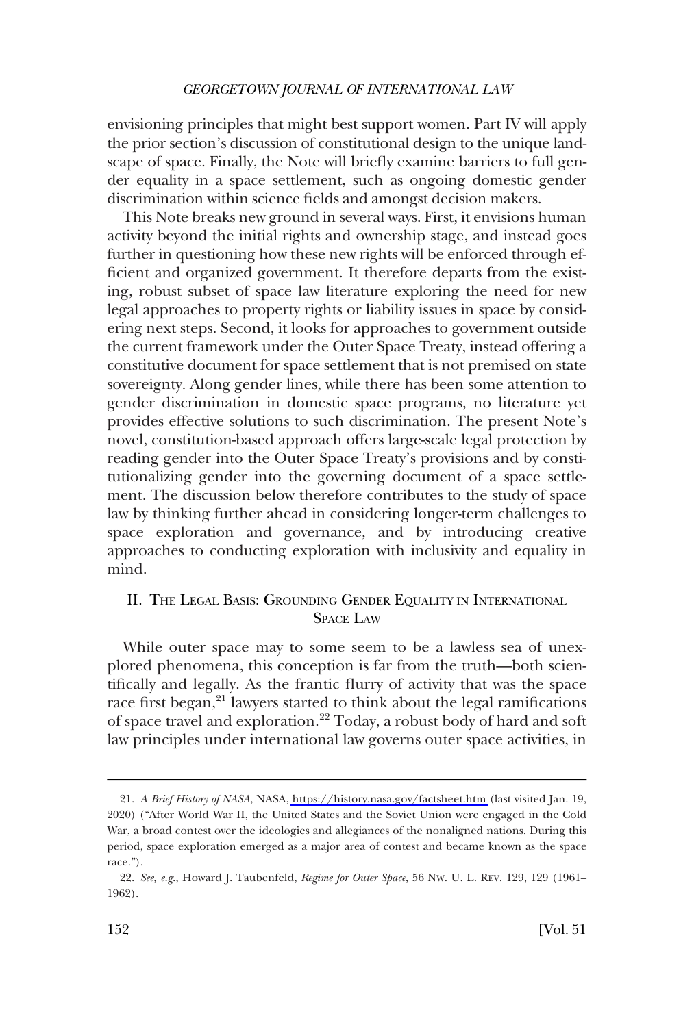envisioning principles that might best support women. Part IV will apply the prior section's discussion of constitutional design to the unique landscape of space. Finally, the Note will briefly examine barriers to full gender equality in a space settlement, such as ongoing domestic gender discrimination within science fields and amongst decision makers.

This Note breaks new ground in several ways. First, it envisions human activity beyond the initial rights and ownership stage, and instead goes further in questioning how these new rights will be enforced through efficient and organized government. It therefore departs from the existing, robust subset of space law literature exploring the need for new legal approaches to property rights or liability issues in space by considering next steps. Second, it looks for approaches to government outside the current framework under the Outer Space Treaty, instead offering a constitutive document for space settlement that is not premised on state sovereignty. Along gender lines, while there has been some attention to gender discrimination in domestic space programs, no literature yet provides effective solutions to such discrimination. The present Note's novel, constitution-based approach offers large-scale legal protection by reading gender into the Outer Space Treaty's provisions and by constitutionalizing gender into the governing document of a space settlement. The discussion below therefore contributes to the study of space law by thinking further ahead in considering longer-term challenges to space exploration and governance, and by introducing creative approaches to conducting exploration with inclusivity and equality in mind.

## II. The Legal Basis: Grounding Gender Equality in International Space Law

While outer space may to some seem to be a lawless sea of unexplored phenomena, this conception is far from the truth—both scientifically and legally. As the frantic flurry of activity that was the space race first began,[21] lawyers started to think about the legal ramifications of space travel and exploration.[22] Today, a robust body of hard and soft law principles under international law governs outer space activities, in

21. *A Brief History of NASA*, NASA, https://history.nasa.gov/factsheet.htm (last visited Jan. 19, 2020) ("After World War II, the United States and the Soviet Union were engaged in the Cold War, a broad contest over the ideologies and allegiances of the nonaligned nations. During this period, space exploration emerged as a major area of contest and became known as the space race.").

22. *See, e.g.*, Howard J. Taubenfeld, *Regime for Outer Space*, 56 NW. U. L. REV. 129, 129 (1961–1962).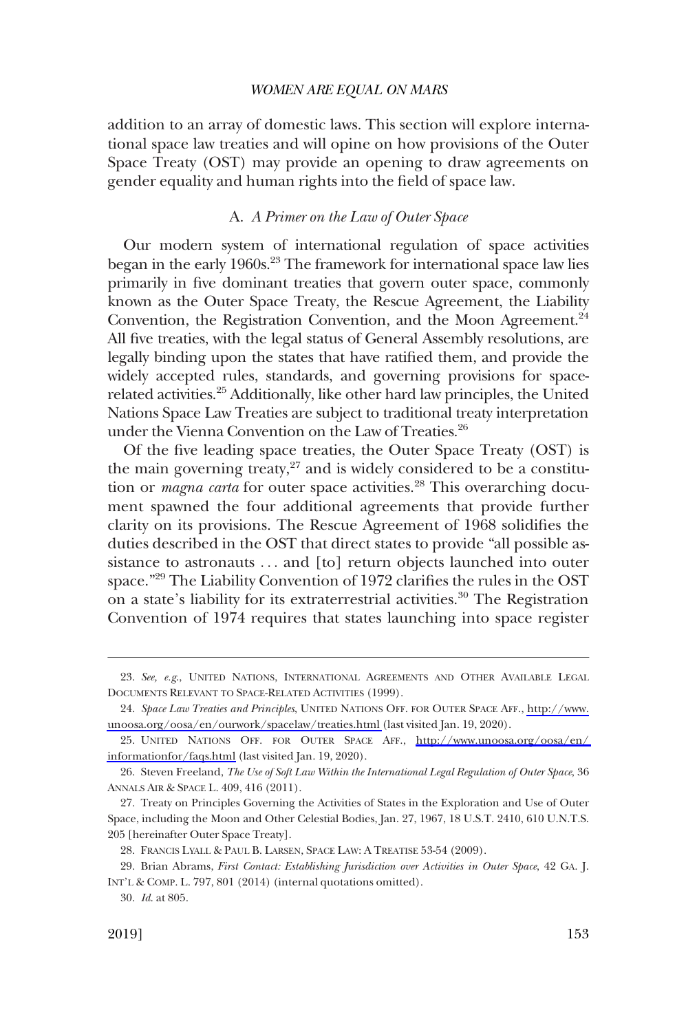addition to an array of domestic laws. This section will explore international space law treaties and will opine on how provisions of the Outer Space Treaty (OST) may provide an opening to draw agreements on gender equality and human rights into the field of space law.

### A. *A Primer on the Law of Outer Space*

Our modern system of international regulation of space activities began in the early 1960s.[23] The framework for international space law lies primarily in five dominant treaties that govern outer space, commonly known as the Outer Space Treaty, the Rescue Agreement, the Liability Convention, the Registration Convention, and the Moon Agreement.[24] All five treaties, with the legal status of General Assembly resolutions, are legally binding upon the states that have ratified them, and provide the widely accepted rules, standards, and governing provisions for space-related activities.[25] Additionally, like other hard law principles, the United Nations Space Law Treaties are subject to traditional treaty interpretation under the Vienna Convention on the Law of Treaties.[26]

Of the five leading space treaties, the Outer Space Treaty (OST) is the main governing treaty,[27] and is widely considered to be a constitution or *magna carta* for outer space activities.[28] This overarching document spawned the four additional agreements that provide further clarity on its provisions. The Rescue Agreement of 1968 solidifies the duties described in the OST that direct states to provide "all possible assistance to astronauts . . . and [to] return objects launched into outer space."[29] The Liability Convention of 1972 clarifies the rules in the OST on a state's liability for its extraterrestrial activities.[30] The Registration Convention of 1974 requires that states launching into space register

---

23. *See, e.g.*, UNITED NATIONS, INTERNATIONAL AGREEMENTS AND OTHER AVAILABLE LEGAL DOCUMENTS RELEVANT TO SPACE-RELATED ACTIVITIES (1999).

24. *Space Law Treaties and Principles*, UNITED NATIONS OFF. FOR OUTER SPACE AFF., http://www.unoosa.org/oosa/en/ourwork/spacelaw/treaties.html (last visited Jan. 19, 2020).

25. UNITED NATIONS OFF. FOR OUTER SPACE AFF., http://www.unoosa.org/oosa/en/informationfor/faqs.html (last visited Jan. 19, 2020).

26. Steven Freeland, *The Use of Soft Law Within the International Legal Regulation of Outer Space*, 36 ANNALS AIR & SPACE L. 409, 416 (2011).

27. Treaty on Principles Governing the Activities of States in the Exploration and Use of Outer Space, including the Moon and Other Celestial Bodies, Jan. 27, 1967, 18 U.S.T. 2410, 610 U.N.T.S. 205 [hereinafter Outer Space Treaty].

28. FRANCIS LYALL & PAUL B. LARSEN, SPACE LAW: A TREATISE 53-54 (2009).

29. Brian Abrams, *First Contact: Establishing Jurisdiction over Activities in Outer Space*, 42 GA. J. INT'L & COMP. L. 797, 801 (2014) (internal quotations omitted).

30. *Id.* at 805.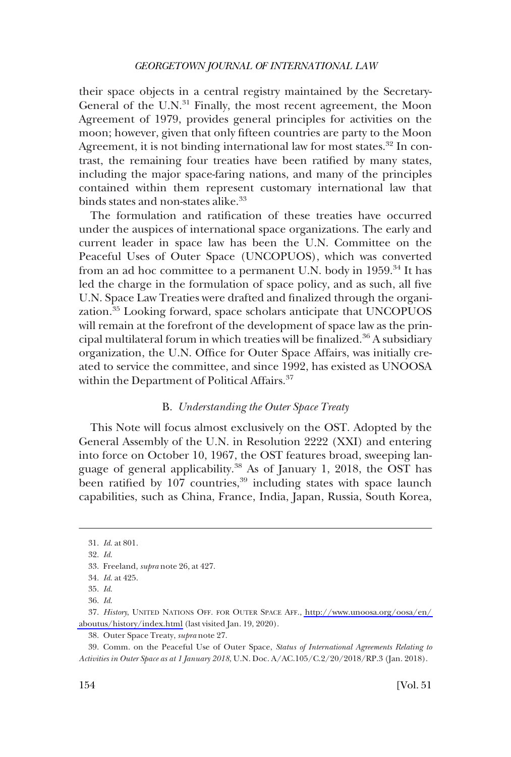their space objects in a central registry maintained by the Secretary-General of the U.N.[31] Finally, the most recent agreement, the Moon Agreement of 1979, provides general principles for activities on the moon; however, given that only fifteen countries are party to the Moon Agreement, it is not binding international law for most states.[32] In contrast, the remaining four treaties have been ratified by many states, including the major space-faring nations, and many of the principles contained within them represent customary international law that binds states and non-states alike.[33]

The formulation and ratification of these treaties have occurred under the auspices of international space organizations. The early and current leader in space law has been the U.N. Committee on the Peaceful Uses of Outer Space (UNCOPUOS), which was converted from an ad hoc committee to a permanent U.N. body in 1959.[34] It has led the charge in the formulation of space policy, and as such, all five U.N. Space Law Treaties were drafted and finalized through the organization.[35] Looking forward, space scholars anticipate that UNCOPUOS will remain at the forefront of the development of space law as the principal multilateral forum in which treaties will be finalized.[36] A subsidiary organization, the U.N. Office for Outer Space Affairs, was initially created to service the committee, and since 1992, has existed as UNOOSA within the Department of Political Affairs.[37]

### B. *Understanding the Outer Space Treaty*

This Note will focus almost exclusively on the OST. Adopted by the General Assembly of the U.N. in Resolution 2222 (XXI) and entering into force on October 10, 1967, the OST features broad, sweeping language of general applicability.[38] As of January 1, 2018, the OST has been ratified by 107 countries,[39] including states with space launch capabilities, such as China, France, India, Japan, Russia, South Korea,

---

31. *Id.* at 801.

32. *Id.*

33. Freeland, *supra* note 26, at 427.

34. *Id.* at 425.

35. *Id.*

36. *Id.*

37. *History*, UNITED NATIONS OFF. FOR OUTER SPACE AFF., http://www.unoosa.org/oosa/en/aboutus/history/index.html (last visited Jan. 19, 2020).

38. Outer Space Treaty, *supra* note 27.

39. Comm. on the Peaceful Use of Outer Space, *Status of International Agreements Relating to Activities in Outer Space as at 1 January 2018*, U.N. Doc. A/AC.105/C.2/20/2018/RP.3 (Jan. 2018).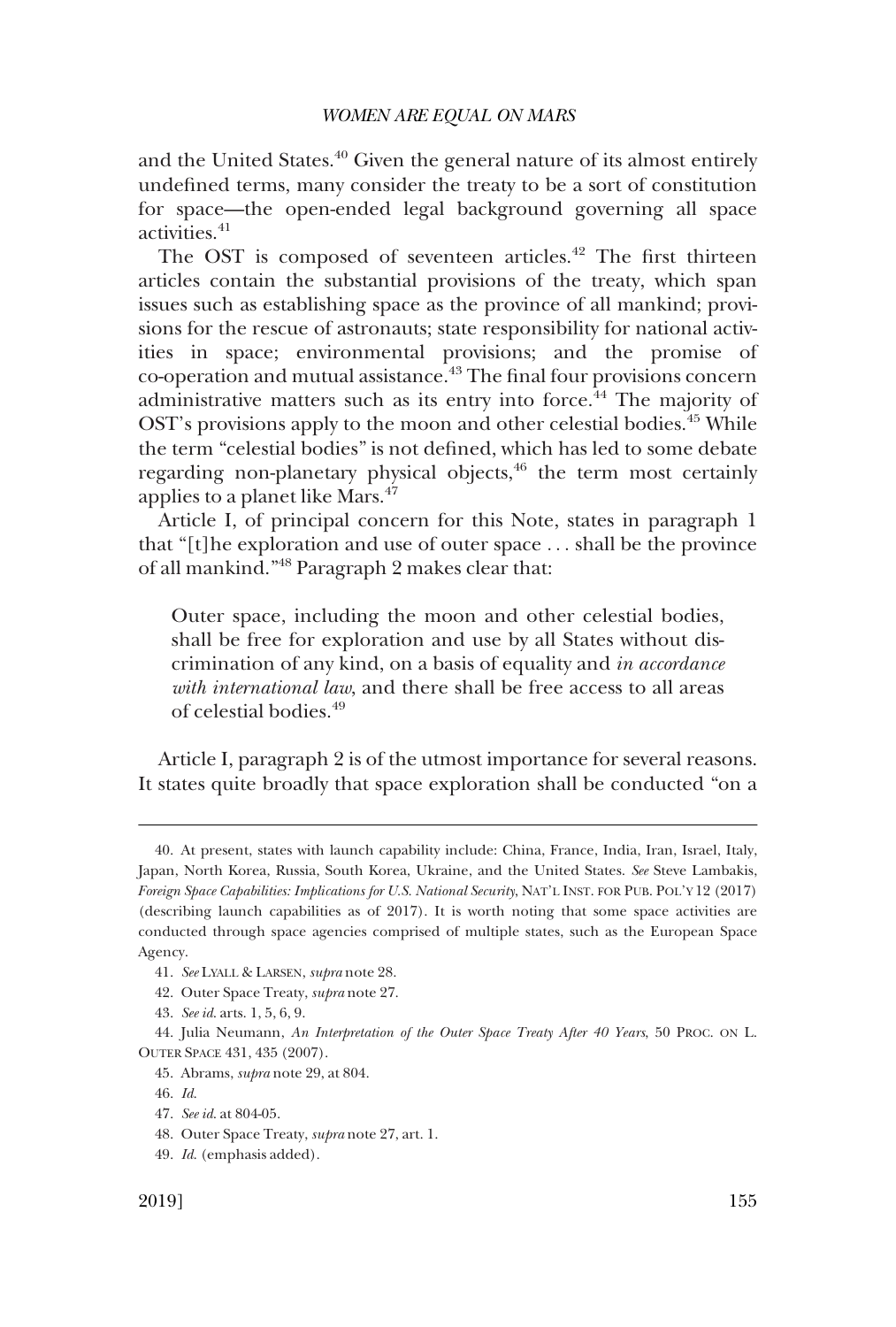and the United States.[40] Given the general nature of its almost entirely undefined terms, many consider the treaty to be a sort of constitution for space—the open-ended legal background governing all space activities.[41]

The OST is composed of seventeen articles.[42] The first thirteen articles contain the substantial provisions of the treaty, which span issues such as establishing space as the province of all mankind; provisions for the rescue of astronauts; state responsibility for national activities in space; environmental provisions; and the promise of co-operation and mutual assistance.[43] The final four provisions concern administrative matters such as its entry into force.[44] The majority of OST's provisions apply to the moon and other celestial bodies.[45] While the term "celestial bodies" is not defined, which has led to some debate regarding non-planetary physical objects,[46] the term most certainly applies to a planet like Mars.[47]

Article I, of principal concern for this Note, states in paragraph 1 that "[t]he exploration and use of outer space . . . shall be the province of all mankind."[48] Paragraph 2 makes clear that:

> Outer space, including the moon and other celestial bodies, shall be free for exploration and use by all States without discrimination of any kind, on a basis of equality and *in accordance with international law*, and there shall be free access to all areas of celestial bodies.[49]

Article I, paragraph 2 is of the utmost importance for several reasons. It states quite broadly that space exploration shall be conducted "on a

---

40. At present, states with launch capability include: China, France, India, Iran, Israel, Italy, Japan, North Korea, Russia, South Korea, Ukraine, and the United States. *See* Steve Lambakis, *Foreign Space Capabilities: Implications for U.S. National Security*, NAT'L INST. FOR PUB. POL'Y 12 (2017) (describing launch capabilities as of 2017). It is worth noting that some space activities are conducted through space agencies comprised of multiple states, such as the European Space Agency.

41. *See* LYALL & LARSEN, *supra* note 28.

42. Outer Space Treaty, *supra* note 27.

43. *See id.* arts. 1, 5, 6, 9.

44. Julia Neumann, *An Interpretation of the Outer Space Treaty After 40 Years*, 50 PROC. ON L. OUTER SPACE 431, 435 (2007).

45. Abrams, *supra* note 29, at 804.

46. *Id.*

47. *See id.* at 804-05.

48. Outer Space Treaty, *supra* note 27, art. 1.

49. *Id.* (emphasis added).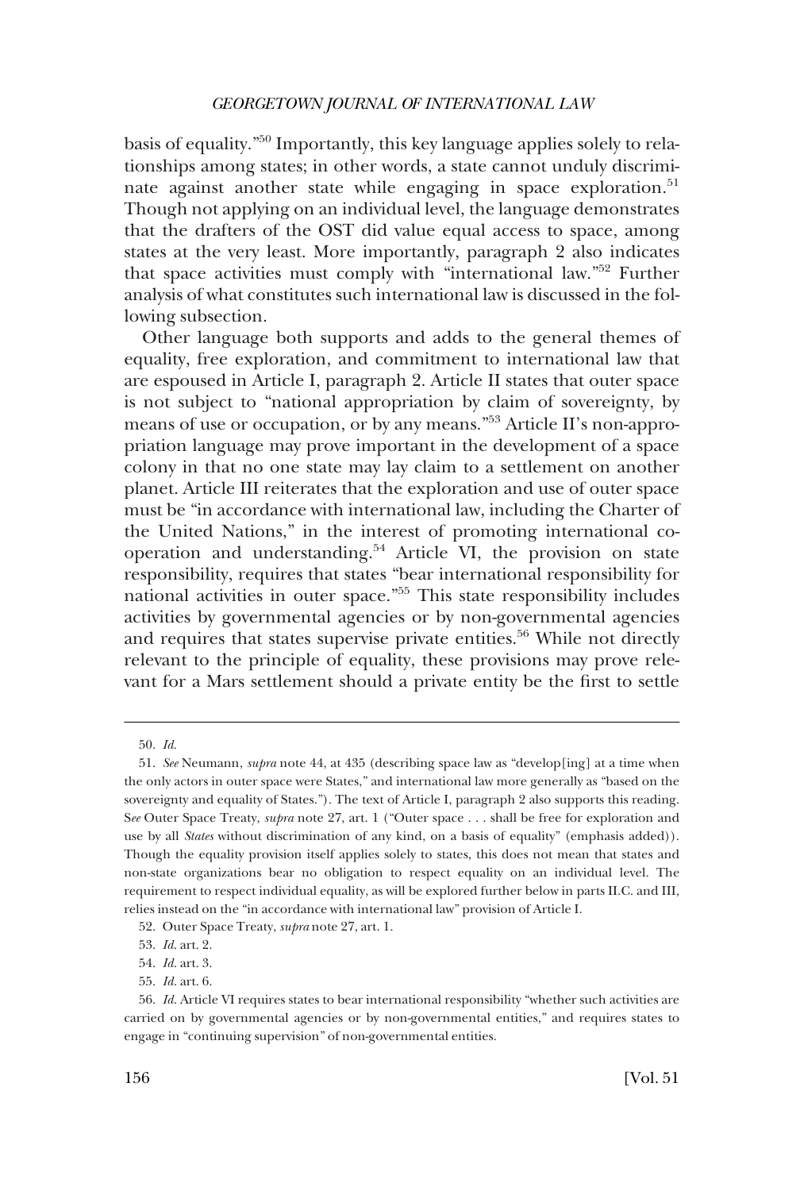basis of equality."[50] Importantly, this key language applies solely to relationships among states; in other words, a state cannot unduly discriminate against another state while engaging in space exploration.[51] Though not applying on an individual level, the language demonstrates that the drafters of the OST did value equal access to space, among states at the very least. More importantly, paragraph 2 also indicates that space activities must comply with "international law."[52] Further analysis of what constitutes such international law is discussed in the following subsection.

Other language both supports and adds to the general themes of equality, free exploration, and commitment to international law that are espoused in Article I, paragraph 2. Article II states that outer space is not subject to "national appropriation by claim of sovereignty, by means of use or occupation, or by any means."[53] Article II's non-appropriation language may prove important in the development of a space colony in that no one state may lay claim to a settlement on another planet. Article III reiterates that the exploration and use of outer space must be "in accordance with international law, including the Charter of the United Nations," in the interest of promoting international co-operation and understanding.[54] Article VI, the provision on state responsibility, requires that states "bear international responsibility for national activities in outer space."[55] This state responsibility includes activities by governmental agencies or by non-governmental agencies and requires that states supervise private entities.[56] While not directly relevant to the principle of equality, these provisions may prove relevant for a Mars settlement should a private entity be the first to settle

---

50. *Id.*

51. *See* Neumann, *supra* note 44, at 435 (describing space law as "develop[ing] at a time when the only actors in outer space were States," and international law more generally as "based on the sovereignty and equality of States."). The text of Article I, paragraph 2 also supports this reading. S*ee* Outer Space Treaty, *supra* note 27, art. 1 ("Outer space . . . shall be free for exploration and use by all *States* without discrimination of any kind, on a basis of equality" (emphasis added)). Though the equality provision itself applies solely to states, this does not mean that states and non-state organizations bear no obligation to respect equality on an individual level. The requirement to respect individual equality, as will be explored further below in parts II.C. and III, relies instead on the "in accordance with international law" provision of Article I.

52. Outer Space Treaty, *supra* note 27, art. 1.

53. *Id.* art. 2.

54. *Id.* art. 3.

55. *Id.* art. 6.

56. *Id.* Article VI requires states to bear international responsibility "whether such activities are carried on by governmental agencies or by non-governmental entities," and requires states to engage in "continuing supervision" of non-governmental entities.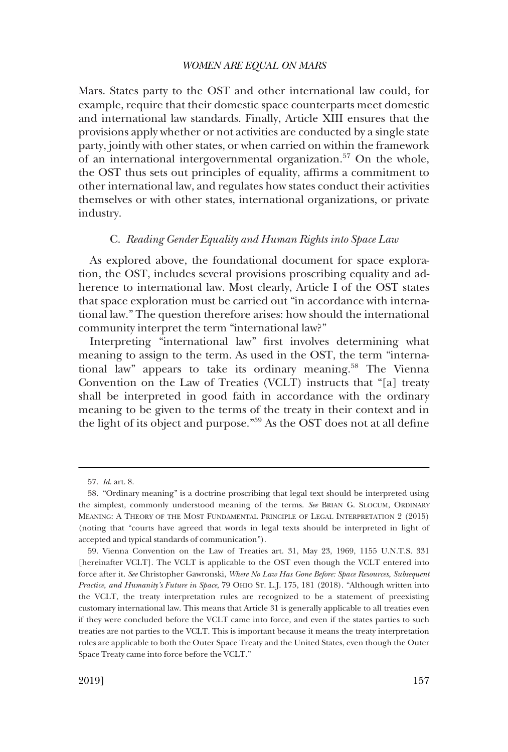Mars. States party to the OST and other international law could, for example, require that their domestic space counterparts meet domestic and international law standards. Finally, Article XIII ensures that the provisions apply whether or not activities are conducted by a single state party, jointly with other states, or when carried on within the framework of an international intergovernmental organization.[57] On the whole, the OST thus sets out principles of equality, affirms a commitment to other international law, and regulates how states conduct their activities themselves or with other states, international organizations, or private industry.

### C. *Reading Gender Equality and Human Rights into Space Law*

As explored above, the foundational document for space exploration, the OST, includes several provisions proscribing equality and adherence to international law. Most clearly, Article I of the OST states that space exploration must be carried out "in accordance with international law." The question therefore arises: how should the international community interpret the term "international law?"

Interpreting "international law" first involves determining what meaning to assign to the term. As used in the OST, the term "international law" appears to take its ordinary meaning.[58] The Vienna Convention on the Law of Treaties (VCLT) instructs that "[a] treaty shall be interpreted in good faith in accordance with the ordinary meaning to be given to the terms of the treaty in their context and in the light of its object and purpose."[59] As the OST does not at all define

---

57. *Id.* art. 8.

58. "Ordinary meaning" is a doctrine proscribing that legal text should be interpreted using the simplest, commonly understood meaning of the terms. *See* BRIAN G. SLOCUM, ORDINARY MEANING: A THEORY OF THE MOST FUNDAMENTAL PRINCIPLE OF LEGAL INTERPRETATION 2 (2015) (noting that "courts have agreed that words in legal texts should be interpreted in light of accepted and typical standards of communication").

59. Vienna Convention on the Law of Treaties art. 31, May 23, 1969, 1155 U.N.T.S. 331 [hereinafter VCLT]. The VCLT is applicable to the OST even though the VCLT entered into force after it. *See* Christopher Gawronski, *Where No Law Has Gone Before: Space Resources, Subsequent Practice, and Humanity's Future in Space*, 79 OHIO ST. L.J. 175, 181 (2018). "Although written into the VCLT, the treaty interpretation rules are recognized to be a statement of preexisting customary international law. This means that Article 31 is generally applicable to all treaties even if they were concluded before the VCLT came into force, and even if the states parties to such treaties are not parties to the VCLT. This is important because it means the treaty interpretation rules are applicable to both the Outer Space Treaty and the United States, even though the Outer Space Treaty came into force before the VCLT."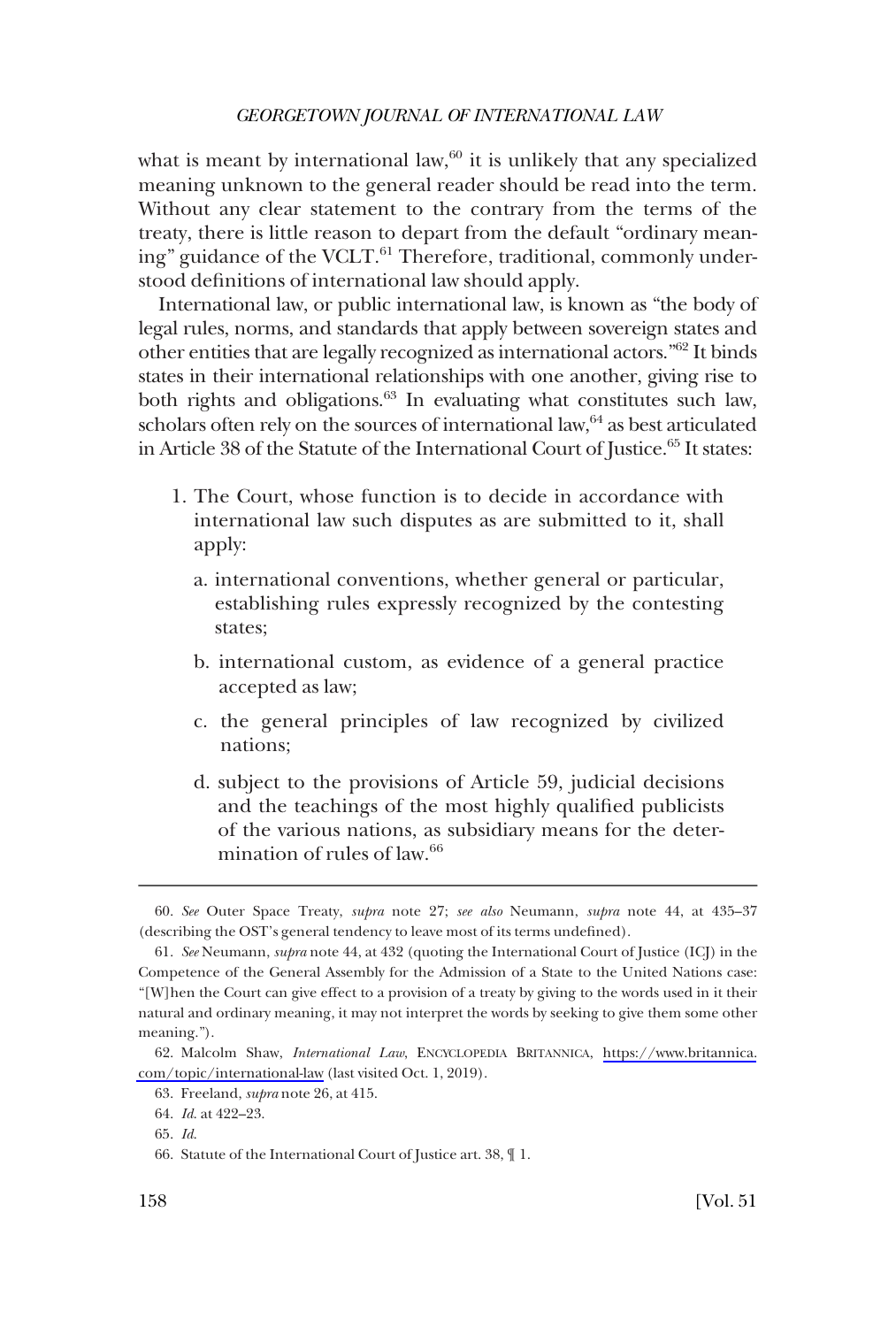what is meant by international law,[60] it is unlikely that any specialized meaning unknown to the general reader should be read into the term. Without any clear statement to the contrary from the terms of the treaty, there is little reason to depart from the default "ordinary meaning" guidance of the VCLT.[61] Therefore, traditional, commonly understood definitions of international law should apply.

International law, or public international law, is known as "the body of legal rules, norms, and standards that apply between sovereign states and other entities that are legally recognized as international actors."[62] It binds states in their international relationships with one another, giving rise to both rights and obligations.[63] In evaluating what constitutes such law, scholars often rely on the sources of international law,[64] as best articulated in Article 38 of the Statute of the International Court of Justice.[65] It states:

> 1. The Court, whose function is to decide in accordance with international law such disputes as are submitted to it, shall apply:
>
>    a. international conventions, whether general or particular, establishing rules expressly recognized by the contesting states;
>
>    b. international custom, as evidence of a general practice accepted as law;
>
>    c. the general principles of law recognized by civilized nations;
>
>    d. subject to the provisions of Article 59, judicial decisions and the teachings of the most highly qualified publicists of the various nations, as subsidiary means for the determination of rules of law.[66]

---

60. *See* Outer Space Treaty, *supra* note 27; *see also* Neumann, *supra* note 44, at 435–37 (describing the OST's general tendency to leave most of its terms undefined).

61. *See* Neumann, *supra* note 44, at 432 (quoting the International Court of Justice (ICJ) in the Competence of the General Assembly for the Admission of a State to the United Nations case: "[W]hen the Court can give effect to a provision of a treaty by giving to the words used in it their natural and ordinary meaning, it may not interpret the words by seeking to give them some other meaning.").

62. Malcolm Shaw, *International Law*, ENCYCLOPEDIA BRITANNICA, https://www.britannica.com/topic/international-law (last visited Oct. 1, 2019).

63. Freeland, *supra* note 26, at 415.

64. *Id.* at 422–23.

65. *Id.*

66. Statute of the International Court of Justice art. 38, ¶ 1.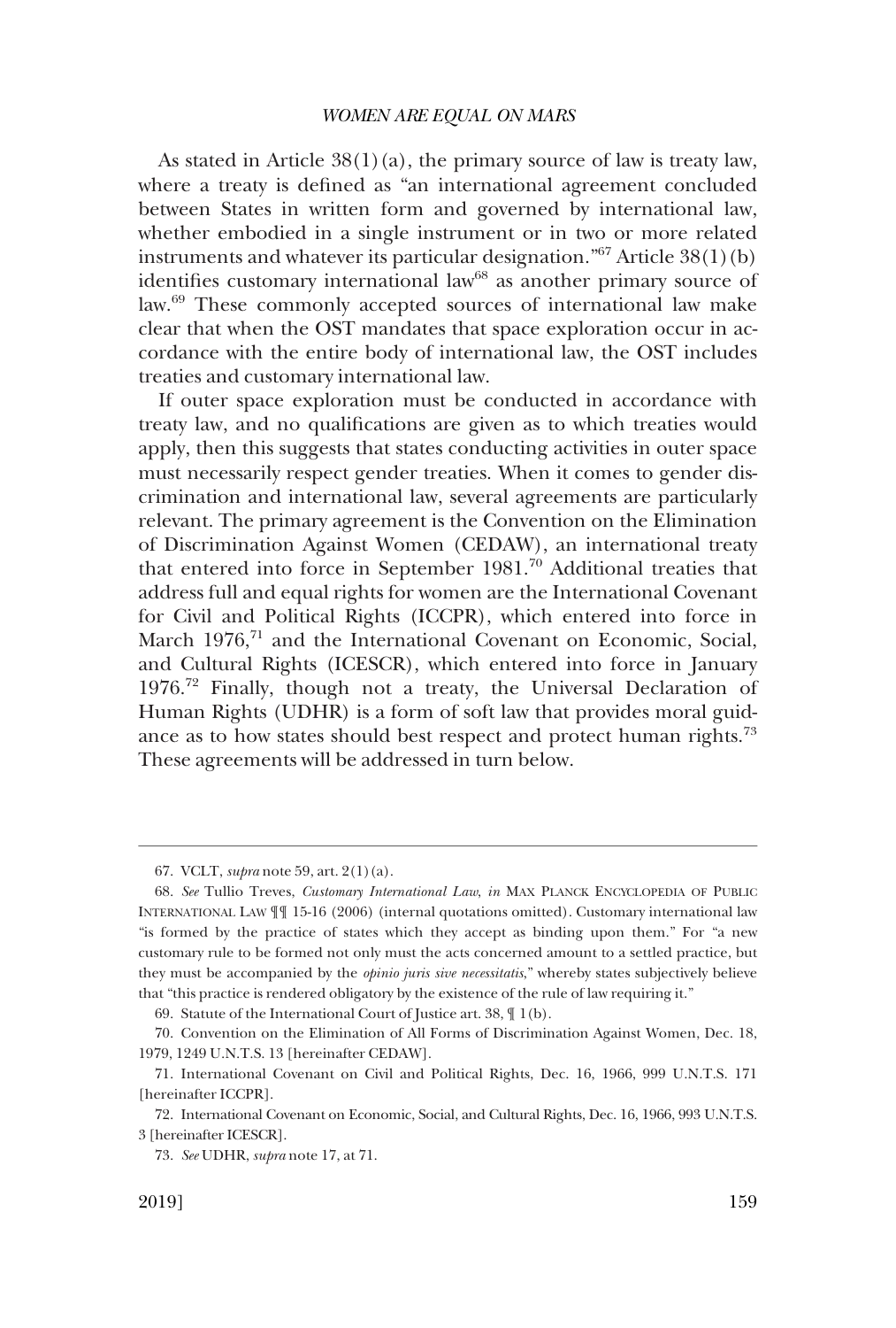As stated in Article 38(1)(a), the primary source of law is treaty law, where a treaty is defined as "an international agreement concluded between States in written form and governed by international law, whether embodied in a single instrument or in two or more related instruments and whatever its particular designation."[67] Article 38(1)(b) identifies customary international law[68] as another primary source of law.[69] These commonly accepted sources of international law make clear that when the OST mandates that space exploration occur in accordance with the entire body of international law, the OST includes treaties and customary international law.

If outer space exploration must be conducted in accordance with treaty law, and no qualifications are given as to which treaties would apply, then this suggests that states conducting activities in outer space must necessarily respect gender treaties. When it comes to gender discrimination and international law, several agreements are particularly relevant. The primary agreement is the Convention on the Elimination of Discrimination Against Women (CEDAW), an international treaty that entered into force in September 1981.[70] Additional treaties that address full and equal rights for women are the International Covenant for Civil and Political Rights (ICCPR), which entered into force in March 1976,[71] and the International Covenant on Economic, Social, and Cultural Rights (ICESCR), which entered into force in January 1976.[72] Finally, though not a treaty, the Universal Declaration of Human Rights (UDHR) is a form of soft law that provides moral guidance as to how states should best respect and protect human rights.[73] These agreements will be addressed in turn below.

---

67. VCLT, *supra* note 59, art. 2(1)(a).

68. *See* Tullio Treves, *Customary International Law*, *in* MAX PLANCK ENCYCLOPEDIA OF PUBLIC INTERNATIONAL LAW ¶¶ 15-16 (2006) (internal quotations omitted). Customary international law "is formed by the practice of states which they accept as binding upon them." For "a new customary rule to be formed not only must the acts concerned amount to a settled practice, but they must be accompanied by the *opinio juris sive necessitatis*," whereby states subjectively believe that "this practice is rendered obligatory by the existence of the rule of law requiring it."

69. Statute of the International Court of Justice art. 38, ¶ 1(b).

70. Convention on the Elimination of All Forms of Discrimination Against Women, Dec. 18, 1979, 1249 U.N.T.S. 13 [hereinafter CEDAW].

71. International Covenant on Civil and Political Rights, Dec. 16, 1966, 999 U.N.T.S. 171 [hereinafter ICCPR].

72. International Covenant on Economic, Social, and Cultural Rights, Dec. 16, 1966, 993 U.N.T.S. 3 [hereinafter ICESCR].

73. *See* UDHR, *supra* note 17, at 71.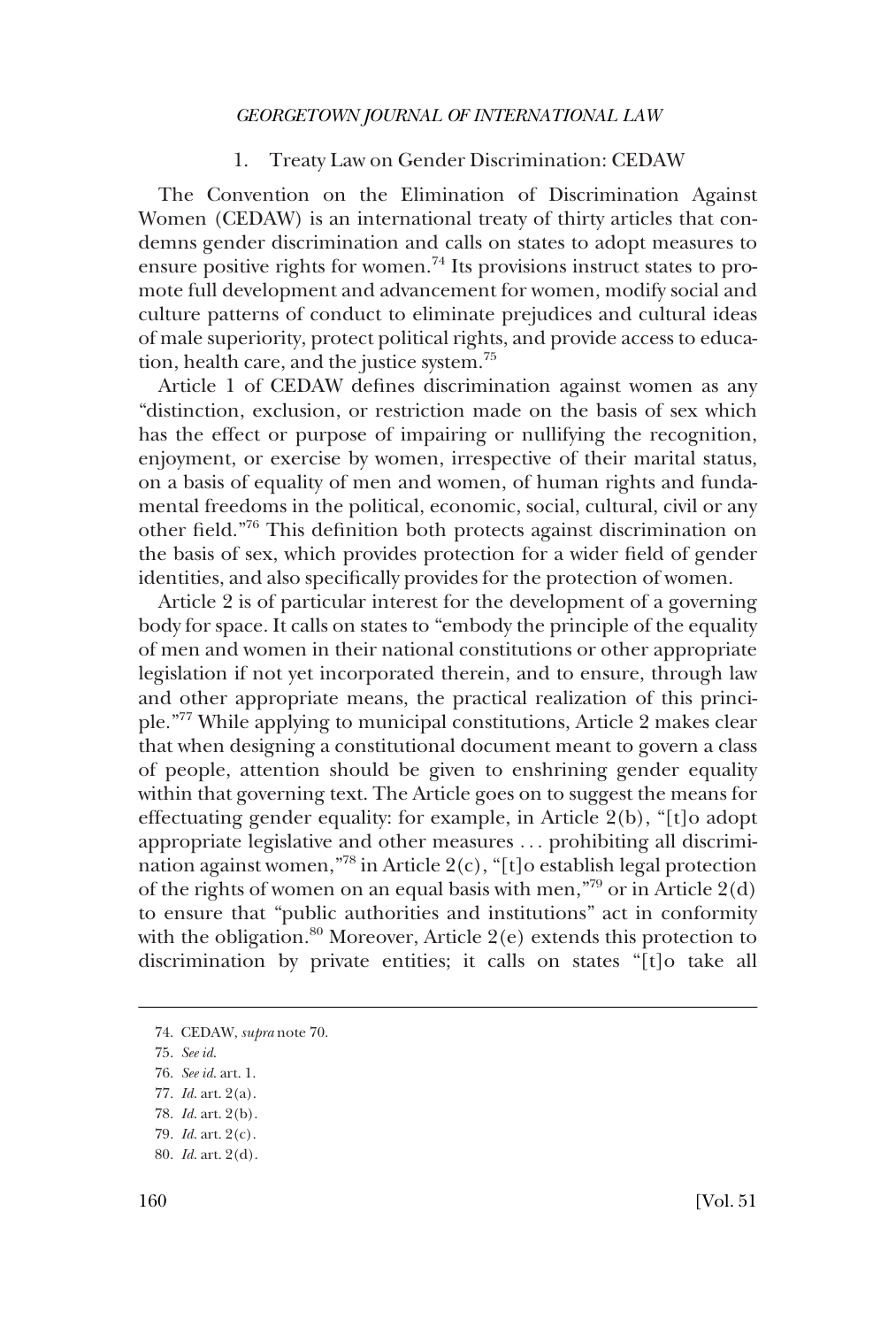### 1. Treaty Law on Gender Discrimination: CEDAW

The Convention on the Elimination of Discrimination Against Women (CEDAW) is an international treaty of thirty articles that condemns gender discrimination and calls on states to adopt measures to ensure positive rights for women.[74] Its provisions instruct states to promote full development and advancement for women, modify social and culture patterns of conduct to eliminate prejudices and cultural ideas of male superiority, protect political rights, and provide access to education, health care, and the justice system.[75]

Article 1 of CEDAW defines discrimination against women as any "distinction, exclusion, or restriction made on the basis of sex which has the effect or purpose of impairing or nullifying the recognition, enjoyment, or exercise by women, irrespective of their marital status, on a basis of equality of men and women, of human rights and fundamental freedoms in the political, economic, social, cultural, civil or any other field."[76] This definition both protects against discrimination on the basis of sex, which provides protection for a wider field of gender identities, and also specifically provides for the protection of women.

Article 2 is of particular interest for the development of a governing body for space. It calls on states to "embody the principle of the equality of men and women in their national constitutions or other appropriate legislation if not yet incorporated therein, and to ensure, through law and other appropriate means, the practical realization of this principle."[77] While applying to municipal constitutions, Article 2 makes clear that when designing a constitutional document meant to govern a class of people, attention should be given to enshrining gender equality within that governing text. The Article goes on to suggest the means for effectuating gender equality: for example, in Article 2(b), "[t]o adopt appropriate legislative and other measures . . . prohibiting all discrimination against women,"[78] in Article 2(c), "[t]o establish legal protection of the rights of women on an equal basis with men,"[79] or in Article 2(d) to ensure that "public authorities and institutions" act in conformity with the obligation.[80] Moreover, Article 2(e) extends this protection to discrimination by private entities; it calls on states "[t]o take all

---

74. CEDAW, *supra* note 70.

75. *See id.*

76. *See id.* art. 1.

77. *Id.* art. 2(a).

78. *Id.* art. 2(b).

79. *Id.* art. 2(c).

80. *Id.* art. 2(d).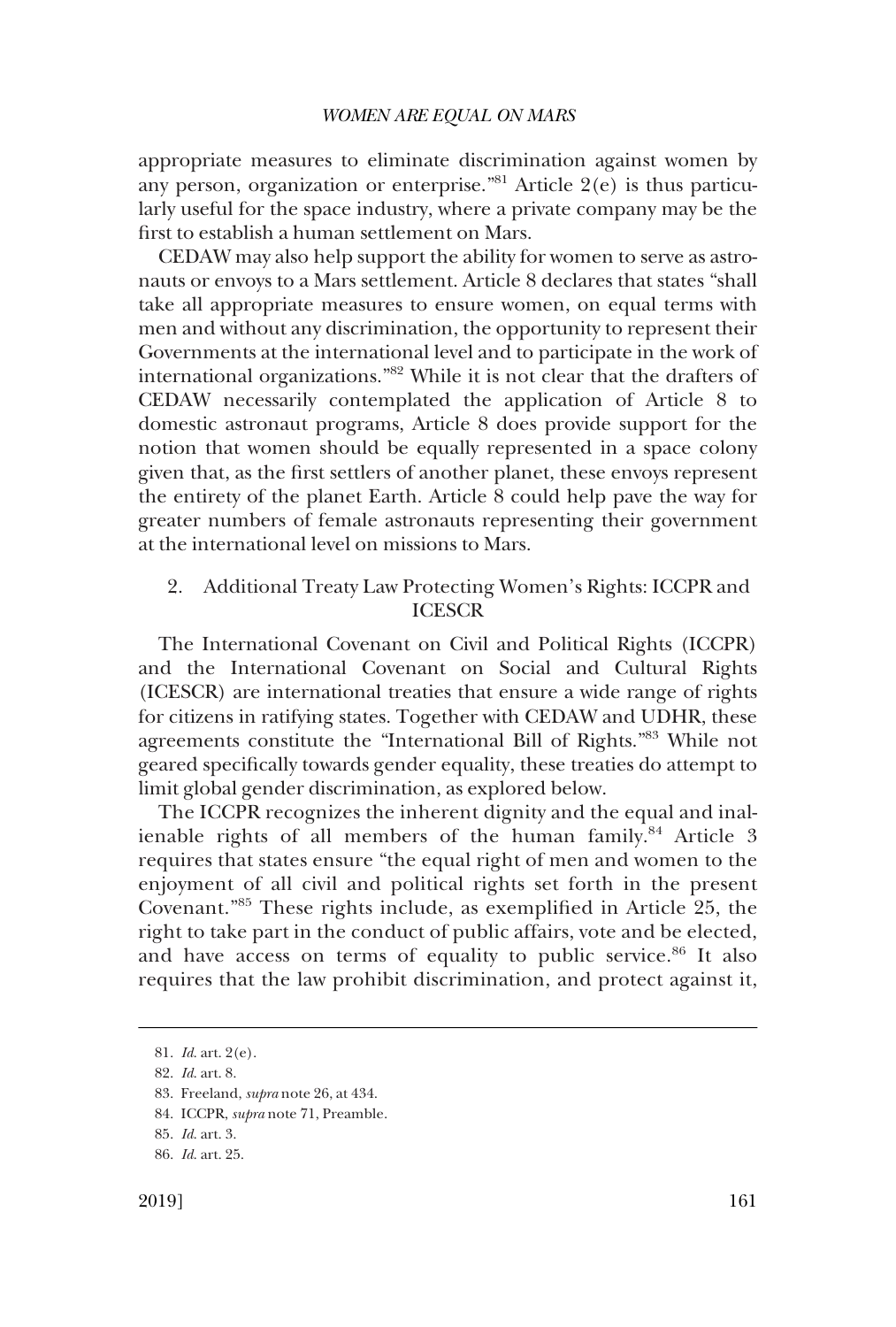appropriate measures to eliminate discrimination against women by any person, organization or enterprise."[81] Article 2(e) is thus particularly useful for the space industry, where a private company may be the first to establish a human settlement on Mars.

CEDAW may also help support the ability for women to serve as astronauts or envoys to a Mars settlement. Article 8 declares that states "shall take all appropriate measures to ensure women, on equal terms with men and without any discrimination, the opportunity to represent their Governments at the international level and to participate in the work of international organizations."[82] While it is not clear that the drafters of CEDAW necessarily contemplated the application of Article 8 to domestic astronaut programs, Article 8 does provide support for the notion that women should be equally represented in a space colony given that, as the first settlers of another planet, these envoys represent the entirety of the planet Earth. Article 8 could help pave the way for greater numbers of female astronauts representing their government at the international level on missions to Mars.

### 2. Additional Treaty Law Protecting Women's Rights: ICCPR and ICESCR

The International Covenant on Civil and Political Rights (ICCPR) and the International Covenant on Social and Cultural Rights (ICESCR) are international treaties that ensure a wide range of rights for citizens in ratifying states. Together with CEDAW and UDHR, these agreements constitute the "International Bill of Rights."[83] While not geared specifically towards gender equality, these treaties do attempt to limit global gender discrimination, as explored below.

The ICCPR recognizes the inherent dignity and the equal and inalienable rights of all members of the human family.[84] Article 3 requires that states ensure "the equal right of men and women to the enjoyment of all civil and political rights set forth in the present Covenant."[85] These rights include, as exemplified in Article 25, the right to take part in the conduct of public affairs, vote and be elected, and have access on terms of equality to public service.[86] It also requires that the law prohibit discrimination, and protect against it,

---

81. *Id.* art. 2(e).

82. *Id.* art. 8.

83. Freeland, *supra* note 26, at 434.

84. ICCPR, *supra* note 71, Preamble.

85. *Id.* art. 3.

86. *Id.* art. 25.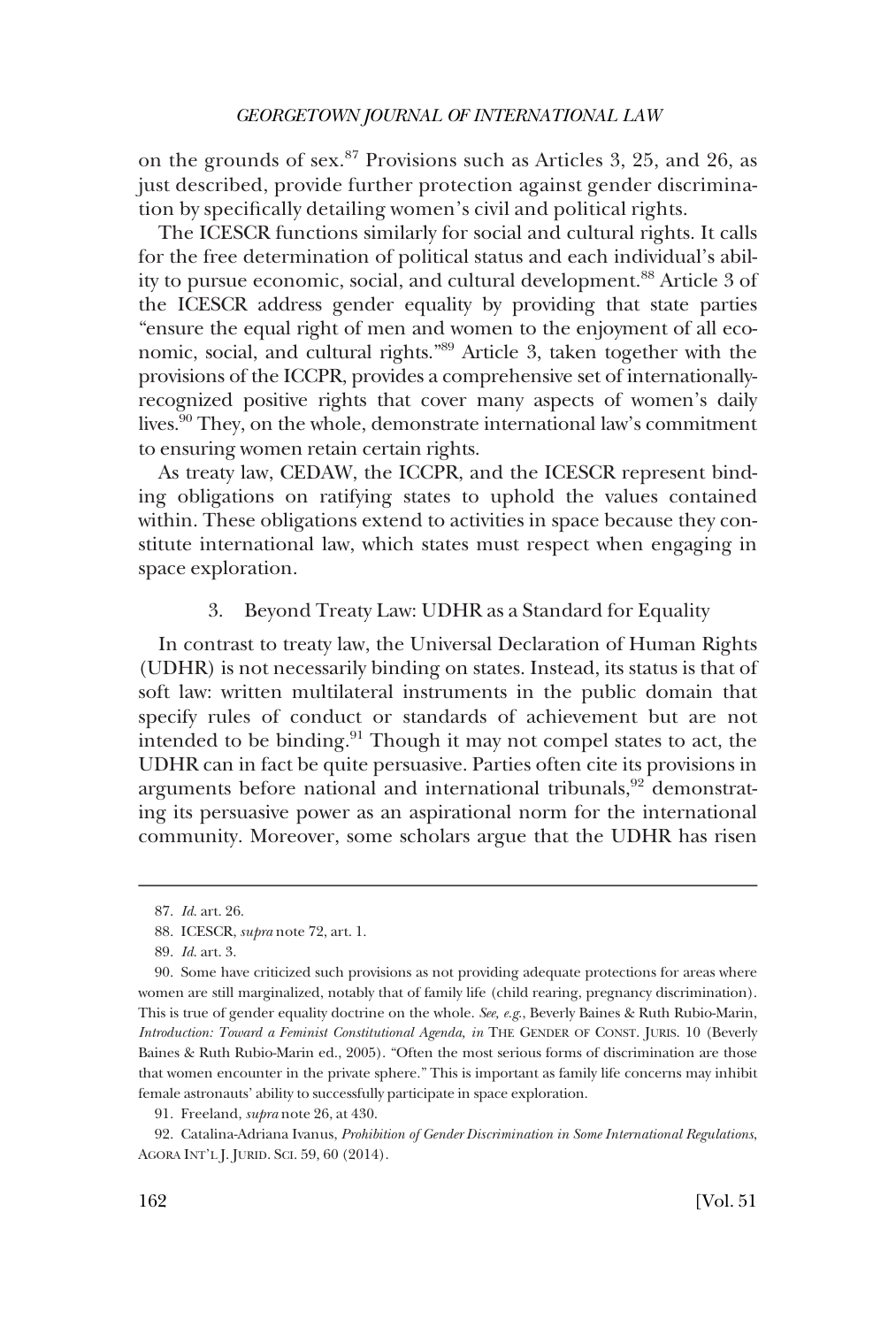on the grounds of sex.[87] Provisions such as Articles 3, 25, and 26, as just described, provide further protection against gender discrimination by specifically detailing women's civil and political rights.

The ICESCR functions similarly for social and cultural rights. It calls for the free determination of political status and each individual's ability to pursue economic, social, and cultural development.[88] Article 3 of the ICESCR address gender equality by providing that state parties "ensure the equal right of men and women to the enjoyment of all economic, social, and cultural rights."[89] Article 3, taken together with the provisions of the ICCPR, provides a comprehensive set of internationally-recognized positive rights that cover many aspects of women's daily lives.[90] They, on the whole, demonstrate international law's commitment to ensuring women retain certain rights.

As treaty law, CEDAW, the ICCPR, and the ICESCR represent binding obligations on ratifying states to uphold the values contained within. These obligations extend to activities in space because they constitute international law, which states must respect when engaging in space exploration.

### 3. Beyond Treaty Law: UDHR as a Standard for Equality

In contrast to treaty law, the Universal Declaration of Human Rights (UDHR) is not necessarily binding on states. Instead, its status is that of soft law: written multilateral instruments in the public domain that specify rules of conduct or standards of achievement but are not intended to be binding.[91] Though it may not compel states to act, the UDHR can in fact be quite persuasive. Parties often cite its provisions in arguments before national and international tribunals,[92] demonstrating its persuasive power as an aspirational norm for the international community. Moreover, some scholars argue that the UDHR has risen

---

87. *Id.* art. 26.

88. ICESCR, *supra* note 72, art. 1.

89. *Id.* art. 3.

90. Some have criticized such provisions as not providing adequate protections for areas where women are still marginalized, notably that of family life (child rearing, pregnancy discrimination). This is true of gender equality doctrine on the whole. *See, e.g.*, Beverly Baines & Ruth Rubio-Marin, *Introduction: Toward a Feminist Constitutional Agenda*, *in* THE GENDER OF CONST. JURIS. 10 (Beverly Baines & Ruth Rubio-Marin ed., 2005). "Often the most serious forms of discrimination are those that women encounter in the private sphere." This is important as family life concerns may inhibit female astronauts' ability to successfully participate in space exploration.

91. Freeland, *supra* note 26, at 430.

92. Catalina-Adriana Ivanus, *Prohibition of Gender Discrimination in Some International Regulations*, AGORA INT'L J. JURID. SCI. 59, 60 (2014).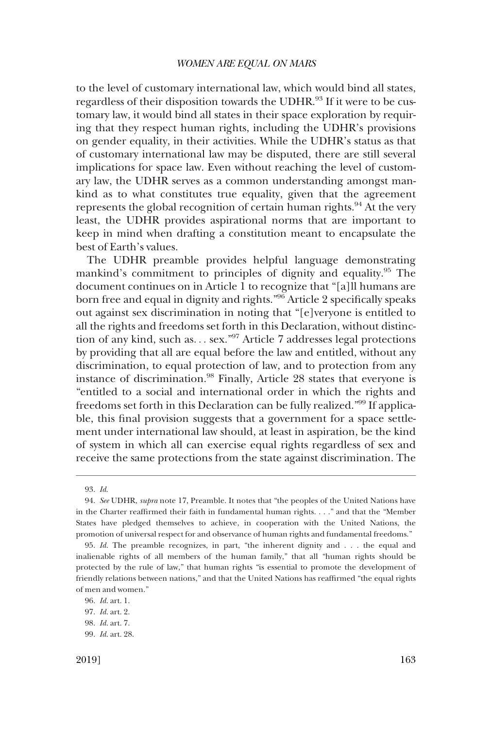to the level of customary international law, which would bind all states, regardless of their disposition towards the UDHR.[93] If it were to be customary law, it would bind all states in their space exploration by requiring that they respect human rights, including the UDHR's provisions on gender equality, in their activities. While the UDHR's status as that of customary international law may be disputed, there are still several implications for space law. Even without reaching the level of customary law, the UDHR serves as a common understanding amongst mankind as to what constitutes true equality, given that the agreement represents the global recognition of certain human rights.[94] At the very least, the UDHR provides aspirational norms that are important to keep in mind when drafting a constitution meant to encapsulate the best of Earth's values.

The UDHR preamble provides helpful language demonstrating mankind's commitment to principles of dignity and equality.[95] The document continues on in Article 1 to recognize that "[a]ll humans are born free and equal in dignity and rights."[96] Article 2 specifically speaks out against sex discrimination in noting that "[e]veryone is entitled to all the rights and freedoms set forth in this Declaration, without distinction of any kind, such as. . . sex."[97] Article 7 addresses legal protections by providing that all are equal before the law and entitled, without any discrimination, to equal protection of law, and to protection from any instance of discrimination.[98] Finally, Article 28 states that everyone is "entitled to a social and international order in which the rights and freedoms set forth in this Declaration can be fully realized."[99] If applicable, this final provision suggests that a government for a space settlement under international law should, at least in aspiration, be the kind of system in which all can exercise equal rights regardless of sex and receive the same protections from the state against discrimination. The

---

93. *Id.*

94. *See* UDHR, *supra* note 17, Preamble. It notes that "the peoples of the United Nations have in the Charter reaffirmed their faith in fundamental human rights. . . ." and that the "Member States have pledged themselves to achieve, in cooperation with the United Nations, the promotion of universal respect for and observance of human rights and fundamental freedoms."

95. *Id.* The preamble recognizes, in part, "the inherent dignity and . . . the equal and inalienable rights of all members of the human family," that all "human rights should be protected by the rule of law," that human rights "is essential to promote the development of friendly relations between nations," and that the United Nations has reaffirmed "the equal rights of men and women."

96. *Id.* art. 1.

97. *Id.* art. 2.

98. *Id.* art. 7.

99. *Id.* art. 28.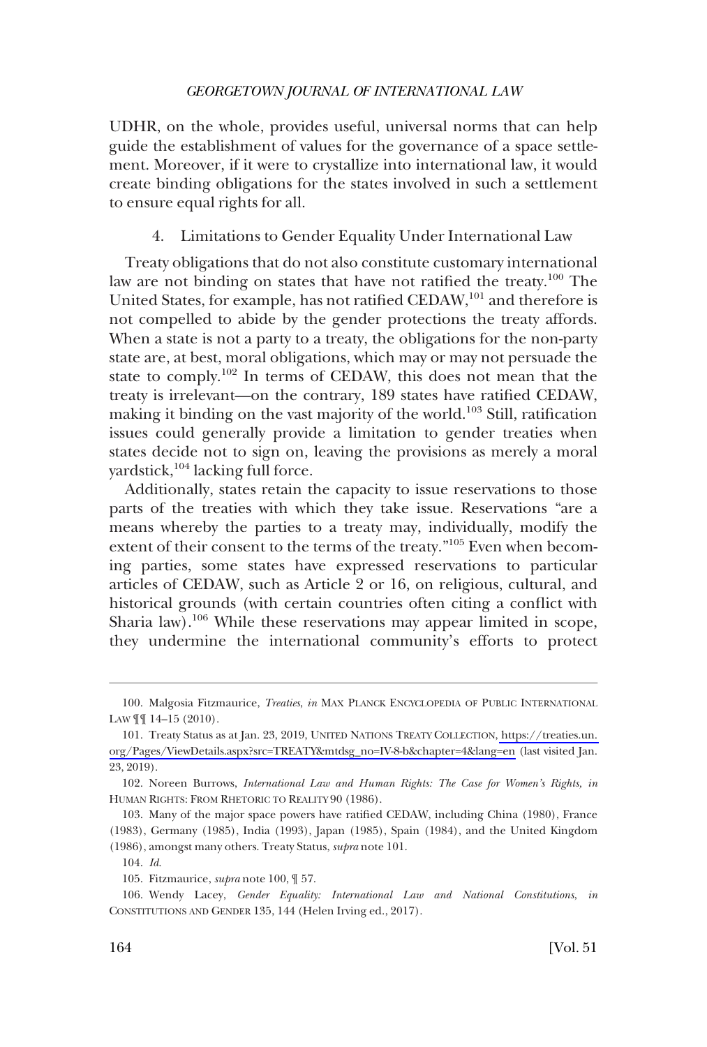UDHR, on the whole, provides useful, universal norms that can help guide the establishment of values for the governance of a space settlement. Moreover, if it were to crystallize into international law, it would create binding obligations for the states involved in such a settlement to ensure equal rights for all.

#### 4. Limitations to Gender Equality Under International Law

Treaty obligations that do not also constitute customary international law are not binding on states that have not ratified the treaty.[100] The United States, for example, has not ratified CEDAW,[101] and therefore is not compelled to abide by the gender protections the treaty affords. When a state is not a party to a treaty, the obligations for the non-party state are, at best, moral obligations, which may or may not persuade the state to comply.[102] In terms of CEDAW, this does not mean that the treaty is irrelevant—on the contrary, 189 states have ratified CEDAW, making it binding on the vast majority of the world.[103] Still, ratification issues could generally provide a limitation to gender treaties when states decide not to sign on, leaving the provisions as merely a moral yardstick,[104] lacking full force.

Additionally, states retain the capacity to issue reservations to those parts of the treaties with which they take issue. Reservations "are a means whereby the parties to a treaty may, individually, modify the extent of their consent to the terms of the treaty."[105] Even when becoming parties, some states have expressed reservations to particular articles of CEDAW, such as Article 2 or 16, on religious, cultural, and historical grounds (with certain countries often citing a conflict with Sharia law).[106] While these reservations may appear limited in scope, they undermine the international community's efforts to protect

---

100. Malgosia Fitzmaurice, *Treaties*, *in* MAX PLANCK ENCYCLOPEDIA OF PUBLIC INTERNATIONAL LAW ¶¶ 14–15 (2010).

101. Treaty Status as at Jan. 23, 2019, UNITED NATIONS TREATY COLLECTION, https://treaties.un.org/Pages/ViewDetails.aspx?src=TREATY&mtdsg_no=IV-8-b&chapter=4&lang=en (last visited Jan. 23, 2019).

102. Noreen Burrows, *International Law and Human Rights: The Case for Women's Rights*, *in* HUMAN RIGHTS: FROM RHETORIC TO REALITY 90 (1986).

103. Many of the major space powers have ratified CEDAW, including China (1980), France (1983), Germany (1985), India (1993), Japan (1985), Spain (1984), and the United Kingdom (1986), amongst many others. Treaty Status, *supra* note 101.

104. *Id.*

105. Fitzmaurice, *supra* note 100, ¶ 57.

106. Wendy Lacey, *Gender Equality: International Law and National Constitutions*, *in* CONSTITUTIONS AND GENDER 135, 144 (Helen Irving ed., 2017).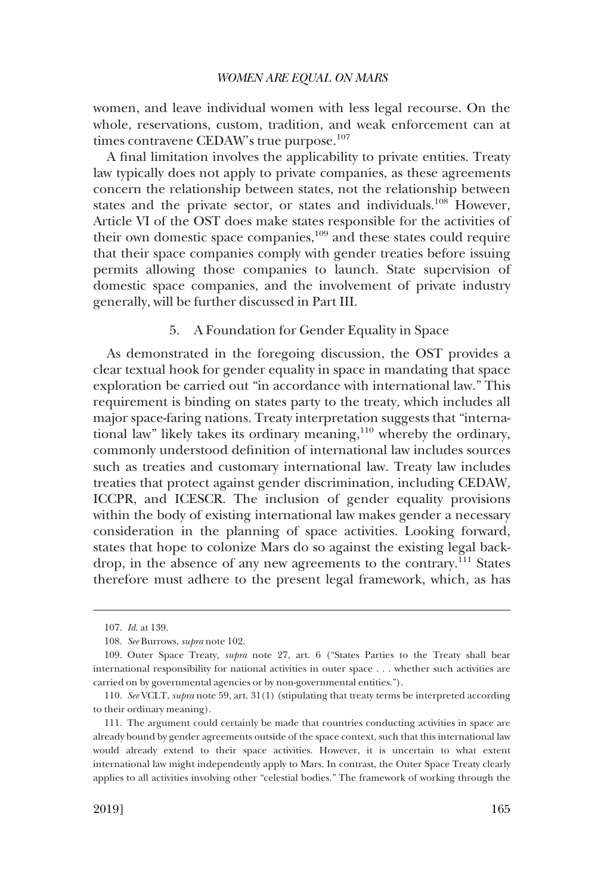women, and leave individual women with less legal recourse. On the whole, reservations, custom, tradition, and weak enforcement can at times contravene CEDAW's true purpose.[107]

A final limitation involves the applicability to private entities. Treaty law typically does not apply to private companies, as these agreements concern the relationship between states, not the relationship between states and the private sector, or states and individuals.[108] However, Article VI of the OST does make states responsible for the activities of their own domestic space companies,[109] and these states could require that their space companies comply with gender treaties before issuing permits allowing those companies to launch. State supervision of domestic space companies, and the involvement of private industry generally, will be further discussed in Part III.

### 5. A Foundation for Gender Equality in Space

As demonstrated in the foregoing discussion, the OST provides a clear textual hook for gender equality in space in mandating that space exploration be carried out "in accordance with international law." This requirement is binding on states party to the treaty, which includes all major space-faring nations. Treaty interpretation suggests that "international law" likely takes its ordinary meaning,[110] whereby the ordinary, commonly understood definition of international law includes sources such as treaties and customary international law. Treaty law includes treaties that protect against gender discrimination, including CEDAW, ICCPR, and ICESCR. The inclusion of gender equality provisions within the body of existing international law makes gender a necessary consideration in the planning of space activities. Looking forward, states that hope to colonize Mars do so against the existing legal backdrop, in the absence of any new agreements to the contrary.[111] States therefore must adhere to the present legal framework, which, as has

---

107. *Id.* at 139.

108. *See* Burrows, *supra* note 102.

109. Outer Space Treaty, *supra* note 27, art. 6 ("States Parties to the Treaty shall bear international responsibility for national activities in outer space . . . whether such activities are carried on by governmental agencies or by non-governmental entities.").

110. *See* VCLT, *supra* note 59, art. 31(1) (stipulating that treaty terms be interpreted according to their ordinary meaning).

111. The argument could certainly be made that countries conducting activities in space are already bound by gender agreements outside of the space context, such that this international law would already extend to their space activities. However, it is uncertain to what extent international law might independently apply to Mars. In contrast, the Outer Space Treaty clearly applies to all activities involving other "celestial bodies." The framework of working through the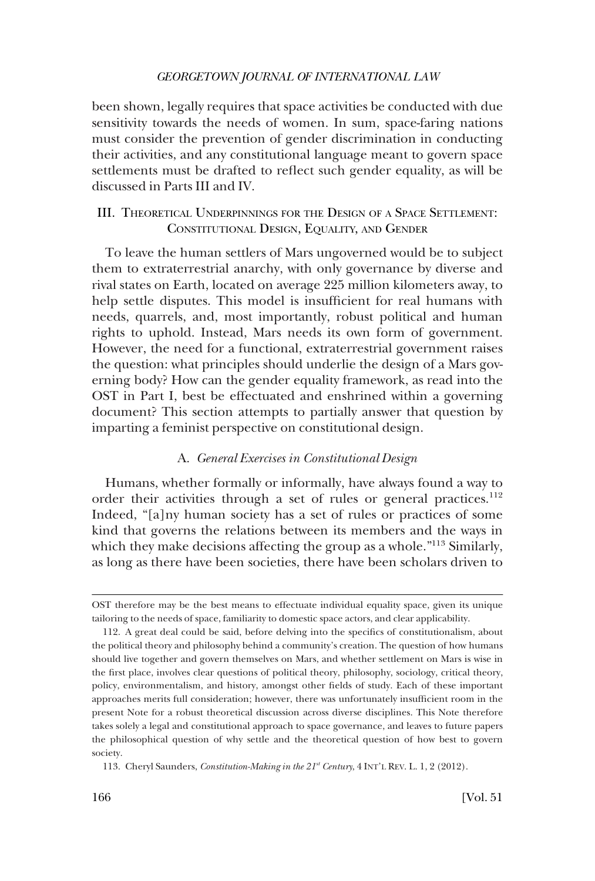been shown, legally requires that space activities be conducted with due sensitivity towards the needs of women. In sum, space-faring nations must consider the prevention of gender discrimination in conducting their activities, and any constitutional language meant to govern space settlements must be drafted to reflect such gender equality, as will be discussed in Parts III and IV.

## III. Theoretical Underpinnings for the Design of a Space Settlement: Constitutional Design, Equality, and Gender

To leave the human settlers of Mars ungoverned would be to subject them to extraterrestrial anarchy, with only governance by diverse and rival states on Earth, located on average 225 million kilometers away, to help settle disputes. This model is insufficient for real humans with needs, quarrels, and, most importantly, robust political and human rights to uphold. Instead, Mars needs its own form of government. However, the need for a functional, extraterrestrial government raises the question: what principles should underlie the design of a Mars governing body? How can the gender equality framework, as read into the OST in Part I, best be effectuated and enshrined within a governing document? This section attempts to partially answer that question by imparting a feminist perspective on constitutional design.

### A. *General Exercises in Constitutional Design*

Humans, whether formally or informally, have always found a way to order their activities through a set of rules or general practices.[112] Indeed, "[a]ny human society has a set of rules or practices of some kind that governs the relations between its members and the ways in which they make decisions affecting the group as a whole."[113] Similarly, as long as there have been societies, there have been scholars driven to

---

OST therefore may be the best means to effectuate individual equality space, given its unique tailoring to the needs of space, familiarity to domestic space actors, and clear applicability.

112. A great deal could be said, before delving into the specifics of constitutionalism, about the political theory and philosophy behind a community's creation. The question of how humans should live together and govern themselves on Mars, and whether settlement on Mars is wise in the first place, involves clear questions of political theory, philosophy, sociology, critical theory, policy, environmentalism, and history, amongst other fields of study. Each of these important approaches merits full consideration; however, there was unfortunately insufficient room in the present Note for a robust theoretical discussion across diverse disciplines. This Note therefore takes solely a legal and constitutional approach to space governance, and leaves to future papers the philosophical question of why settle and the theoretical question of how best to govern society.

113. Cheryl Saunders, *Constitution-Making in the 21st Century*, 4 Int'l Rev. L. 1, 2 (2012).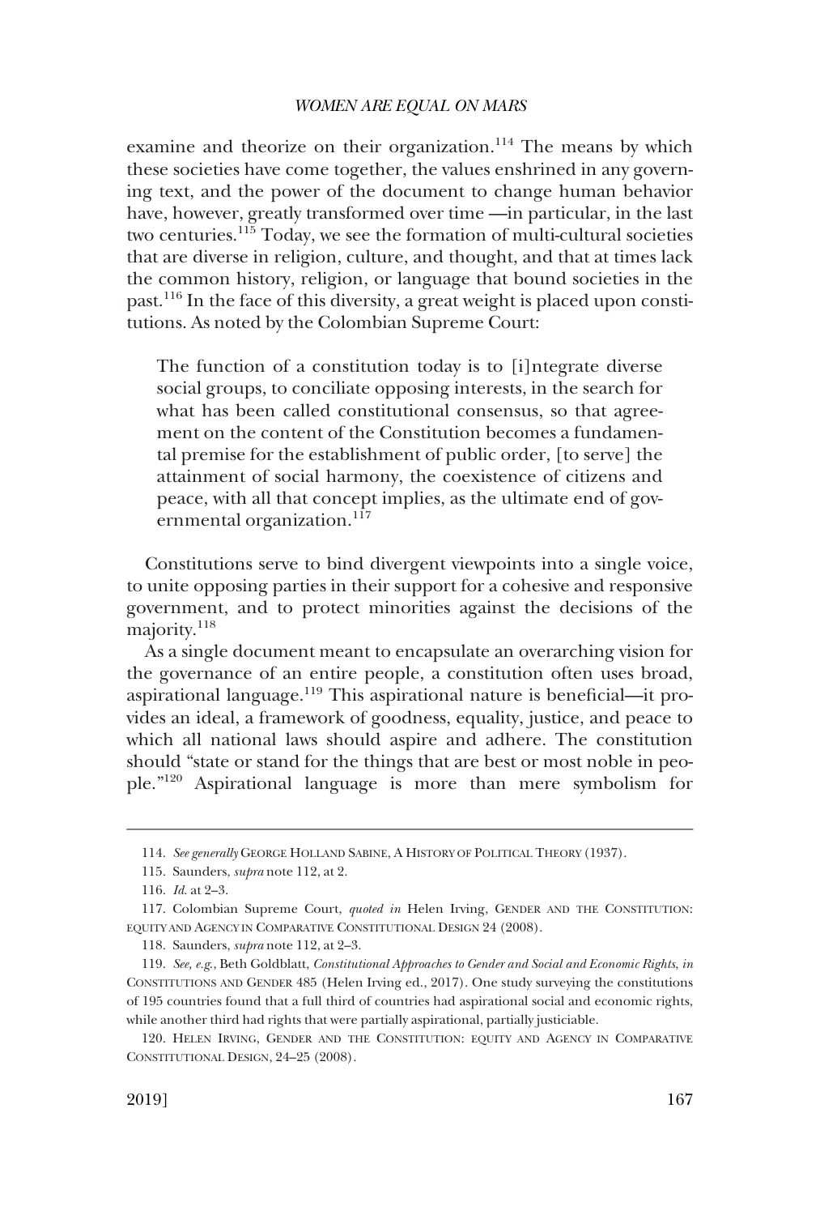examine and theorize on their organization.[114] The means by which these societies have come together, the values enshrined in any governing text, and the power of the document to change human behavior have, however, greatly transformed over time —in particular, in the last two centuries.[115] Today, we see the formation of multi-cultural societies that are diverse in religion, culture, and thought, and that at times lack the common history, religion, or language that bound societies in the past.[116] In the face of this diversity, a great weight is placed upon constitutions. As noted by the Colombian Supreme Court:

> The function of a constitution today is to [i]ntegrate diverse social groups, to conciliate opposing interests, in the search for what has been called constitutional consensus, so that agreement on the content of the Constitution becomes a fundamental premise for the establishment of public order, [to serve] the attainment of social harmony, the coexistence of citizens and peace, with all that concept implies, as the ultimate end of governmental organization.[117]

Constitutions serve to bind divergent viewpoints into a single voice, to unite opposing parties in their support for a cohesive and responsive government, and to protect minorities against the decisions of the majority.[118]

As a single document meant to encapsulate an overarching vision for the governance of an entire people, a constitution often uses broad, aspirational language.[119] This aspirational nature is beneficial—it provides an ideal, a framework of goodness, equality, justice, and peace to which all national laws should aspire and adhere. The constitution should "state or stand for the things that are best or most noble in people."[120] Aspirational language is more than mere symbolism for

---

114. *See generally* GEORGE HOLLAND SABINE, A HISTORY OF POLITICAL THEORY (1937).

115. Saunders, *supra* note 112, at 2.

116. *Id.* at 2–3.

117. Colombian Supreme Court, *quoted in* Helen Irving, GENDER AND THE CONSTITUTION: EQUITY AND AGENCY IN COMPARATIVE CONSTITUTIONAL DESIGN 24 (2008).

118. Saunders, *supra* note 112, at 2–3.

119. *See, e.g.*, Beth Goldblatt, *Constitutional Approaches to Gender and Social and Economic Rights*, *in* CONSTITUTIONS AND GENDER 485 (Helen Irving ed., 2017). One study surveying the constitutions of 195 countries found that a full third of countries had aspirational social and economic rights, while another third had rights that were partially aspirational, partially justiciable.

120. HELEN IRVING, GENDER AND THE CONSTITUTION: EQUITY AND AGENCY IN COMPARATIVE CONSTITUTIONAL DESIGN, 24–25 (2008).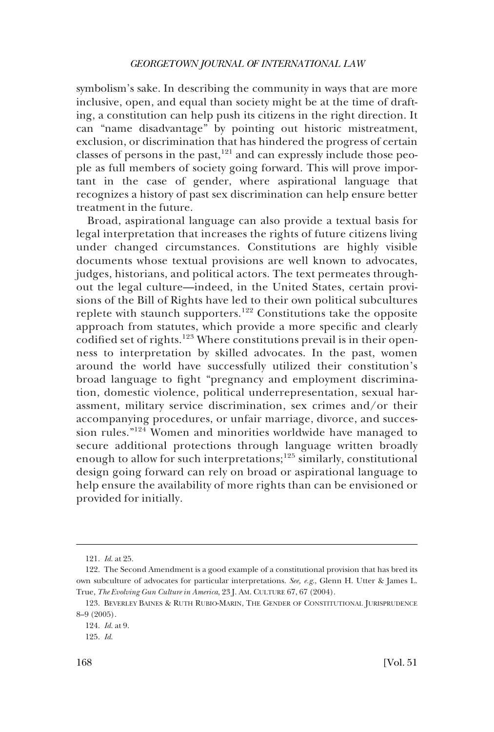symbolism's sake. In describing the community in ways that are more inclusive, open, and equal than society might be at the time of drafting, a constitution can help push its citizens in the right direction. It can "name disadvantage" by pointing out historic mistreatment, exclusion, or discrimination that has hindered the progress of certain classes of persons in the past,[121] and can expressly include those people as full members of society going forward. This will prove important in the case of gender, where aspirational language that recognizes a history of past sex discrimination can help ensure better treatment in the future.

Broad, aspirational language can also provide a textual basis for legal interpretation that increases the rights of future citizens living under changed circumstances. Constitutions are highly visible documents whose textual provisions are well known to advocates, judges, historians, and political actors. The text permeates throughout the legal culture—indeed, in the United States, certain provisions of the Bill of Rights have led to their own political subcultures replete with staunch supporters.[122] Constitutions take the opposite approach from statutes, which provide a more specific and clearly codified set of rights.[123] Where constitutions prevail is in their openness to interpretation by skilled advocates. In the past, women around the world have successfully utilized their constitution's broad language to fight "pregnancy and employment discrimination, domestic violence, political underrepresentation, sexual harassment, military service discrimination, sex crimes and/or their accompanying procedures, or unfair marriage, divorce, and succession rules."[124] Women and minorities worldwide have managed to secure additional protections through language written broadly enough to allow for such interpretations;[125] similarly, constitutional design going forward can rely on broad or aspirational language to help ensure the availability of more rights than can be envisioned or provided for initially.

---

121. *Id.* at 25.

122. The Second Amendment is a good example of a constitutional provision that has bred its own subculture of advocates for particular interpretations. *See, e.g.*, Glenn H. Utter & James L. True, *The Evolving Gun Culture in America*, 23 J. AM. CULTURE 67, 67 (2004).

123. BEVERLEY BAINES & RUTH RUBIO-MARIN, THE GENDER OF CONSTITUTIONAL JURISPRUDENCE 8–9 (2005).

124. *Id.* at 9.

125. *Id.*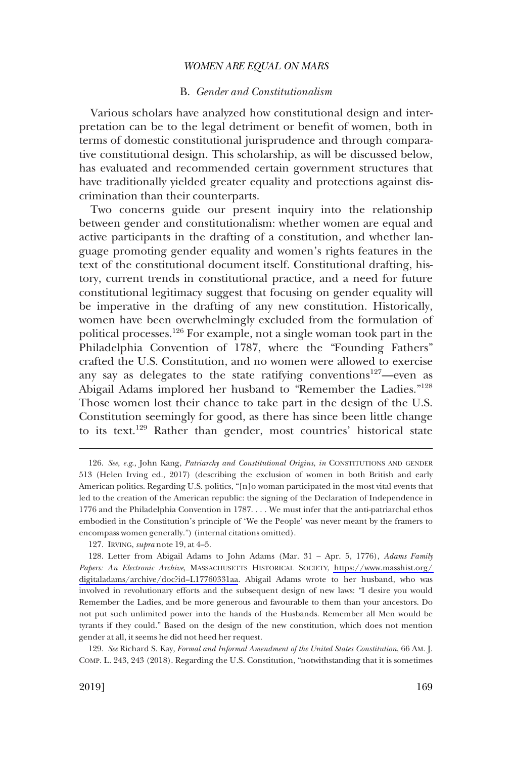### B. *Gender and Constitutionalism*

Various scholars have analyzed how constitutional design and interpretation can be to the legal detriment or benefit of women, both in terms of domestic constitutional jurisprudence and through comparative constitutional design. This scholarship, as will be discussed below, has evaluated and recommended certain government structures that have traditionally yielded greater equality and protections against discrimination than their counterparts.

Two concerns guide our present inquiry into the relationship between gender and constitutionalism: whether women are equal and active participants in the drafting of a constitution, and whether language promoting gender equality and women's rights features in the text of the constitutional document itself. Constitutional drafting, history, current trends in constitutional practice, and a need for future constitutional legitimacy suggest that focusing on gender equality will be imperative in the drafting of any new constitution. Historically, women have been overwhelmingly excluded from the formulation of political processes.[126] For example, not a single woman took part in the Philadelphia Convention of 1787, where the "Founding Fathers" crafted the U.S. Constitution, and no women were allowed to exercise any say as delegates to the state ratifying conventions[127]—even as Abigail Adams implored her husband to "Remember the Ladies."[128] Those women lost their chance to take part in the design of the U.S. Constitution seemingly for good, as there has since been little change to its text.[129] Rather than gender, most countries' historical state

---

126. *See, e.g.*, John Kang, *Patriarchy and Constitutional Origins*, *in* CONSTITUTIONS AND GENDER 513 (Helen Irving ed., 2017) (describing the exclusion of women in both British and early American politics. Regarding U.S. politics, "[n]o woman participated in the most vital events that led to the creation of the American republic: the signing of the Declaration of Independence in 1776 and the Philadelphia Convention in 1787. . . . We must infer that the anti-patriarchal ethos embodied in the Constitution's principle of 'We the People' was never meant by the framers to encompass women generally.") (internal citations omitted).

127. IRVING, *supra* note 19, at 4–5.

128. Letter from Abigail Adams to John Adams (Mar. 31 – Apr. 5, 1776), *Adams Family Papers: An Electronic Archive*, MASSACHUSETTS HISTORICAL SOCIETY, https://www.masshist.org/digitaladams/archive/doc?id=L17760331aa. Abigail Adams wrote to her husband, who was involved in revolutionary efforts and the subsequent design of new laws: "I desire you would Remember the Ladies, and be more generous and favourable to them than your ancestors. Do not put such unlimited power into the hands of the Husbands. Remember all Men would be tyrants if they could." Based on the design of the new constitution, which does not mention gender at all, it seems he did not heed her request.

129. *See* Richard S. Kay, *Formal and Informal Amendment of the United States Constitution*, 66 AM. J. COMP. L. 243, 243 (2018). Regarding the U.S. Constitution, "notwithstanding that it is sometimes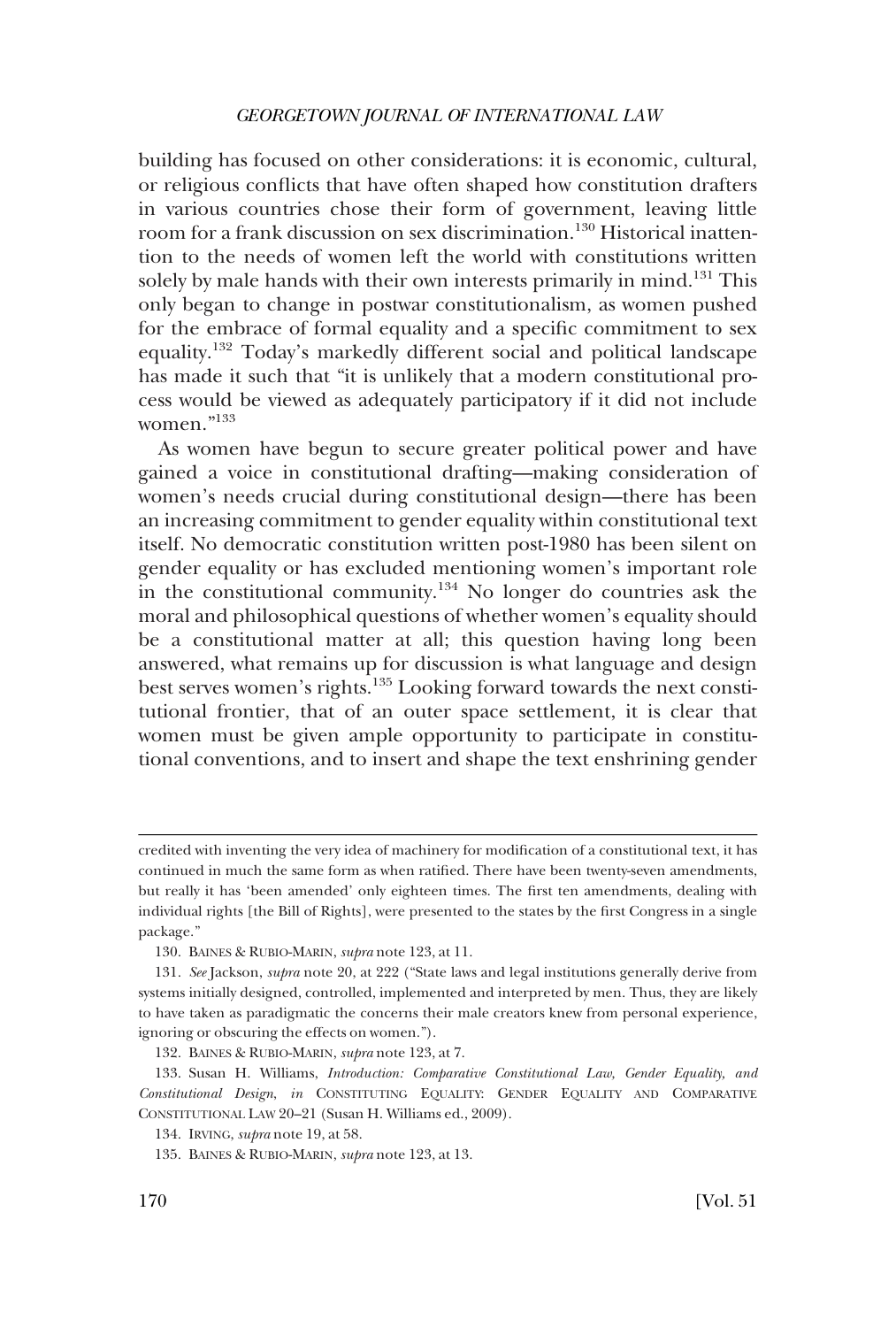building has focused on other considerations: it is economic, cultural, or religious conflicts that have often shaped how constitution drafters in various countries chose their form of government, leaving little room for a frank discussion on sex discrimination.[130] Historical inattention to the needs of women left the world with constitutions written solely by male hands with their own interests primarily in mind.[131] This only began to change in postwar constitutionalism, as women pushed for the embrace of formal equality and a specific commitment to sex equality.[132] Today's markedly different social and political landscape has made it such that "it is unlikely that a modern constitutional process would be viewed as adequately participatory if it did not include women."[133]

As women have begun to secure greater political power and have gained a voice in constitutional drafting—making consideration of women's needs crucial during constitutional design—there has been an increasing commitment to gender equality within constitutional text itself. No democratic constitution written post-1980 has been silent on gender equality or has excluded mentioning women's important role in the constitutional community.[134] No longer do countries ask the moral and philosophical questions of whether women's equality should be a constitutional matter at all; this question having long been answered, what remains up for discussion is what language and design best serves women's rights.[135] Looking forward towards the next constitutional frontier, that of an outer space settlement, it is clear that women must be given ample opportunity to participate in constitutional conventions, and to insert and shape the text enshrining gender

---

credited with inventing the very idea of machinery for modification of a constitutional text, it has continued in much the same form as when ratified. There have been twenty-seven amendments, but really it has 'been amended' only eighteen times. The first ten amendments, dealing with individual rights [the Bill of Rights], were presented to the states by the first Congress in a single package."

130. BAINES & RUBIO-MARIN, *supra* note 123, at 11.

131. *See* Jackson, *supra* note 20, at 222 ("State laws and legal institutions generally derive from systems initially designed, controlled, implemented and interpreted by men. Thus, they are likely to have taken as paradigmatic the concerns their male creators knew from personal experience, ignoring or obscuring the effects on women.").

132. BAINES & RUBIO-MARIN, *supra* note 123, at 7.

133. Susan H. Williams, *Introduction: Comparative Constitutional Law, Gender Equality, and Constitutional Design*, *in* CONSTITUTING EQUALITY: GENDER EQUALITY AND COMPARATIVE CONSTITUTIONAL LAW 20–21 (Susan H. Williams ed., 2009).

134. IRVING, *supra* note 19, at 58.

135. BAINES & RUBIO-MARIN, *supra* note 123, at 13.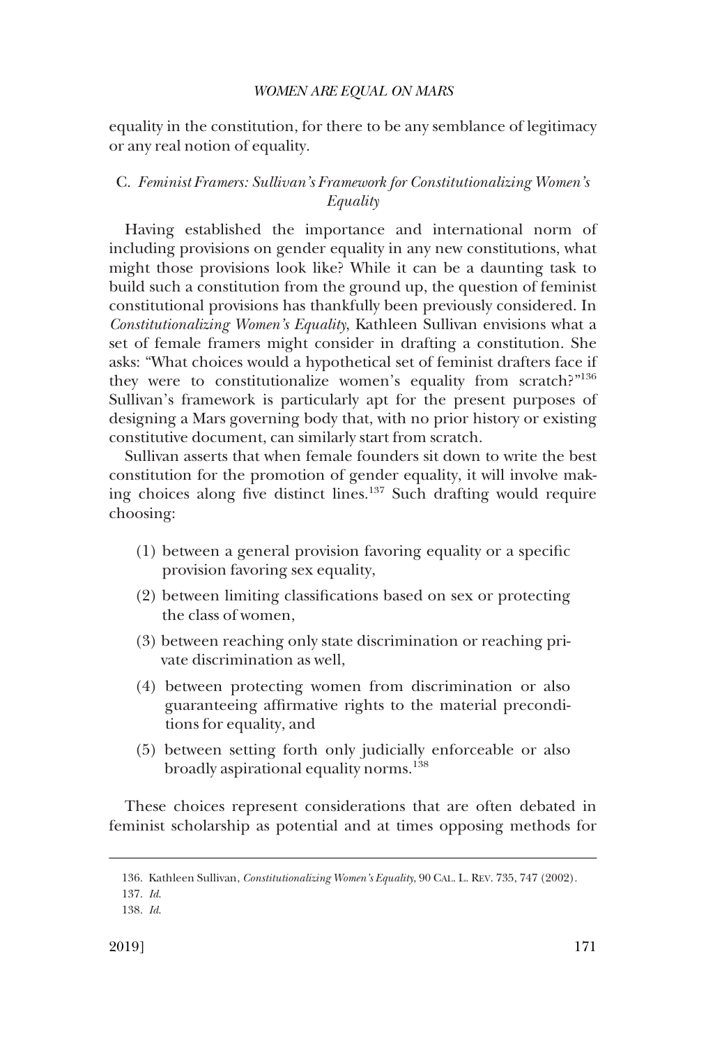equality in the constitution, for there to be any semblance of legitimacy or any real notion of equality.

### C. *Feminist Framers: Sullivan's Framework for Constitutionalizing Women's Equality*

Having established the importance and international norm of including provisions on gender equality in any new constitutions, what might those provisions look like? While it can be a daunting task to build such a constitution from the ground up, the question of feminist constitutional provisions has thankfully been previously considered. In *Constitutionalizing Women's Equality*, Kathleen Sullivan envisions what a set of female framers might consider in drafting a constitution. She asks: "What choices would a hypothetical set of feminist drafters face if they were to constitutionalize women's equality from scratch?"[136] Sullivan's framework is particularly apt for the present purposes of designing a Mars governing body that, with no prior history or existing constitutive document, can similarly start from scratch.

Sullivan asserts that when female founders sit down to write the best constitution for the promotion of gender equality, it will involve making choices along five distinct lines.[137] Such drafting would require choosing:

> (1) between a general provision favoring equality or a specific provision favoring sex equality,
>
> (2) between limiting classifications based on sex or protecting the class of women,
>
> (3) between reaching only state discrimination or reaching private discrimination as well,
>
> (4) between protecting women from discrimination or also guaranteeing affirmative rights to the material preconditions for equality, and
>
> (5) between setting forth only judicially enforceable or also broadly aspirational equality norms.[138]

These choices represent considerations that are often debated in feminist scholarship as potential and at times opposing methods for

---

136. Kathleen Sullivan, *Constitutionalizing Women's Equality*, 90 CAL. L. REV. 735, 747 (2002).

137. *Id.*

138. *Id.*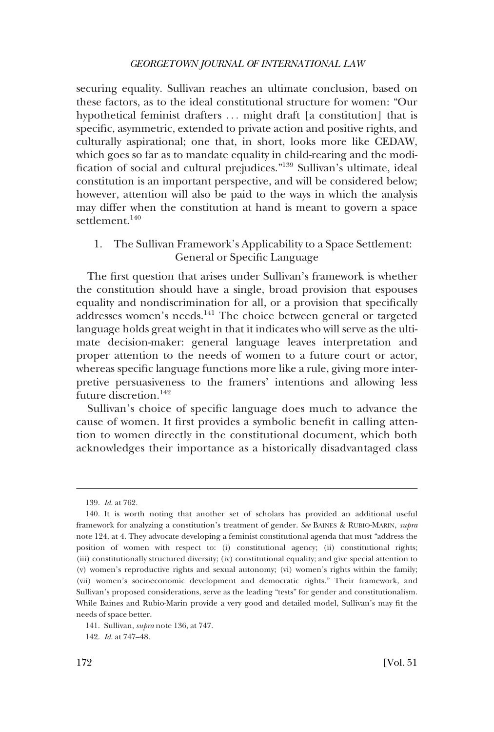securing equality. Sullivan reaches an ultimate conclusion, based on these factors, as to the ideal constitutional structure for women: "Our hypothetical feminist drafters . . . might draft [a constitution] that is specific, asymmetric, extended to private action and positive rights, and culturally aspirational; one that, in short, looks more like CEDAW, which goes so far as to mandate equality in child-rearing and the modification of social and cultural prejudices."[139] Sullivan's ultimate, ideal constitution is an important perspective, and will be considered below; however, attention will also be paid to the ways in which the analysis may differ when the constitution at hand is meant to govern a space settlement.[140]

### 1. The Sullivan Framework's Applicability to a Space Settlement: General or Specific Language

The first question that arises under Sullivan's framework is whether the constitution should have a single, broad provision that espouses equality and nondiscrimination for all, or a provision that specifically addresses women's needs.[141] The choice between general or targeted language holds great weight in that it indicates who will serve as the ultimate decision-maker: general language leaves interpretation and proper attention to the needs of women to a future court or actor, whereas specific language functions more like a rule, giving more interpretive persuasiveness to the framers' intentions and allowing less future discretion.[142]

Sullivan's choice of specific language does much to advance the cause of women. It first provides a symbolic benefit in calling attention to women directly in the constitutional document, which both acknowledges their importance as a historically disadvantaged class

---

139. *Id.* at 762.

140. It is worth noting that another set of scholars has provided an additional useful framework for analyzing a constitution's treatment of gender. *See* BAINES & RUBIO-MARIN, *supra* note 124, at 4. They advocate developing a feminist constitutional agenda that must "address the position of women with respect to: (i) constitutional agency; (ii) constitutional rights; (iii) constitutionally structured diversity; (iv) constitutional equality; and give special attention to (v) women's reproductive rights and sexual autonomy; (vi) women's rights within the family; (vii) women's socioeconomic development and democratic rights." Their framework, and Sullivan's proposed considerations, serve as the leading "tests" for gender and constitutionalism. While Baines and Rubio-Marin provide a very good and detailed model, Sullivan's may fit the needs of space better.

141. Sullivan, *supra* note 136, at 747.

142. *Id.* at 747–48.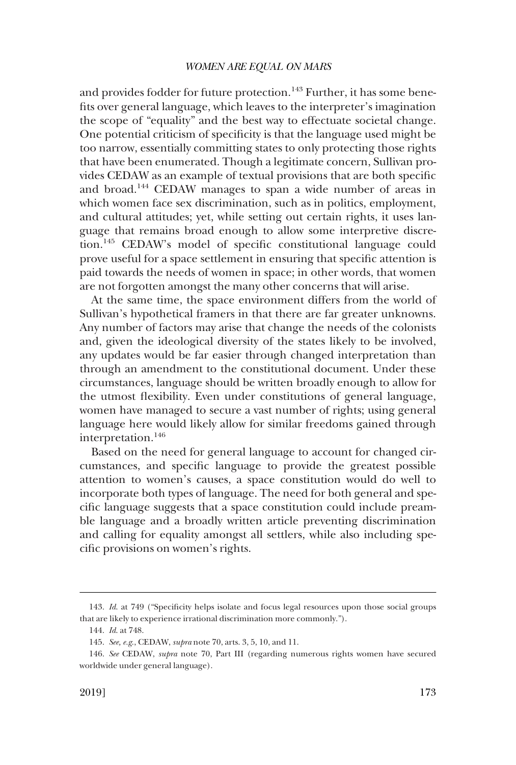and provides fodder for future protection.[143] Further, it has some benefits over general language, which leaves to the interpreter's imagination the scope of "equality" and the best way to effectuate societal change. One potential criticism of specificity is that the language used might be too narrow, essentially committing states to only protecting those rights that have been enumerated. Though a legitimate concern, Sullivan provides CEDAW as an example of textual provisions that are both specific and broad.[144] CEDAW manages to span a wide number of areas in which women face sex discrimination, such as in politics, employment, and cultural attitudes; yet, while setting out certain rights, it uses language that remains broad enough to allow some interpretive discretion.[145] CEDAW's model of specific constitutional language could prove useful for a space settlement in ensuring that specific attention is paid towards the needs of women in space; in other words, that women are not forgotten amongst the many other concerns that will arise.

At the same time, the space environment differs from the world of Sullivan's hypothetical framers in that there are far greater unknowns. Any number of factors may arise that change the needs of the colonists and, given the ideological diversity of the states likely to be involved, any updates would be far easier through changed interpretation than through an amendment to the constitutional document. Under these circumstances, language should be written broadly enough to allow for the utmost flexibility. Even under constitutions of general language, women have managed to secure a vast number of rights; using general language here would likely allow for similar freedoms gained through interpretation.[146]

Based on the need for general language to account for changed circumstances, and specific language to provide the greatest possible attention to women's causes, a space constitution would do well to incorporate both types of language. The need for both general and specific language suggests that a space constitution could include preamble language and a broadly written article preventing discrimination and calling for equality amongst all settlers, while also including specific provisions on women's rights.

---

143. *Id.* at 749 ("Specificity helps isolate and focus legal resources upon those social groups that are likely to experience irrational discrimination more commonly.").

144. *Id.* at 748.

145. *See, e.g.*, CEDAW, *supra* note 70, arts. 3, 5, 10, and 11.

146. *See* CEDAW, *supra* note 70, Part III (regarding numerous rights women have secured worldwide under general language).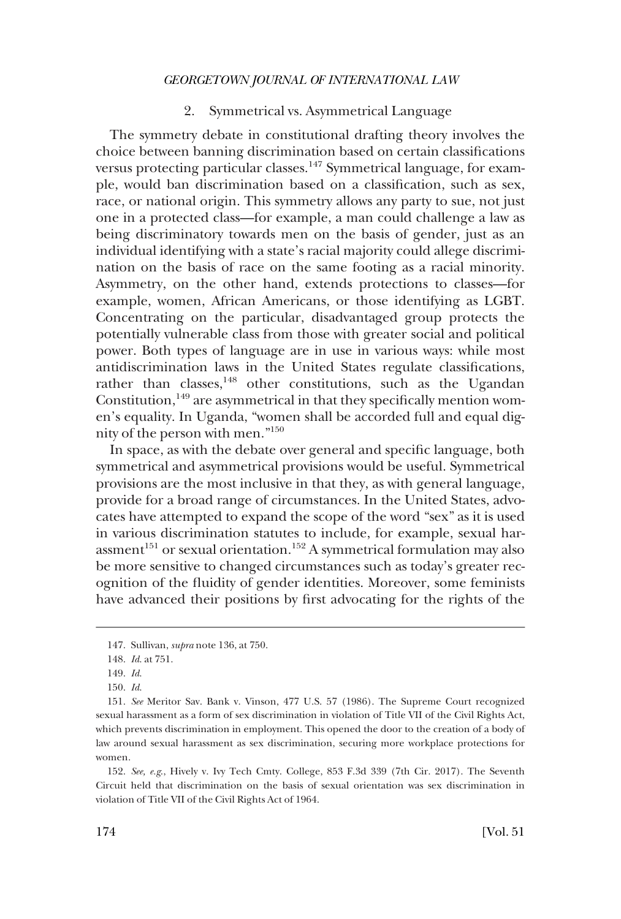### 2. Symmetrical vs. Asymmetrical Language

The symmetry debate in constitutional drafting theory involves the choice between banning discrimination based on certain classifications versus protecting particular classes.[147] Symmetrical language, for example, would ban discrimination based on a classification, such as sex, race, or national origin. This symmetry allows any party to sue, not just one in a protected class—for example, a man could challenge a law as being discriminatory towards men on the basis of gender, just as an individual identifying with a state's racial majority could allege discrimination on the basis of race on the same footing as a racial minority. Asymmetry, on the other hand, extends protections to classes—for example, women, African Americans, or those identifying as LGBT. Concentrating on the particular, disadvantaged group protects the potentially vulnerable class from those with greater social and political power. Both types of language are in use in various ways: while most antidiscrimination laws in the United States regulate classifications, rather than classes,[148] other constitutions, such as the Ugandan Constitution,[149] are asymmetrical in that they specifically mention women's equality. In Uganda, "women shall be accorded full and equal dignity of the person with men."[150]

In space, as with the debate over general and specific language, both symmetrical and asymmetrical provisions would be useful. Symmetrical provisions are the most inclusive in that they, as with general language, provide for a broad range of circumstances. In the United States, advocates have attempted to expand the scope of the word "sex" as it is used in various discrimination statutes to include, for example, sexual harassment[151] or sexual orientation.[152] A symmetrical formulation may also be more sensitive to changed circumstances such as today's greater recognition of the fluidity of gender identities. Moreover, some feminists have advanced their positions by first advocating for the rights of the

---

147. Sullivan, *supra* note 136, at 750.

148. *Id.* at 751.

149. *Id.*

150. *Id.*

151. *See* Meritor Sav. Bank v. Vinson, 477 U.S. 57 (1986). The Supreme Court recognized sexual harassment as a form of sex discrimination in violation of Title VII of the Civil Rights Act, which prevents discrimination in employment. This opened the door to the creation of a body of law around sexual harassment as sex discrimination, securing more workplace protections for women.

152. *See, e.g.*, Hively v. Ivy Tech Cmty. College, 853 F.3d 339 (7th Cir. 2017). The Seventh Circuit held that discrimination on the basis of sexual orientation was sex discrimination in violation of Title VII of the Civil Rights Act of 1964.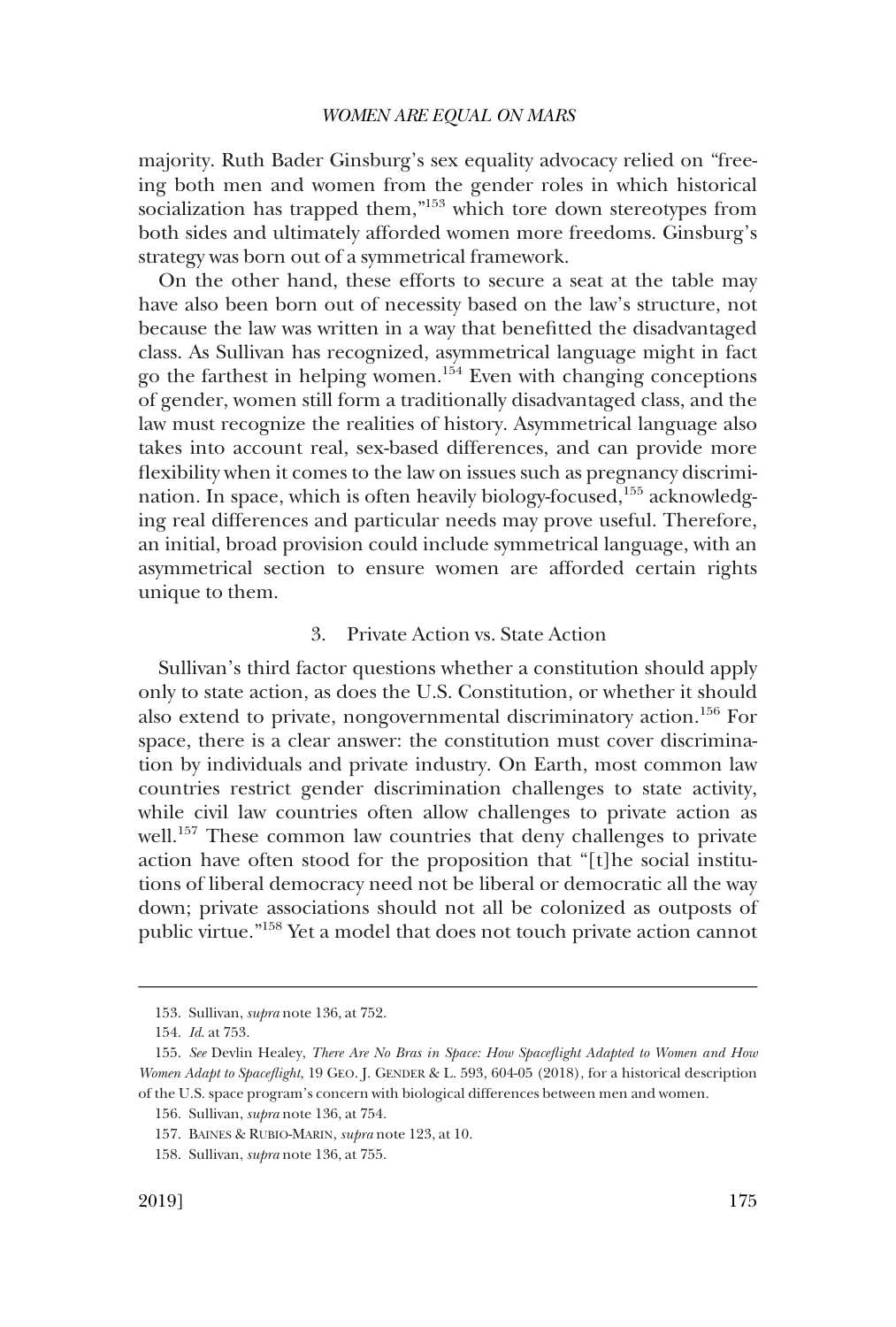majority. Ruth Bader Ginsburg's sex equality advocacy relied on "freeing both men and women from the gender roles in which historical socialization has trapped them,"[153] which tore down stereotypes from both sides and ultimately afforded women more freedoms. Ginsburg's strategy was born out of a symmetrical framework.

On the other hand, these efforts to secure a seat at the table may have also been born out of necessity based on the law's structure, not because the law was written in a way that benefitted the disadvantaged class. As Sullivan has recognized, asymmetrical language might in fact go the farthest in helping women.[154] Even with changing conceptions of gender, women still form a traditionally disadvantaged class, and the law must recognize the realities of history. Asymmetrical language also takes into account real, sex-based differences, and can provide more flexibility when it comes to the law on issues such as pregnancy discrimination. In space, which is often heavily biology-focused,[155] acknowledging real differences and particular needs may prove useful. Therefore, an initial, broad provision could include symmetrical language, with an asymmetrical section to ensure women are afforded certain rights unique to them.

### 3. Private Action vs. State Action

Sullivan's third factor questions whether a constitution should apply only to state action, as does the U.S. Constitution, or whether it should also extend to private, nongovernmental discriminatory action.[156] For space, there is a clear answer: the constitution must cover discrimination by individuals and private industry. On Earth, most common law countries restrict gender discrimination challenges to state activity, while civil law countries often allow challenges to private action as well.[157] These common law countries that deny challenges to private action have often stood for the proposition that "[t]he social institutions of liberal democracy need not be liberal or democratic all the way down; private associations should not all be colonized as outposts of public virtue."[158] Yet a model that does not touch private action cannot

---

153. Sullivan, *supra* note 136, at 752.

154. *Id*. at 753.

155. *See* Devlin Healey, *There Are No Bras in Space: How Spaceflight Adapted to Women and How Women Adapt to Spaceflight*, 19 GEO. J. GENDER & L. 593, 604-05 (2018), for a historical description of the U.S. space program's concern with biological differences between men and women.

156. Sullivan, *supra* note 136, at 754.

157. BAINES & RUBIO-MARIN, *supra* note 123, at 10.

158. Sullivan, *supra* note 136, at 755.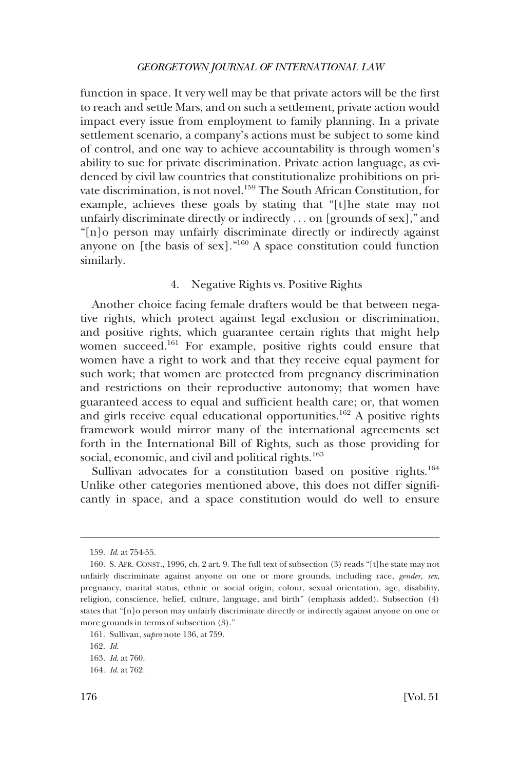function in space. It very well may be that private actors will be the first to reach and settle Mars, and on such a settlement, private action would impact every issue from employment to family planning. In a private settlement scenario, a company's actions must be subject to some kind of control, and one way to achieve accountability is through women's ability to sue for private discrimination. Private action language, as evidenced by civil law countries that constitutionalize prohibitions on private discrimination, is not novel.[159] The South African Constitution, for example, achieves these goals by stating that "[t]he state may not unfairly discriminate directly or indirectly . . . on [grounds of sex]," and "[n]o person may unfairly discriminate directly or indirectly against anyone on [the basis of sex]."[160] A space constitution could function similarly.

### 4. Negative Rights vs. Positive Rights

Another choice facing female drafters would be that between negative rights, which protect against legal exclusion or discrimination, and positive rights, which guarantee certain rights that might help women succeed.[161] For example, positive rights could ensure that women have a right to work and that they receive equal payment for such work; that women are protected from pregnancy discrimination and restrictions on their reproductive autonomy; that women have guaranteed access to equal and sufficient health care; or, that women and girls receive equal educational opportunities.[162] A positive rights framework would mirror many of the international agreements set forth in the International Bill of Rights, such as those providing for social, economic, and civil and political rights.[163]

Sullivan advocates for a constitution based on positive rights.[164] Unlike other categories mentioned above, this does not differ significantly in space, and a space constitution would do well to ensure

---

159. *Id.* at 754-55.

160. S. AFR. CONST., 1996, ch. 2 art. 9. The full text of subsection (3) reads "[t]he state may not unfairly discriminate against anyone on one or more grounds, including race, *gender, sex*, pregnancy, marital status, ethnic or social origin, colour, sexual orientation, age, disability, religion, conscience, belief, culture, language, and birth" (emphasis added). Subsection (4) states that "[n]o person may unfairly discriminate directly or indirectly against anyone on one or more grounds in terms of subsection (3)."

161. Sullivan, *supra* note 136, at 759.

162. *Id.*

163. *Id.* at 760.

164. *Id.* at 762.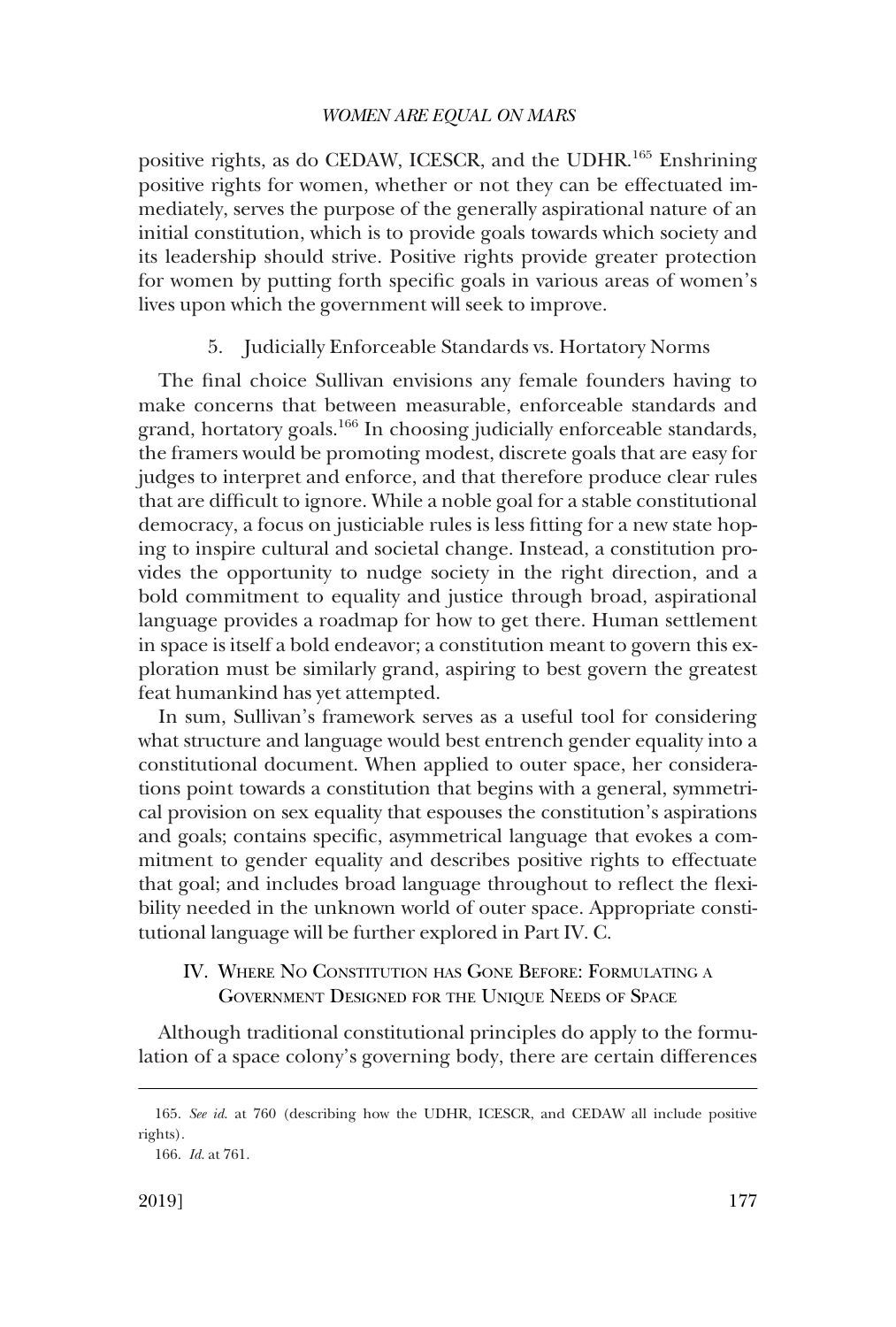positive rights, as do CEDAW, ICESCR, and the UDHR.[165] Enshrining positive rights for women, whether or not they can be effectuated immediately, serves the purpose of the generally aspirational nature of an initial constitution, which is to provide goals towards which society and its leadership should strive. Positive rights provide greater protection for women by putting forth specific goals in various areas of women's lives upon which the government will seek to improve.

#### 5. Judicially Enforceable Standards vs. Hortatory Norms

The final choice Sullivan envisions any female founders having to make concerns that between measurable, enforceable standards and grand, hortatory goals.[166] In choosing judicially enforceable standards, the framers would be promoting modest, discrete goals that are easy for judges to interpret and enforce, and that therefore produce clear rules that are difficult to ignore. While a noble goal for a stable constitutional democracy, a focus on justiciable rules is less fitting for a new state hoping to inspire cultural and societal change. Instead, a constitution provides the opportunity to nudge society in the right direction, and a bold commitment to equality and justice through broad, aspirational language provides a roadmap for how to get there. Human settlement in space is itself a bold endeavor; a constitution meant to govern this exploration must be similarly grand, aspiring to best govern the greatest feat humankind has yet attempted.

In sum, Sullivan's framework serves as a useful tool for considering what structure and language would best entrench gender equality into a constitutional document. When applied to outer space, her considerations point towards a constitution that begins with a general, symmetrical provision on sex equality that espouses the constitution's aspirations and goals; contains specific, asymmetrical language that evokes a commitment to gender equality and describes positive rights to effectuate that goal; and includes broad language throughout to reflect the flexibility needed in the unknown world of outer space. Appropriate constitutional language will be further explored in Part IV. C.

## IV. Where No Constitution has Gone Before: Formulating a Government Designed for the Unique Needs of Space

Although traditional constitutional principles do apply to the formulation of a space colony's governing body, there are certain differences

---

165. *See id.* at 760 (describing how the UDHR, ICESCR, and CEDAW all include positive rights).

166. *Id.* at 761.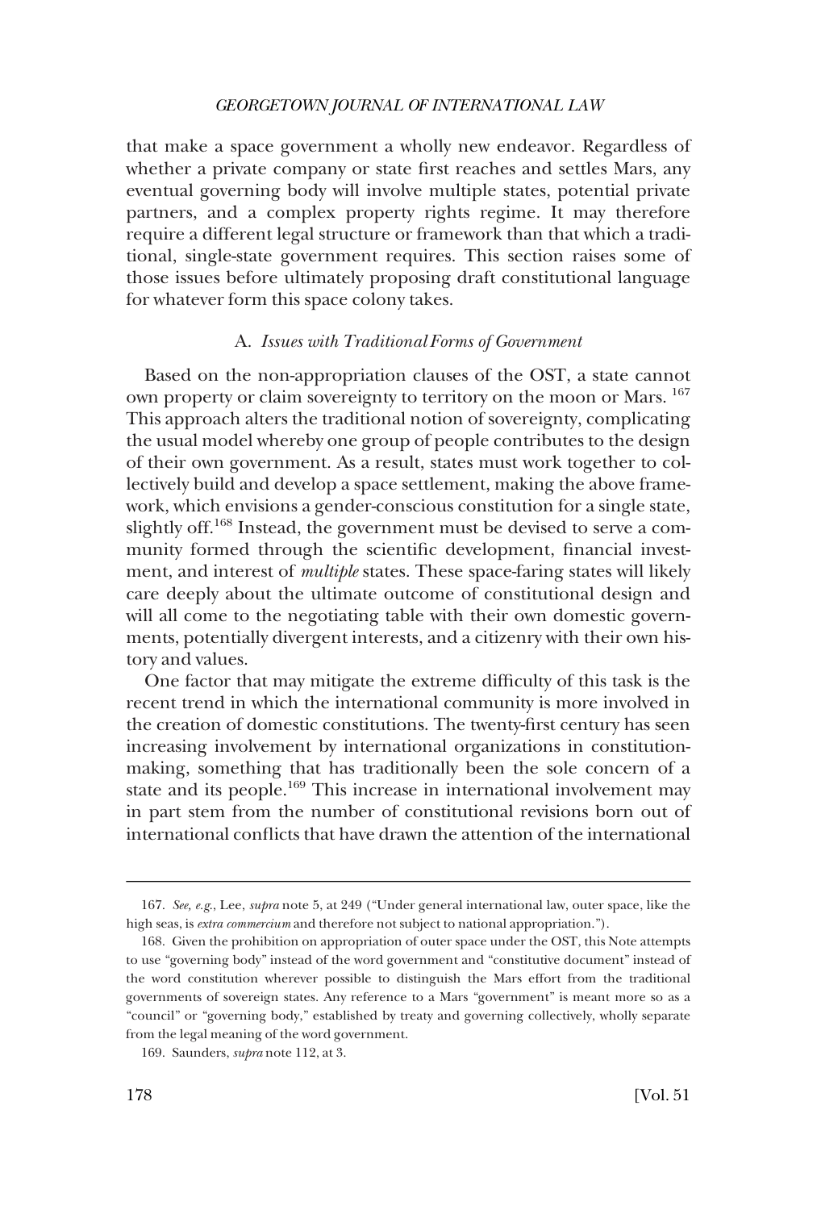that make a space government a wholly new endeavor. Regardless of whether a private company or state first reaches and settles Mars, any eventual governing body will involve multiple states, potential private partners, and a complex property rights regime. It may therefore require a different legal structure or framework than that which a traditional, single-state government requires. This section raises some of those issues before ultimately proposing draft constitutional language for whatever form this space colony takes.

### A. *Issues with Traditional Forms of Government*

Based on the non-appropriation clauses of the OST, a state cannot own property or claim sovereignty to territory on the moon or Mars.[167] This approach alters the traditional notion of sovereignty, complicating the usual model whereby one group of people contributes to the design of their own government. As a result, states must work together to collectively build and develop a space settlement, making the above framework, which envisions a gender-conscious constitution for a single state, slightly off.[168] Instead, the government must be devised to serve a community formed through the scientific development, financial investment, and interest of *multiple* states. These space-faring states will likely care deeply about the ultimate outcome of constitutional design and will all come to the negotiating table with their own domestic governments, potentially divergent interests, and a citizenry with their own history and values.

One factor that may mitigate the extreme difficulty of this task is the recent trend in which the international community is more involved in the creation of domestic constitutions. The twenty-first century has seen increasing involvement by international organizations in constitution-making, something that has traditionally been the sole concern of a state and its people.[169] This increase in international involvement may in part stem from the number of constitutional revisions born out of international conflicts that have drawn the attention of the international

---

167. *See, e.g.*, Lee, *supra* note 5, at 249 ("Under general international law, outer space, like the high seas, is *extra commercium* and therefore not subject to national appropriation.").

168. Given the prohibition on appropriation of outer space under the OST, this Note attempts to use "governing body" instead of the word government and "constitutive document" instead of the word constitution wherever possible to distinguish the Mars effort from the traditional governments of sovereign states. Any reference to a Mars "government" is meant more so as a "council" or "governing body," established by treaty and governing collectively, wholly separate from the legal meaning of the word government.

169. Saunders, *supra* note 112, at 3.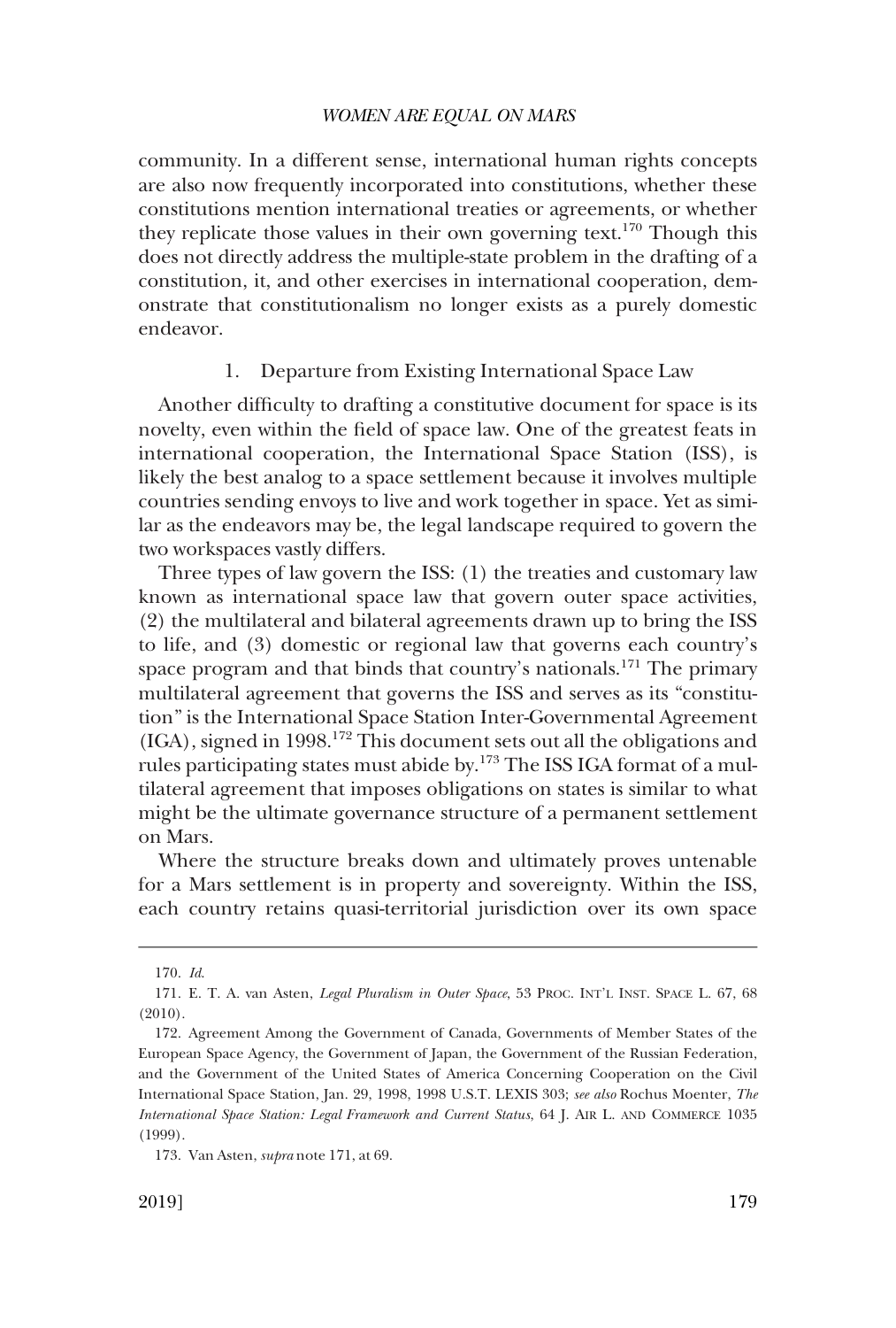community. In a different sense, international human rights concepts are also now frequently incorporated into constitutions, whether these constitutions mention international treaties or agreements, or whether they replicate those values in their own governing text.[170] Though this does not directly address the multiple-state problem in the drafting of a constitution, it, and other exercises in international cooperation, demonstrate that constitutionalism no longer exists as a purely domestic endeavor.

### 1. Departure from Existing International Space Law

Another difficulty to drafting a constitutive document for space is its novelty, even within the field of space law. One of the greatest feats in international cooperation, the International Space Station (ISS), is likely the best analog to a space settlement because it involves multiple countries sending envoys to live and work together in space. Yet as similar as the endeavors may be, the legal landscape required to govern the two workspaces vastly differs.

Three types of law govern the ISS: (1) the treaties and customary law known as international space law that govern outer space activities, (2) the multilateral and bilateral agreements drawn up to bring the ISS to life, and (3) domestic or regional law that governs each country's space program and that binds that country's nationals.[171] The primary multilateral agreement that governs the ISS and serves as its "constitution" is the International Space Station Inter-Governmental Agreement (IGA), signed in 1998.[172] This document sets out all the obligations and rules participating states must abide by.[173] The ISS IGA format of a multilateral agreement that imposes obligations on states is similar to what might be the ultimate governance structure of a permanent settlement on Mars.

Where the structure breaks down and ultimately proves untenable for a Mars settlement is in property and sovereignty. Within the ISS, each country retains quasi-territorial jurisdiction over its own space

---

170. *Id.*

171. E. T. A. van Asten, *Legal Pluralism in Outer Space*, 53 PROC. INT'L INST. SPACE L. 67, 68 (2010).

172. Agreement Among the Government of Canada, Governments of Member States of the European Space Agency, the Government of Japan, the Government of the Russian Federation, and the Government of the United States of America Concerning Cooperation on the Civil International Space Station, Jan. 29, 1998, 1998 U.S.T. LEXIS 303; *see also* Rochus Moenter, *The International Space Station: Legal Framework and Current Status*, 64 J. AIR L. AND COMMERCE 1035 (1999).

173. Van Asten, *supra* note 171, at 69.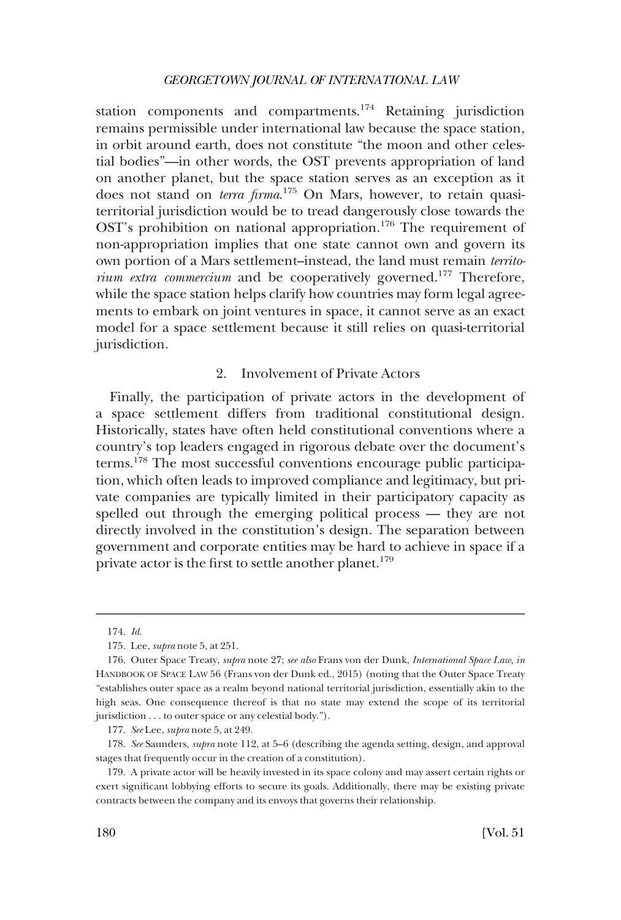station components and compartments.[174] Retaining jurisdiction remains permissible under international law because the space station, in orbit around earth, does not constitute "the moon and other celestial bodies"—in other words, the OST prevents appropriation of land on another planet, but the space station serves as an exception as it does not stand on *terra firma*.[175] On Mars, however, to retain quasi-territorial jurisdiction would be to tread dangerously close towards the OST's prohibition on national appropriation.[176] The requirement of non-appropriation implies that one state cannot own and govern its own portion of a Mars settlement–instead, the land must remain *territorium extra commercium* and be cooperatively governed.[177] Therefore, while the space station helps clarify how countries may form legal agreements to embark on joint ventures in space, it cannot serve as an exact model for a space settlement because it still relies on quasi-territorial jurisdiction.

### 2. Involvement of Private Actors

Finally, the participation of private actors in the development of a space settlement differs from traditional constitutional design. Historically, states have often held constitutional conventions where a country's top leaders engaged in rigorous debate over the document's terms.[178] The most successful conventions encourage public participation, which often leads to improved compliance and legitimacy, but private companies are typically limited in their participatory capacity as spelled out through the emerging political process — they are not directly involved in the constitution's design. The separation between government and corporate entities may be hard to achieve in space if a private actor is the first to settle another planet.[179]

---

174. *Id.*

175. Lee, *supra* note 5, at 251.

176. Outer Space Treaty, *supra* note 27; *see also* Frans von der Dunk, *International Space Law, in* HANDBOOK OF SPACE LAW 56 (Frans von der Dunk ed., 2015) (noting that the Outer Space Treaty "establishes outer space as a realm beyond national territorial jurisdiction, essentially akin to the high seas. One consequence thereof is that no state may extend the scope of its territorial jurisdiction . . . to outer space or any celestial body.").

177. *See* Lee, *supra* note 5, at 249.

178. *See* Saunders, *supra* note 112, at 5–6 (describing the agenda setting, design, and approval stages that frequently occur in the creation of a constitution).

179. A private actor will be heavily invested in its space colony and may assert certain rights or exert significant lobbying efforts to secure its goals. Additionally, there may be existing private contracts between the company and its envoys that governs their relationship.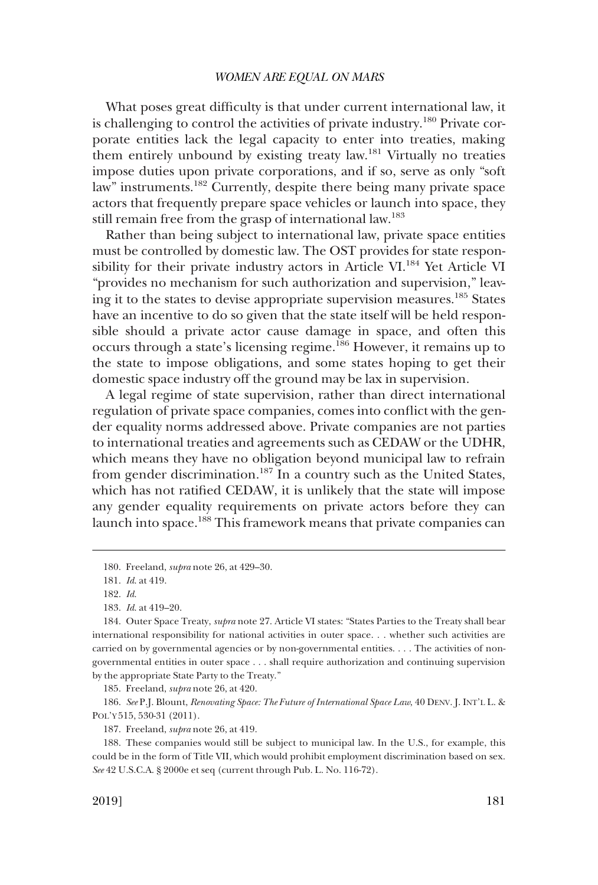What poses great difficulty is that under current international law, it is challenging to control the activities of private industry.[180] Private corporate entities lack the legal capacity to enter into treaties, making them entirely unbound by existing treaty law.[181] Virtually no treaties impose duties upon private corporations, and if so, serve as only "soft law" instruments.[182] Currently, despite there being many private space actors that frequently prepare space vehicles or launch into space, they still remain free from the grasp of international law.[183]

Rather than being subject to international law, private space entities must be controlled by domestic law. The OST provides for state responsibility for their private industry actors in Article VI.[184] Yet Article VI "provides no mechanism for such authorization and supervision," leaving it to the states to devise appropriate supervision measures.[185] States have an incentive to do so given that the state itself will be held responsible should a private actor cause damage in space, and often this occurs through a state's licensing regime.[186] However, it remains up to the state to impose obligations, and some states hoping to get their domestic space industry off the ground may be lax in supervision.

A legal regime of state supervision, rather than direct international regulation of private space companies, comes into conflict with the gender equality norms addressed above. Private companies are not parties to international treaties and agreements such as CEDAW or the UDHR, which means they have no obligation beyond municipal law to refrain from gender discrimination.[187] In a country such as the United States, which has not ratified CEDAW, it is unlikely that the state will impose any gender equality requirements on private actors before they can launch into space.[188] This framework means that private companies can

---

180. Freeland, *supra* note 26, at 429–30.

181. *Id.* at 419.

182. *Id.*

183. *Id.* at 419–20.

184. Outer Space Treaty, *supra* note 27. Article VI states: "States Parties to the Treaty shall bear international responsibility for national activities in outer space. . . whether such activities are carried on by governmental agencies or by non-governmental entities. . . . The activities of non-governmental entities in outer space . . . shall require authorization and continuing supervision by the appropriate State Party to the Treaty."

185. Freeland, *supra* note 26, at 420.

186. *See* P.J. Blount, *Renovating Space: The Future of International Space Law*, 40 DENV. J. INT'L L. & POL'Y 515, 530-31 (2011).

187. Freeland, *supra* note 26, at 419.

188. These companies would still be subject to municipal law. In the U.S., for example, this could be in the form of Title VII, which would prohibit employment discrimination based on sex. *See* 42 U.S.C.A. § 2000e et seq (current through Pub. L. No. 116-72).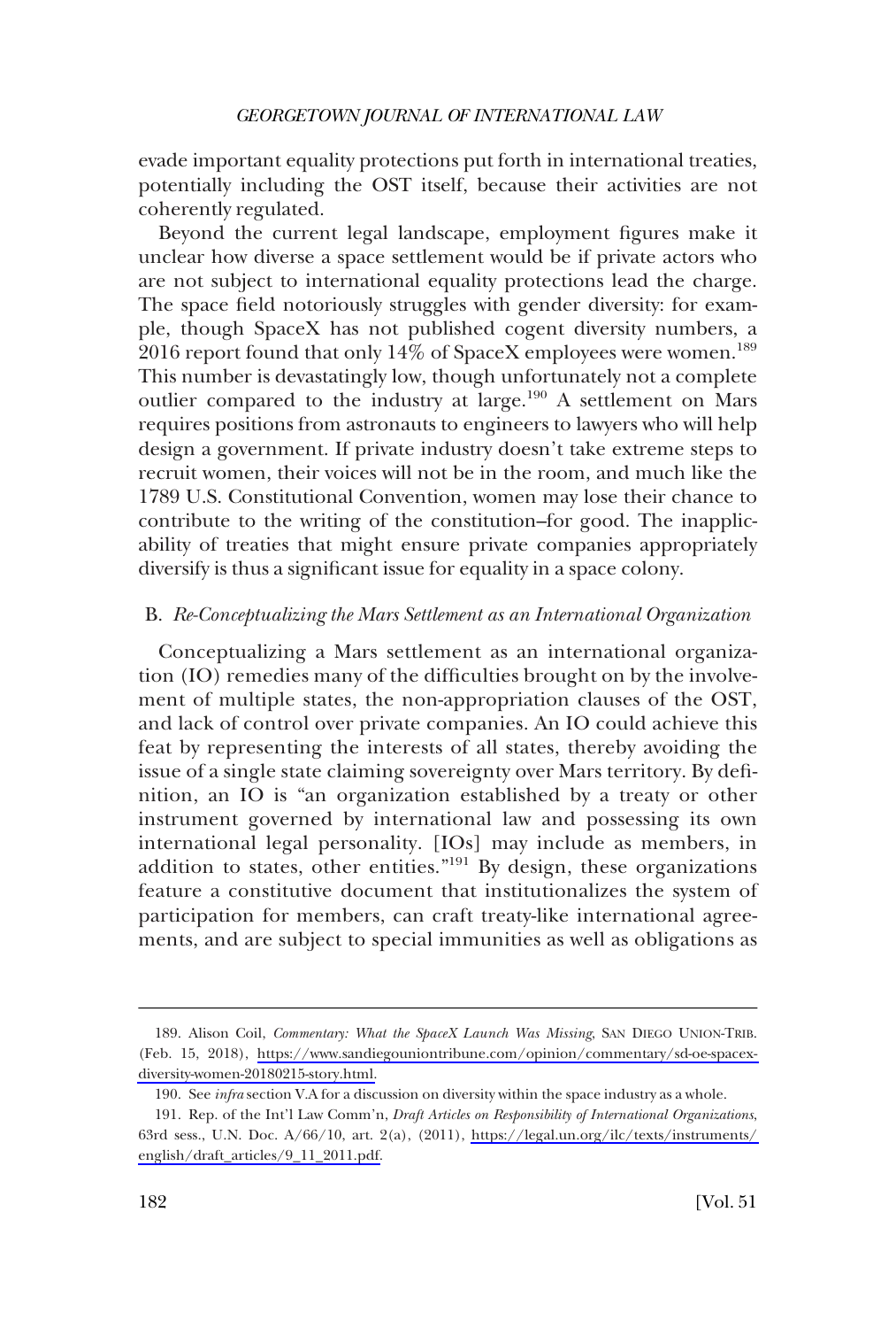evade important equality protections put forth in international treaties, potentially including the OST itself, because their activities are not coherently regulated.

Beyond the current legal landscape, employment figures make it unclear how diverse a space settlement would be if private actors who are not subject to international equality protections lead the charge. The space field notoriously struggles with gender diversity: for example, though SpaceX has not published cogent diversity numbers, a 2016 report found that only 14% of SpaceX employees were women.[189] This number is devastatingly low, though unfortunately not a complete outlier compared to the industry at large.[190] A settlement on Mars requires positions from astronauts to engineers to lawyers who will help design a government. If private industry doesn't take extreme steps to recruit women, their voices will not be in the room, and much like the 1789 U.S. Constitutional Convention, women may lose their chance to contribute to the writing of the constitution–for good. The inapplicability of treaties that might ensure private companies appropriately diversify is thus a significant issue for equality in a space colony.

### B. *Re-Conceptualizing the Mars Settlement as an International Organization*

Conceptualizing a Mars settlement as an international organization (IO) remedies many of the difficulties brought on by the involvement of multiple states, the non-appropriation clauses of the OST, and lack of control over private companies. An IO could achieve this feat by representing the interests of all states, thereby avoiding the issue of a single state claiming sovereignty over Mars territory. By definition, an IO is "an organization established by a treaty or other instrument governed by international law and possessing its own international legal personality. [IOs] may include as members, in addition to states, other entities."[191] By design, these organizations feature a constitutive document that institutionalizes the system of participation for members, can craft treaty-like international agreements, and are subject to special immunities as well as obligations as

---

189. Alison Coil, *Commentary: What the SpaceX Launch Was Missing*, SAN DIEGO UNION-TRIB. (Feb. 15, 2018), https://www.sandiegouniontribune.com/opinion/commentary/sd-oe-spacex-diversity-women-20180215-story.html.

190. See *infra* section V.A for a discussion on diversity within the space industry as a whole.

191. Rep. of the Int'l Law Comm'n, *Draft Articles on Responsibility of International Organizations*, 63rd sess., U.N. Doc. A/66/10, art. 2(a), (2011), https://legal.un.org/ilc/texts/instruments/english/draft_articles/9_11_2011.pdf.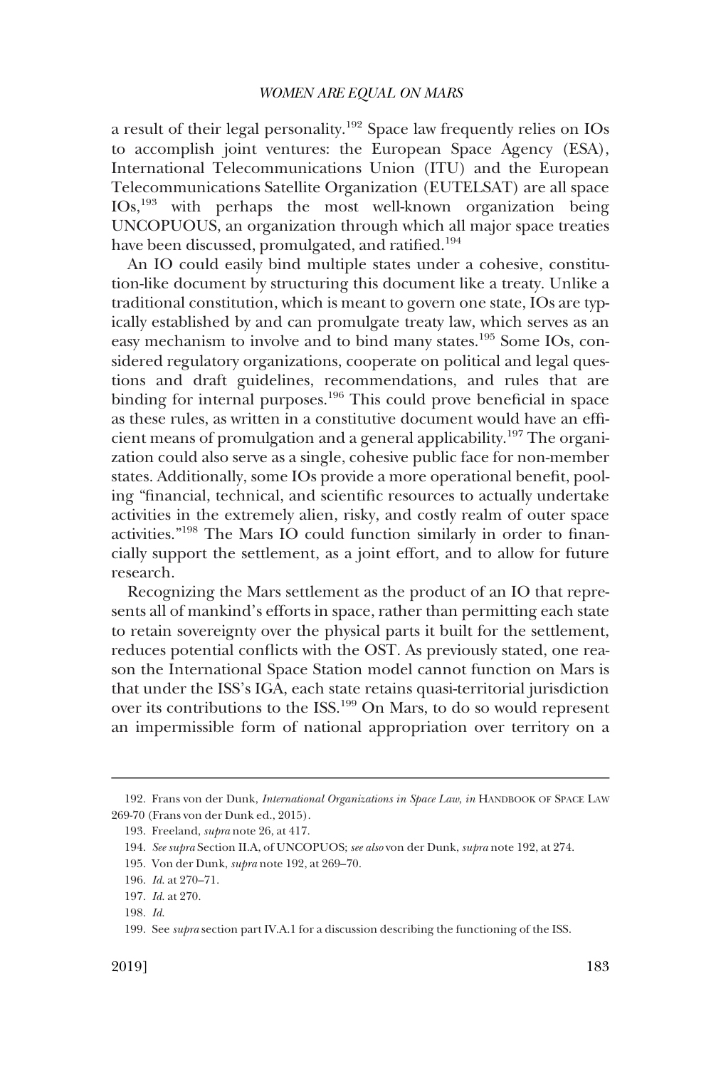a result of their legal personality.[192] Space law frequently relies on IOs to accomplish joint ventures: the European Space Agency (ESA), International Telecommunications Union (ITU) and the European Telecommunications Satellite Organization (EUTELSAT) are all space IOs,[193] with perhaps the most well-known organization being UNCOPUOUS, an organization through which all major space treaties have been discussed, promulgated, and ratified.[194]

An IO could easily bind multiple states under a cohesive, constitution-like document by structuring this document like a treaty. Unlike a traditional constitution, which is meant to govern one state, IOs are typically established by and can promulgate treaty law, which serves as an easy mechanism to involve and to bind many states.[195] Some IOs, considered regulatory organizations, cooperate on political and legal questions and draft guidelines, recommendations, and rules that are binding for internal purposes.[196] This could prove beneficial in space as these rules, as written in a constitutive document would have an efficient means of promulgation and a general applicability.[197] The organization could also serve as a single, cohesive public face for non-member states. Additionally, some IOs provide a more operational benefit, pooling "financial, technical, and scientific resources to actually undertake activities in the extremely alien, risky, and costly realm of outer space activities."[198] The Mars IO could function similarly in order to financially support the settlement, as a joint effort, and to allow for future research.

Recognizing the Mars settlement as the product of an IO that represents all of mankind's efforts in space, rather than permitting each state to retain sovereignty over the physical parts it built for the settlement, reduces potential conflicts with the OST. As previously stated, one reason the International Space Station model cannot function on Mars is that under the ISS's IGA, each state retains quasi-territorial jurisdiction over its contributions to the ISS.[199] On Mars, to do so would represent an impermissible form of national appropriation over territory on a

---

192. Frans von der Dunk, *International Organizations in Space Law*, *in* HANDBOOK OF SPACE LAW 269-70 (Frans von der Dunk ed., 2015).

193. Freeland, *supra* note 26, at 417.

194. *See supra* Section II.A, of UNCOPUOS; *see also* von der Dunk, *supra* note 192, at 274.

195. Von der Dunk, *supra* note 192, at 269–70.

196. *Id.* at 270–71.

197. *Id.* at 270.

198. *Id.*

199. See *supra* section part IV.A.1 for a discussion describing the functioning of the ISS.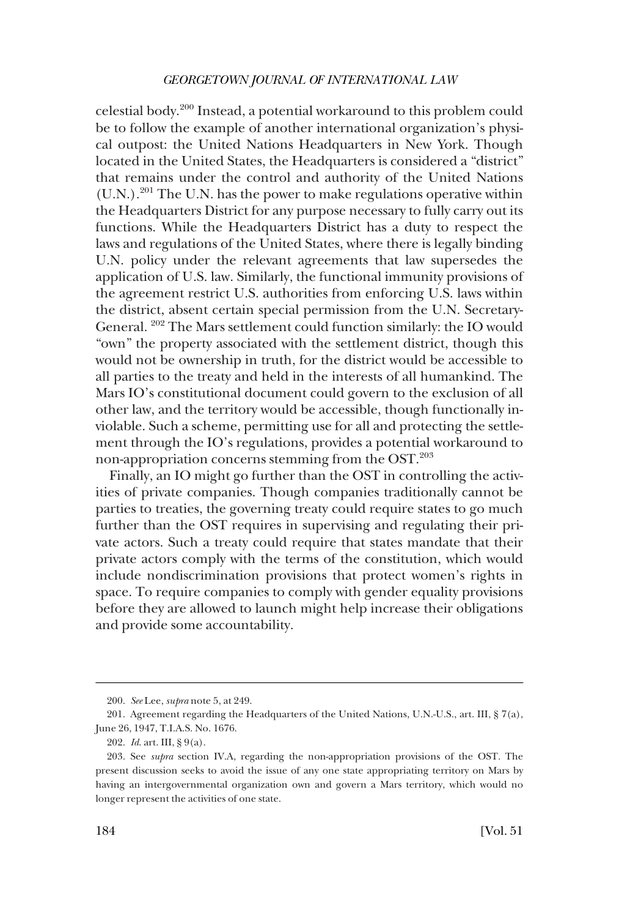celestial body.[200] Instead, a potential workaround to this problem could be to follow the example of another international organization's physical outpost: the United Nations Headquarters in New York. Though located in the United States, the Headquarters is considered a "district" that remains under the control and authority of the United Nations (U.N.).[201] The U.N. has the power to make regulations operative within the Headquarters District for any purpose necessary to fully carry out its functions. While the Headquarters District has a duty to respect the laws and regulations of the United States, where there is legally binding U.N. policy under the relevant agreements that law supersedes the application of U.S. law. Similarly, the functional immunity provisions of the agreement restrict U.S. authorities from enforcing U.S. laws within the district, absent certain special permission from the U.N. Secretary-General. [202] The Mars settlement could function similarly: the IO would "own" the property associated with the settlement district, though this would not be ownership in truth, for the district would be accessible to all parties to the treaty and held in the interests of all humankind. The Mars IO's constitutional document could govern to the exclusion of all other law, and the territory would be accessible, though functionally inviolable. Such a scheme, permitting use for all and protecting the settlement through the IO's regulations, provides a potential workaround to non-appropriation concerns stemming from the OST.[203]

Finally, an IO might go further than the OST in controlling the activities of private companies. Though companies traditionally cannot be parties to treaties, the governing treaty could require states to go much further than the OST requires in supervising and regulating their private actors. Such a treaty could require that states mandate that their private actors comply with the terms of the constitution, which would include nondiscrimination provisions that protect women's rights in space. To require companies to comply with gender equality provisions before they are allowed to launch might help increase their obligations and provide some accountability.

---

200. *See* Lee, *supra* note 5, at 249.

201. Agreement regarding the Headquarters of the United Nations, U.N.-U.S., art. III, § 7(a), June 26, 1947, T.I.A.S. No. 1676.

202. *Id.* art. III, § 9(a).

203. See *supra* section IV.A, regarding the non-appropriation provisions of the OST. The present discussion seeks to avoid the issue of any one state appropriating territory on Mars by having an intergovernmental organization own and govern a Mars territory, which would no longer represent the activities of one state.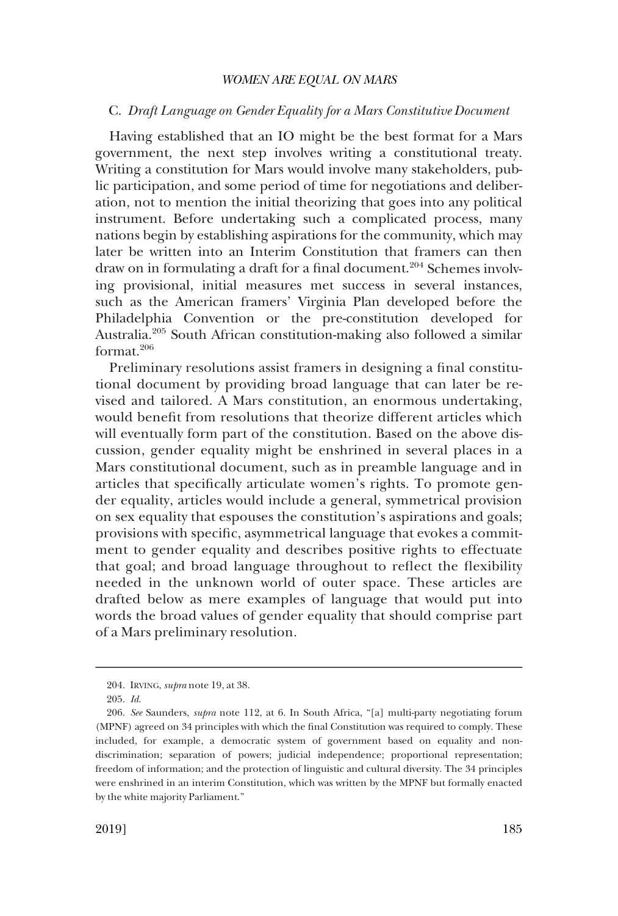### C. *Draft Language on Gender Equality for a Mars Constitutive Document*

Having established that an IO might be the best format for a Mars government, the next step involves writing a constitutional treaty. Writing a constitution for Mars would involve many stakeholders, public participation, and some period of time for negotiations and deliberation, not to mention the initial theorizing that goes into any political instrument. Before undertaking such a complicated process, many nations begin by establishing aspirations for the community, which may later be written into an Interim Constitution that framers can then draw on in formulating a draft for a final document.[204] Schemes involving provisional, initial measures met success in several instances, such as the American framers' Virginia Plan developed before the Philadelphia Convention or the pre-constitution developed for Australia.[205] South African constitution-making also followed a similar format.[206]

Preliminary resolutions assist framers in designing a final constitutional document by providing broad language that can later be revised and tailored. A Mars constitution, an enormous undertaking, would benefit from resolutions that theorize different articles which will eventually form part of the constitution. Based on the above discussion, gender equality might be enshrined in several places in a Mars constitutional document, such as in preamble language and in articles that specifically articulate women's rights. To promote gender equality, articles would include a general, symmetrical provision on sex equality that espouses the constitution's aspirations and goals; provisions with specific, asymmetrical language that evokes a commitment to gender equality and describes positive rights to effectuate that goal; and broad language throughout to reflect the flexibility needed in the unknown world of outer space. These articles are drafted below as mere examples of language that would put into words the broad values of gender equality that should comprise part of a Mars preliminary resolution.

---

204. IRVING, *supra* note 19, at 38.

205. *Id.*

206. *See* Saunders, *supra* note 112, at 6. In South Africa, "[a] multi-party negotiating forum (MPNF) agreed on 34 principles with which the final Constitution was required to comply. These included, for example, a democratic system of government based on equality and non-discrimination; separation of powers; judicial independence; proportional representation; freedom of information; and the protection of linguistic and cultural diversity. The 34 principles were enshrined in an interim Constitution, which was written by the MPNF but formally enacted by the white majority Parliament."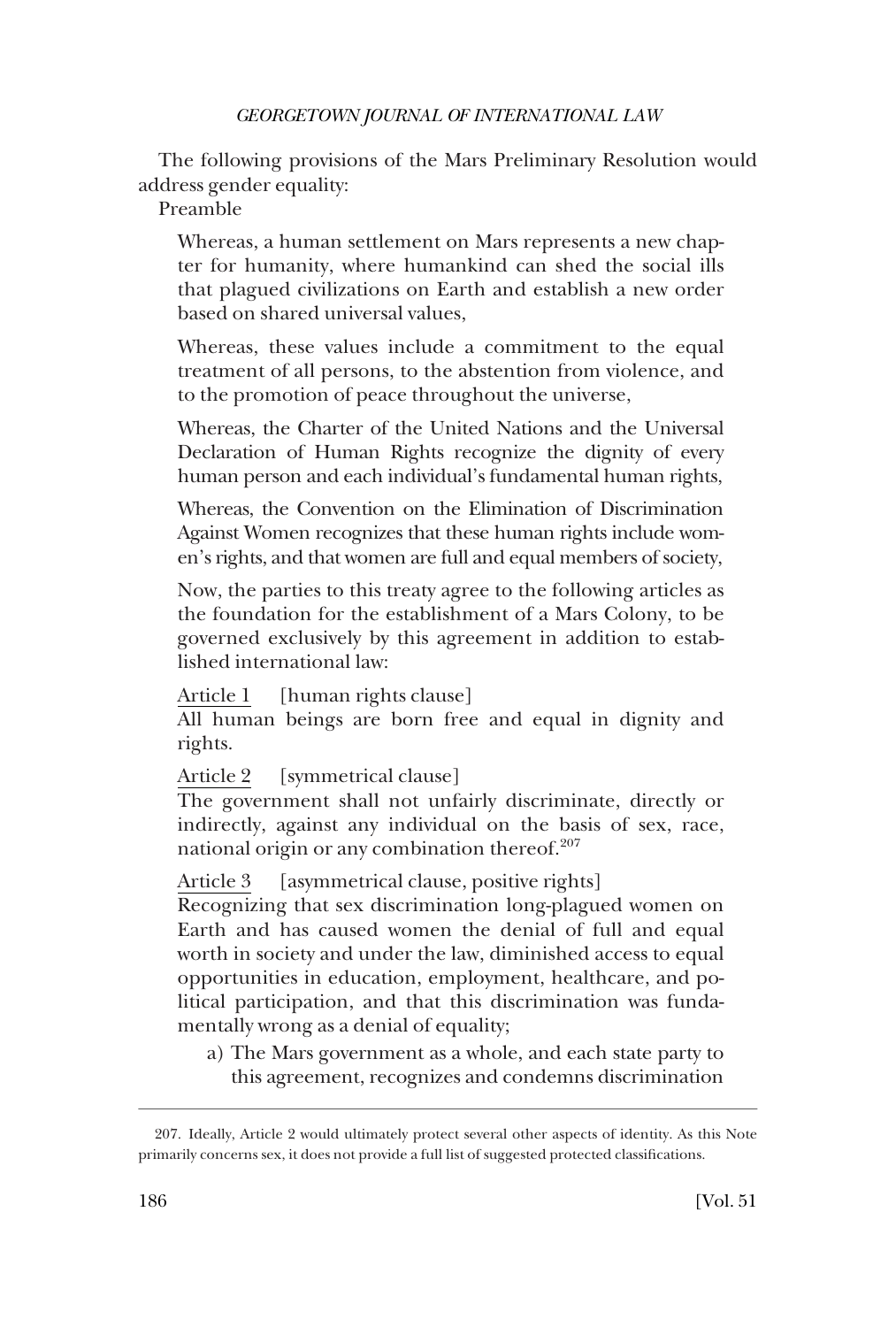The following provisions of the Mars Preliminary Resolution would address gender equality:

Preamble

> Whereas, a human settlement on Mars represents a new chapter for humanity, where humankind can shed the social ills that plagued civilizations on Earth and establish a new order based on shared universal values,
>
> Whereas, these values include a commitment to the equal treatment of all persons, to the abstention from violence, and to the promotion of peace throughout the universe,
>
> Whereas, the Charter of the United Nations and the Universal Declaration of Human Rights recognize the dignity of every human person and each individual's fundamental human rights,
>
> Whereas, the Convention on the Elimination of Discrimination Against Women recognizes that these human rights include women's rights, and that women are full and equal members of society,
>
> Now, the parties to this treaty agree to the following articles as the foundation for the establishment of a Mars Colony, to be governed exclusively by this agreement in addition to established international law:
>
> <u>Article 1</u> [human rights clause]
> All human beings are born free and equal in dignity and rights.
>
> <u>Article 2</u> [symmetrical clause]
> The government shall not unfairly discriminate, directly or indirectly, against any individual on the basis of sex, race, national origin or any combination thereof.[207]
>
> <u>Article 3</u> [asymmetrical clause, positive rights]
> Recognizing that sex discrimination long-plagued women on Earth and has caused women the denial of full and equal worth in society and under the law, diminished access to equal opportunities in education, employment, healthcare, and political participation, and that this discrimination was fundamentally wrong as a denial of equality;
>
> a) The Mars government as a whole, and each state party to this agreement, recognizes and condemns discrimination

207. Ideally, Article 2 would ultimately protect several other aspects of identity. As this Note primarily concerns sex, it does not provide a full list of suggested protected classifications.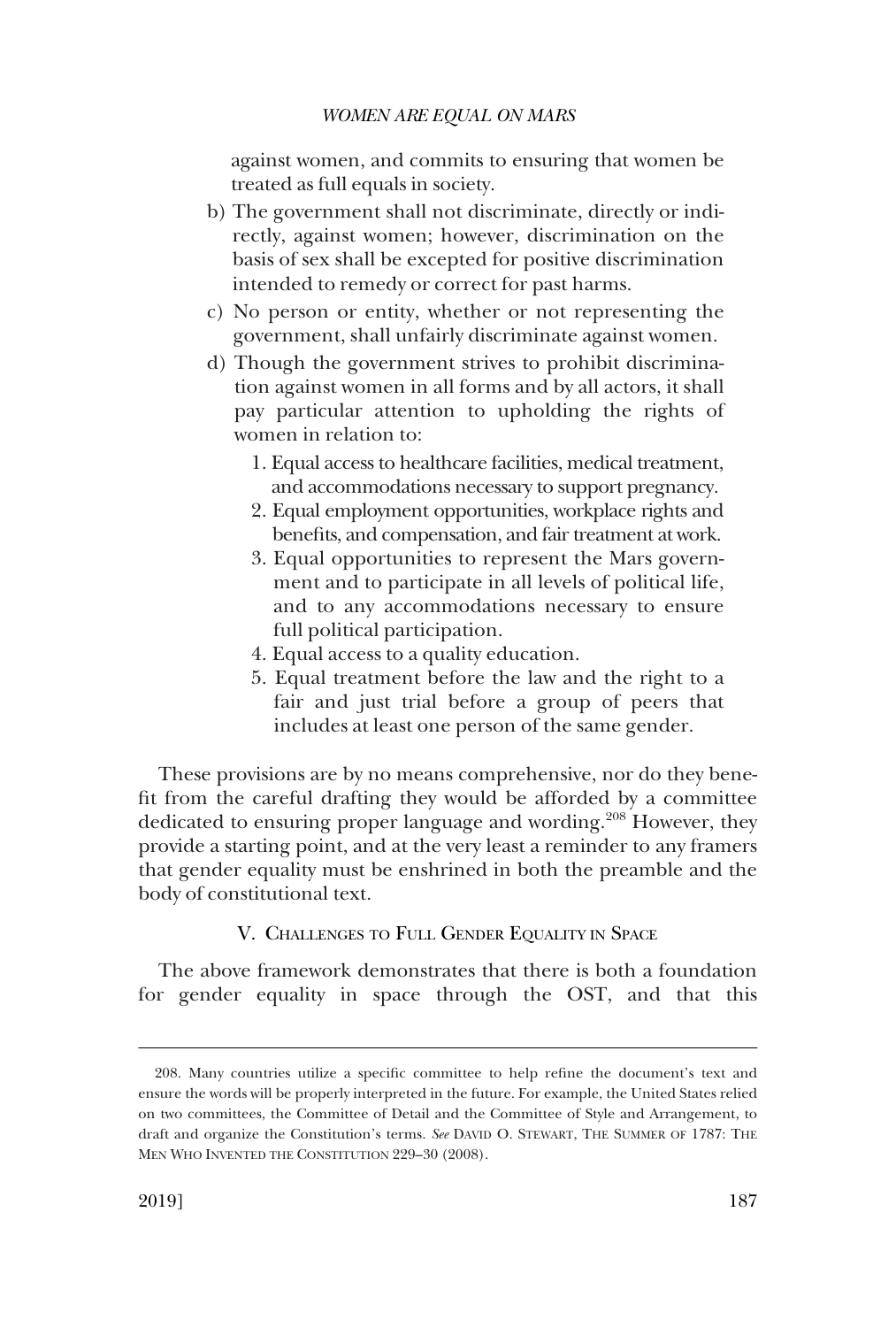against women, and commits to ensuring that women be treated as full equals in society.

b) The government shall not discriminate, directly or indirectly, against women; however, discrimination on the basis of sex shall be excepted for positive discrimination intended to remedy or correct for past harms.

c) No person or entity, whether or not representing the government, shall unfairly discriminate against women.

d) Though the government strives to prohibit discrimination against women in all forms and by all actors, it shall pay particular attention to upholding the rights of women in relation to:

   1. Equal access to healthcare facilities, medical treatment, and accommodations necessary to support pregnancy.
   2. Equal employment opportunities, workplace rights and benefits, and compensation, and fair treatment at work.
   3. Equal opportunities to represent the Mars government and to participate in all levels of political life, and to any accommodations necessary to ensure full political participation.
   4. Equal access to a quality education.
   5. Equal treatment before the law and the right to a fair and just trial before a group of peers that includes at least one person of the same gender.

These provisions are by no means comprehensive, nor do they benefit from the careful drafting they would be afforded by a committee dedicated to ensuring proper language and wording.[208] However, they provide a starting point, and at the very least a reminder to any framers that gender equality must be enshrined in both the preamble and the body of constitutional text.

## V. Challenges to Full Gender Equality in Space

The above framework demonstrates that there is both a foundation for gender equality in space through the OST, and that this

208. Many countries utilize a specific committee to help refine the document's text and ensure the words will be properly interpreted in the future. For example, the United States relied on two committees, the Committee of Detail and the Committee of Style and Arrangement, to draft and organize the Constitution's terms. *See* David O. Stewart, The Summer of 1787: The Men Who Invented the Constitution 229–30 (2008).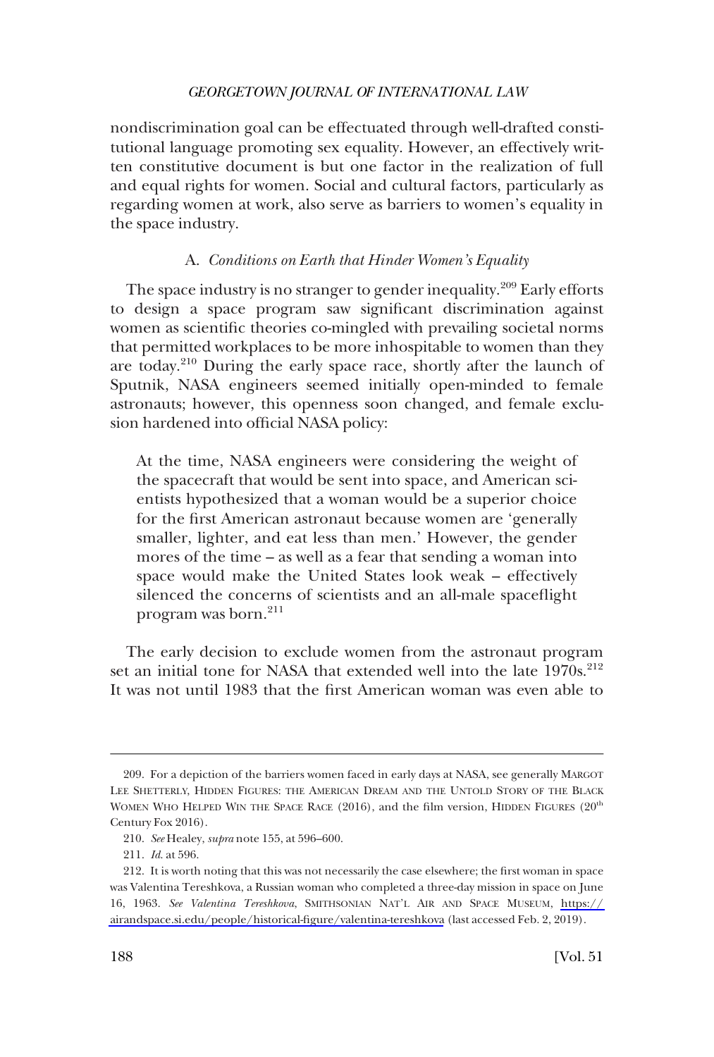nondiscrimination goal can be effectuated through well-drafted constitutional language promoting sex equality. However, an effectively written constitutive document is but one factor in the realization of full and equal rights for women. Social and cultural factors, particularly as regarding women at work, also serve as barriers to women's equality in the space industry.

### A. *Conditions on Earth that Hinder Women's Equality*

The space industry is no stranger to gender inequality.[209] Early efforts to design a space program saw significant discrimination against women as scientific theories co-mingled with prevailing societal norms that permitted workplaces to be more inhospitable to women than they are today.[210] During the early space race, shortly after the launch of Sputnik, NASA engineers seemed initially open-minded to female astronauts; however, this openness soon changed, and female exclusion hardened into official NASA policy:

> At the time, NASA engineers were considering the weight of the spacecraft that would be sent into space, and American scientists hypothesized that a woman would be a superior choice for the first American astronaut because women are 'generally smaller, lighter, and eat less than men.' However, the gender mores of the time – as well as a fear that sending a woman into space would make the United States look weak – effectively silenced the concerns of scientists and an all-male spaceflight program was born.[211]

The early decision to exclude women from the astronaut program set an initial tone for NASA that extended well into the late 1970s.[212] It was not until 1983 that the first American woman was even able to

---

209. For a depiction of the barriers women faced in early days at NASA, see generally MARGOT LEE SHETTERLY, HIDDEN FIGURES: THE AMERICAN DREAM AND THE UNTOLD STORY OF THE BLACK WOMEN WHO HELPED WIN THE SPACE RACE (2016), and the film version, HIDDEN FIGURES (20th Century Fox 2016).

210. *See* Healey, *supra* note 155, at 596–600.

211. *Id.* at 596.

212. It is worth noting that this was not necessarily the case elsewhere; the first woman in space was Valentina Tereshkova, a Russian woman who completed a three-day mission in space on June 16, 1963. *See Valentina Tereshkova*, SMITHSONIAN NAT'L AIR AND SPACE MUSEUM, https://airandspace.si.edu/people/historical-figure/valentina-tereshkova (last accessed Feb. 2, 2019).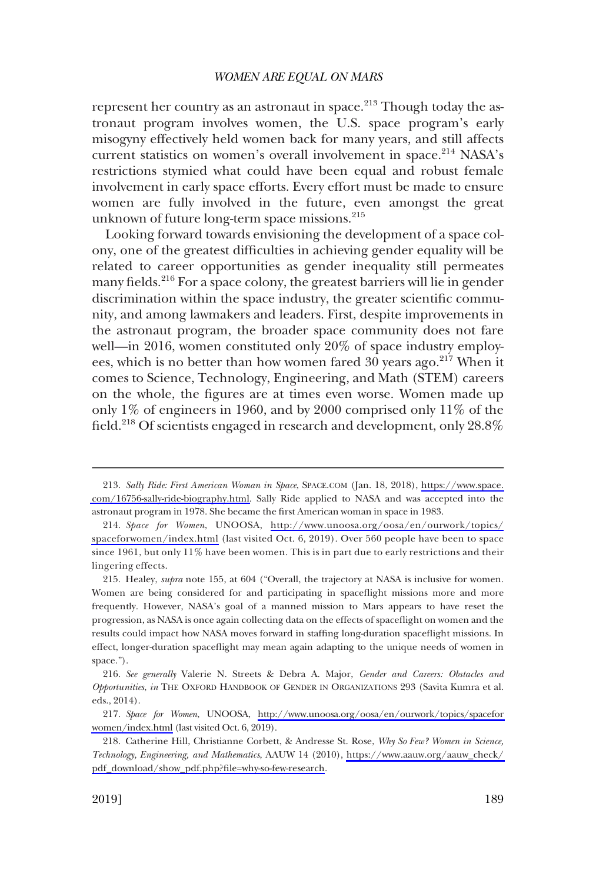represent her country as an astronaut in space.[213] Though today the astronaut program involves women, the U.S. space program's early misogyny effectively held women back for many years, and still affects current statistics on women's overall involvement in space.[214] NASA's restrictions stymied what could have been equal and robust female involvement in early space efforts. Every effort must be made to ensure women are fully involved in the future, even amongst the great unknown of future long-term space missions.[215]

Looking forward towards envisioning the development of a space colony, one of the greatest difficulties in achieving gender equality will be related to career opportunities as gender inequality still permeates many fields.[216] For a space colony, the greatest barriers will lie in gender discrimination within the space industry, the greater scientific community, and among lawmakers and leaders. First, despite improvements in the astronaut program, the broader space community does not fare well—in 2016, women constituted only 20% of space industry employees, which is no better than how women fared 30 years ago.[217] When it comes to Science, Technology, Engineering, and Math (STEM) careers on the whole, the figures are at times even worse. Women made up only 1% of engineers in 1960, and by 2000 comprised only 11% of the field.[218] Of scientists engaged in research and development, only 28.8%

---

213. *Sally Ride: First American Woman in Space*, SPACE.COM (Jan. 18, 2018), https://www.space.com/16756-sally-ride-biography.html. Sally Ride applied to NASA and was accepted into the astronaut program in 1978. She became the first American woman in space in 1983.

214. *Space for Women*, UNOOSA, http://www.unoosa.org/oosa/en/ourwork/topics/spaceforwomen/index.html (last visited Oct. 6, 2019). Over 560 people have been to space since 1961, but only 11% have been women. This is in part due to early restrictions and their lingering effects.

215. Healey, *supra* note 155, at 604 ("Overall, the trajectory at NASA is inclusive for women. Women are being considered for and participating in spaceflight missions more and more frequently. However, NASA's goal of a manned mission to Mars appears to have reset the progression, as NASA is once again collecting data on the effects of spaceflight on women and the results could impact how NASA moves forward in staffing long-duration spaceflight missions. In effect, longer-duration spaceflight may mean again adapting to the unique needs of women in space.").

216. *See generally* Valerie N. Streets & Debra A. Major, *Gender and Careers: Obstacles and Opportunities*, *in* THE OXFORD HANDBOOK OF GENDER IN ORGANIZATIONS 293 (Savita Kumra et al. eds., 2014).

217. *Space for Women*, UNOOSA, http://www.unoosa.org/oosa/en/ourwork/topics/spaceforwomen/index.html (last visited Oct. 6, 2019).

218. Catherine Hill, Christianne Corbett, & Andresse St. Rose, *Why So Few? Women in Science, Technology, Engineering, and Mathematics*, AAUW 14 (2010), https://www.aauw.org/aauw_check/pdf_download/show_pdf.php?file=why-so-few-research.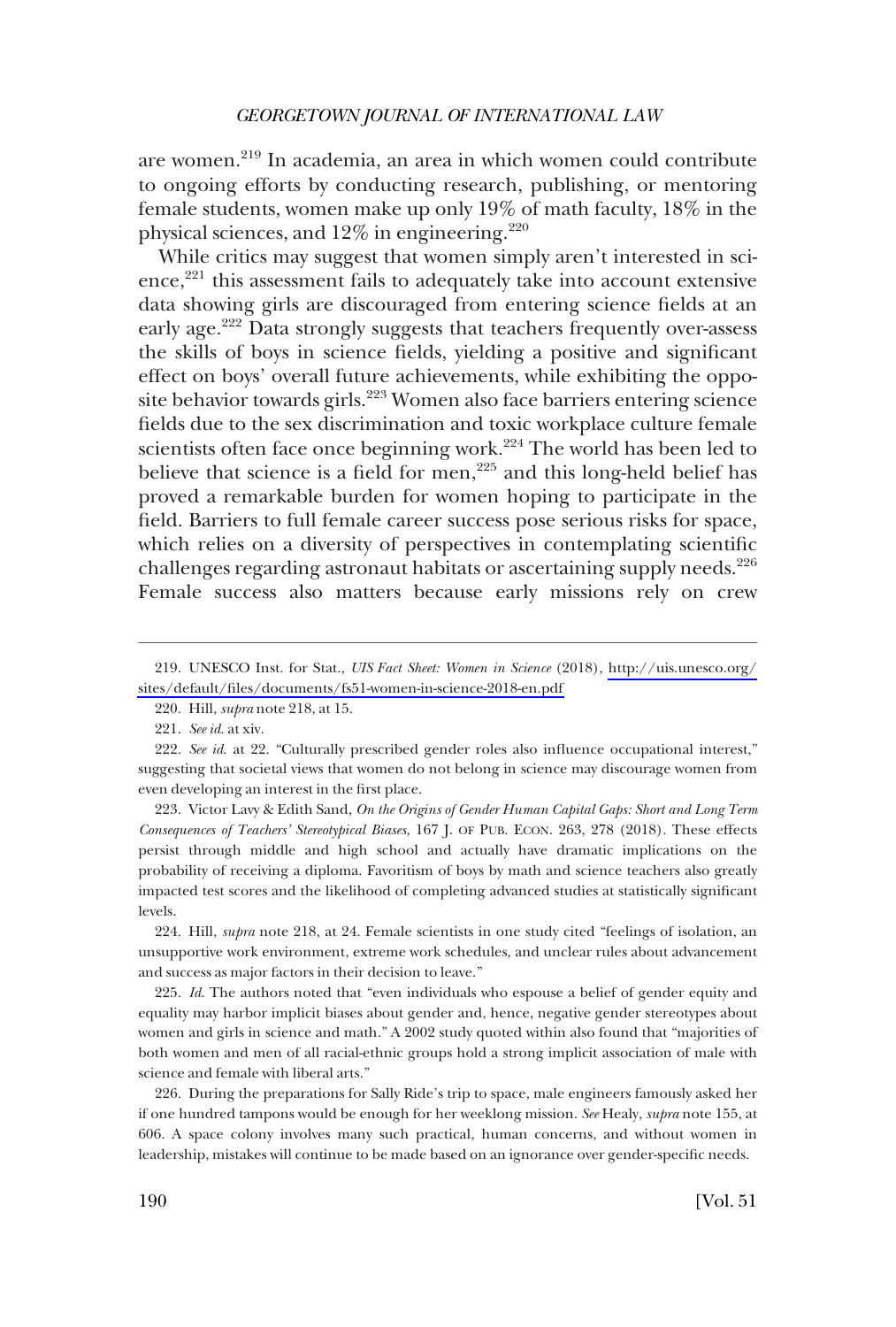are women.[219] In academia, an area in which women could contribute to ongoing efforts by conducting research, publishing, or mentoring female students, women make up only 19% of math faculty, 18% in the physical sciences, and 12% in engineering.[220]

While critics may suggest that women simply aren't interested in science,[221] this assessment fails to adequately take into account extensive data showing girls are discouraged from entering science fields at an early age.[222] Data strongly suggests that teachers frequently over-assess the skills of boys in science fields, yielding a positive and significant effect on boys' overall future achievements, while exhibiting the opposite behavior towards girls.[223] Women also face barriers entering science fields due to the sex discrimination and toxic workplace culture female scientists often face once beginning work.[224] The world has been led to believe that science is a field for men,[225] and this long-held belief has proved a remarkable burden for women hoping to participate in the field. Barriers to full female career success pose serious risks for space, which relies on a diversity of perspectives in contemplating scientific challenges regarding astronaut habitats or ascertaining supply needs.[226] Female success also matters because early missions rely on crew

---

219. UNESCO Inst. for Stat., *UIS Fact Sheet: Women in Science* (2018), http://uis.unesco.org/sites/default/files/documents/fs51-women-in-science-2018-en.pdf

220. Hill, *supra* note 218, at 15.

221. *See id.* at xiv.

222. *See id.* at 22. "Culturally prescribed gender roles also influence occupational interest," suggesting that societal views that women do not belong in science may discourage women from even developing an interest in the first place.

223. Victor Lavy & Edith Sand, *On the Origins of Gender Human Capital Gaps: Short and Long Term Consequences of Teachers' Stereotypical Biases*, 167 J. OF PUB. ECON. 263, 278 (2018). These effects persist through middle and high school and actually have dramatic implications on the probability of receiving a diploma. Favoritism of boys by math and science teachers also greatly impacted test scores and the likelihood of completing advanced studies at statistically significant levels.

224. Hill, *supra* note 218, at 24. Female scientists in one study cited "feelings of isolation, an unsupportive work environment, extreme work schedules, and unclear rules about advancement and success as major factors in their decision to leave."

225. *Id.* The authors noted that "even individuals who espouse a belief of gender equity and equality may harbor implicit biases about gender and, hence, negative gender stereotypes about women and girls in science and math." A 2002 study quoted within also found that "majorities of both women and men of all racial-ethnic groups hold a strong implicit association of male with science and female with liberal arts."

226. During the preparations for Sally Ride's trip to space, male engineers famously asked her if one hundred tampons would be enough for her weeklong mission. *See* Healy, *supra* note 155, at 606. A space colony involves many such practical, human concerns, and without women in leadership, mistakes will continue to be made based on an ignorance over gender-specific needs.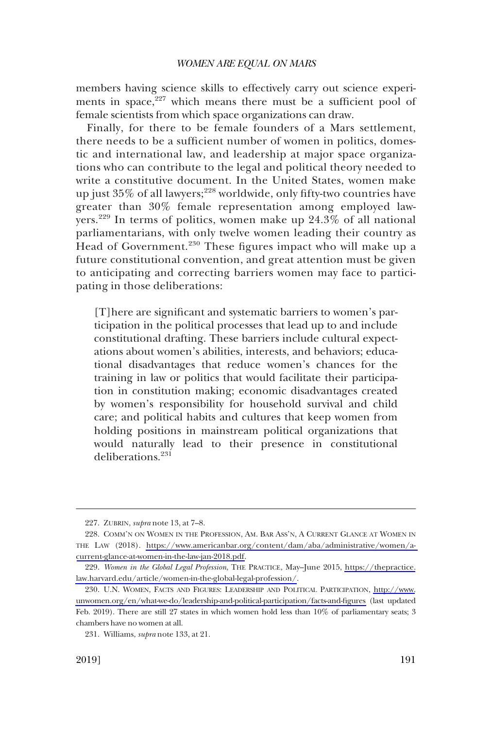members having science skills to effectively carry out science experiments in space,[227] which means there must be a sufficient pool of female scientists from which space organizations can draw.

Finally, for there to be female founders of a Mars settlement, there needs to be a sufficient number of women in politics, domestic and international law, and leadership at major space organizations who can contribute to the legal and political theory needed to write a constitutive document. In the United States, women make up just 35% of all lawyers;[228] worldwide, only fifty-two countries have greater than 30% female representation among employed lawyers.[229] In terms of politics, women make up 24.3% of all national parliamentarians, with only twelve women leading their country as Head of Government.[230] These figures impact who will make up a future constitutional convention, and great attention must be given to anticipating and correcting barriers women may face to participating in those deliberations:

> [T]here are significant and systematic barriers to women's participation in the political processes that lead up to and include constitutional drafting. These barriers include cultural expectations about women's abilities, interests, and behaviors; educational disadvantages that reduce women's chances for the training in law or politics that would facilitate their participation in constitution making; economic disadvantages created by women's responsibility for household survival and child care; and political habits and cultures that keep women from holding positions in mainstream political organizations that would naturally lead to their presence in constitutional deliberations.[231]

---

227. ZUBRIN, *supra* note 13, at 7–8.

228. COMM'N ON WOMEN IN THE PROFESSION, AM. BAR ASS'N, A CURRENT GLANCE AT WOMEN IN THE LAW (2018). https://www.americanbar.org/content/dam/aba/administrative/women/a-current-glance-at-women-in-the-law-jan-2018.pdf.

229. *Women in the Global Legal Profession*, THE PRACTICE, May–June 2015, https://thepractice.law.harvard.edu/article/women-in-the-global-legal-profession/.

230. U.N. WOMEN, FACTS AND FIGURES: LEADERSHIP AND POLITICAL PARTICIPATION, http://www.unwomen.org/en/what-we-do/leadership-and-political-participation/facts-and-figures (last updated Feb. 2019). There are still 27 states in which women hold less than 10% of parliamentary seats; 3 chambers have no women at all.

231. Williams, *supra* note 133, at 21.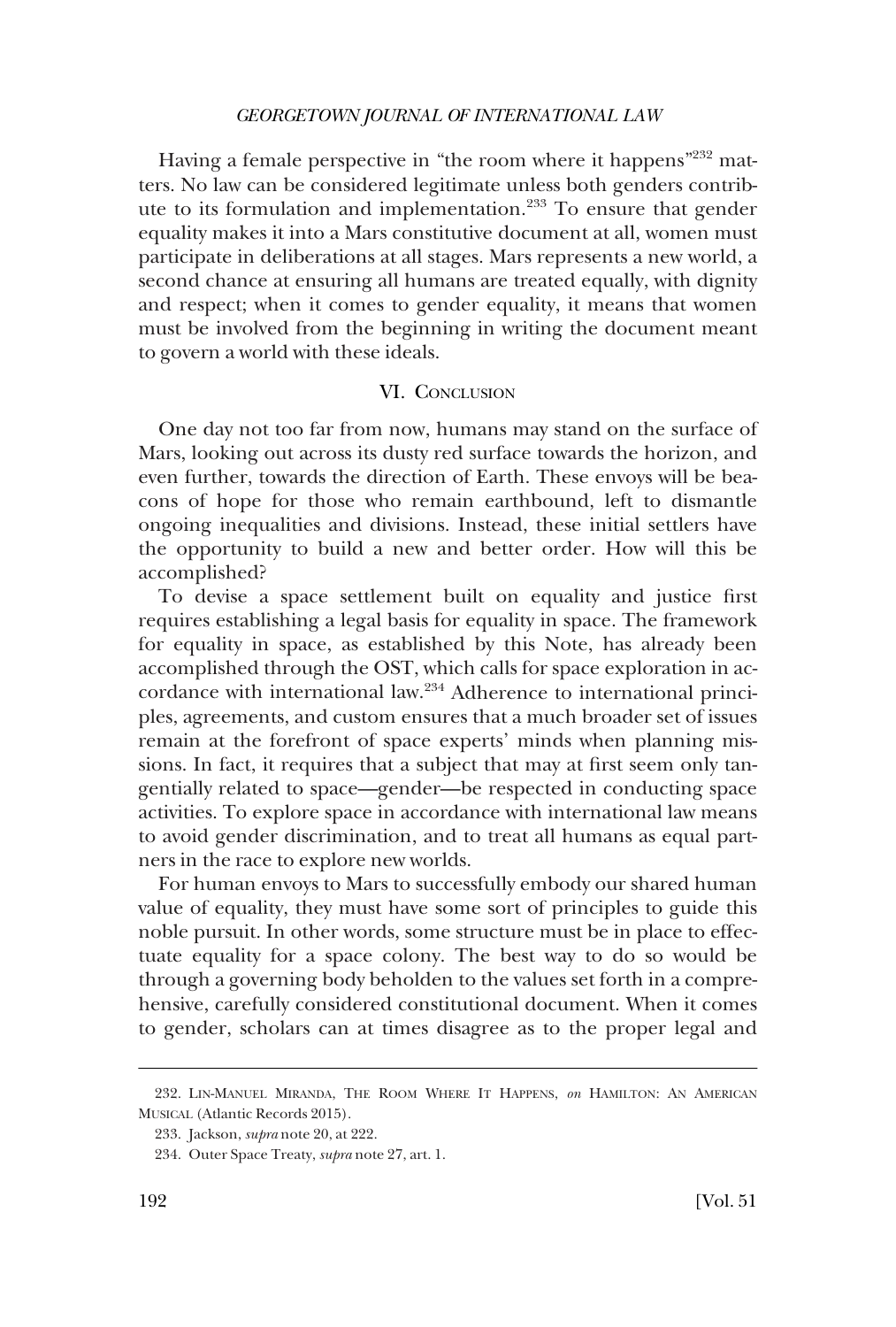Having a female perspective in "the room where it happens"[232] matters. No law can be considered legitimate unless both genders contribute to its formulation and implementation.[233] To ensure that gender equality makes it into a Mars constitutive document at all, women must participate in deliberations at all stages. Mars represents a new world, a second chance at ensuring all humans are treated equally, with dignity and respect; when it comes to gender equality, it means that women must be involved from the beginning in writing the document meant to govern a world with these ideals.

## VI. Conclusion

One day not too far from now, humans may stand on the surface of Mars, looking out across its dusty red surface towards the horizon, and even further, towards the direction of Earth. These envoys will be beacons of hope for those who remain earthbound, left to dismantle ongoing inequalities and divisions. Instead, these initial settlers have the opportunity to build a new and better order. How will this be accomplished?

To devise a space settlement built on equality and justice first requires establishing a legal basis for equality in space. The framework for equality in space, as established by this Note, has already been accomplished through the OST, which calls for space exploration in accordance with international law.[234] Adherence to international principles, agreements, and custom ensures that a much broader set of issues remain at the forefront of space experts' minds when planning missions. In fact, it requires that a subject that may at first seem only tangentially related to space—gender—be respected in conducting space activities. To explore space in accordance with international law means to avoid gender discrimination, and to treat all humans as equal partners in the race to explore new worlds.

For human envoys to Mars to successfully embody our shared human value of equality, they must have some sort of principles to guide this noble pursuit. In other words, some structure must be in place to effectuate equality for a space colony. The best way to do so would be through a governing body beholden to the values set forth in a comprehensive, carefully considered constitutional document. When it comes to gender, scholars can at times disagree as to the proper legal and

---

232. Lin-Manuel Miranda, The Room Where It Happens, *on* Hamilton: An American Musical (Atlantic Records 2015).

233. Jackson, *supra* note 20, at 222.

234. Outer Space Treaty, *supra* note 27, art. 1.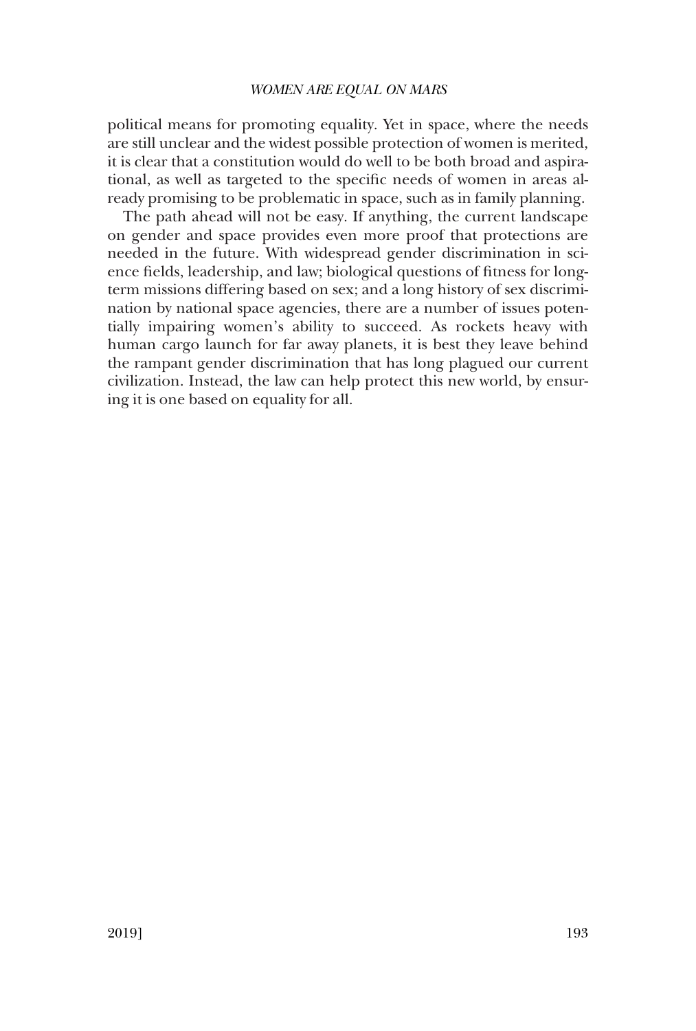political means for promoting equality. Yet in space, where the needs are still unclear and the widest possible protection of women is merited, it is clear that a constitution would do well to be both broad and aspirational, as well as targeted to the specific needs of women in areas already promising to be problematic in space, such as in family planning.

The path ahead will not be easy. If anything, the current landscape on gender and space provides even more proof that protections are needed in the future. With widespread gender discrimination in science fields, leadership, and law; biological questions of fitness for long-term missions differing based on sex; and a long history of sex discrimination by national space agencies, there are a number of issues potentially impairing women's ability to succeed. As rockets heavy with human cargo launch for far away planets, it is best they leave behind the rampant gender discrimination that has long plagued our current civilization. Instead, the law can help protect this new world, by ensuring it is one based on equality for all.